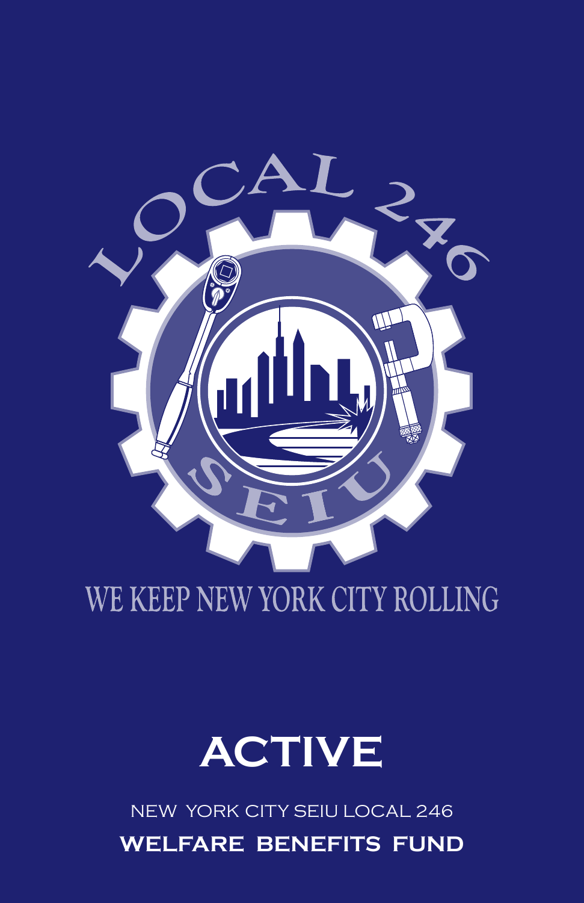LOCAL 246

SEIU

WE KEEP NEW YORK CITY ROLLING

# ACTIVE

NEW YORK CITY SEIU LOCAL 246

**WELFARE BENEFITS FUND**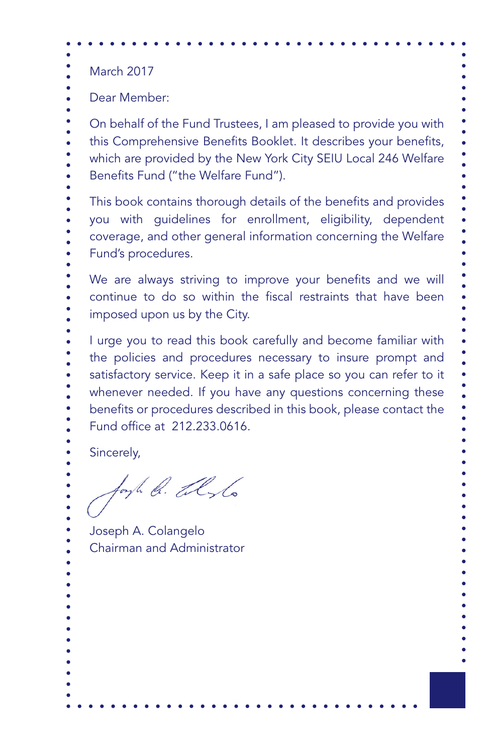March 2017

Dear Member:

On behalf of the Fund Trustees, I am pleased to provide you with this Comprehensive Benefits Booklet. It describes your benefits, which are provided by the New York City SEIU Local 246 Welfare Benefits Fund ("the Welfare Fund").

This book contains thorough details of the benefits and provides you with guidelines for enrollment, eligibility, dependent coverage, and other general information concerning the Welfare Fund's procedures.

We are always striving to improve your benefits and we will continue to do so within the fiscal restraints that have been imposed upon us by the City.

I urge you to read this book carefully and become familiar with the policies and procedures necessary to insure prompt and satisfactory service. Keep it in a safe place so you can refer to it whenever needed. If you have any questions concerning these benefits or procedures described in this book, please contact the Fund office at 212.233.0616.

Sincerely,

Joseph A. Colangelo
Chairman and Administrator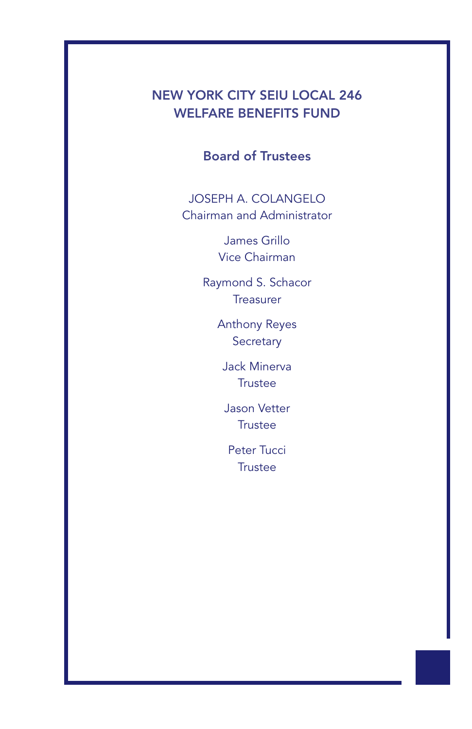# NEW YORK CITY SEIU LOCAL 246 WELFARE BENEFITS FUND

## Board of Trustees

JOSEPH A. COLANGELO
Chairman and Administrator

James Grillo
Vice Chairman

Raymond S. Schacor
Treasurer

Anthony Reyes
Secretary

Jack Minerva
Trustee

Jason Vetter
Trustee

Peter Tucci
Trustee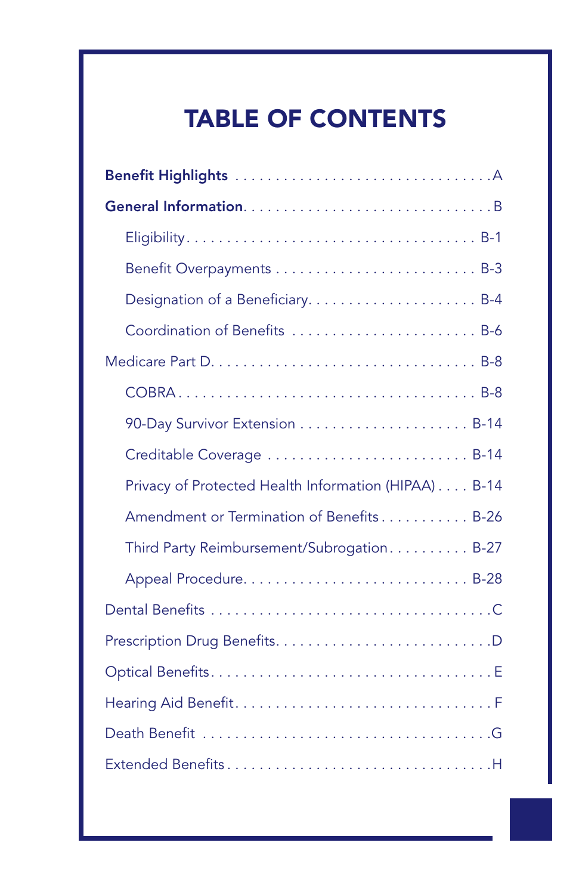# TABLE OF CONTENTS

**Benefit Highlights** . . . . . . . . . . . . . . . . . . . . . . . . . . . . . . . A

**General Information**. . . . . . . . . . . . . . . . . . . . . . . . . . . . . . . B

- Eligibility. . . . . . . . . . . . . . . . . . . . . . . . . . . . . . . . . . . . B-1
- Benefit Overpayments . . . . . . . . . . . . . . . . . . . . . . . . . B-3
- Designation of a Beneficiary. . . . . . . . . . . . . . . . . . . . . B-4
- Coordination of Benefits . . . . . . . . . . . . . . . . . . . . . . . B-6

Medicare Part D. . . . . . . . . . . . . . . . . . . . . . . . . . . . . . . . B-8

- COBRA . . . . . . . . . . . . . . . . . . . . . . . . . . . . . . . . . . . . B-8
- 90-Day Survivor Extension . . . . . . . . . . . . . . . . . . . . B-14
- Creditable Coverage . . . . . . . . . . . . . . . . . . . . . . . . . B-14
- Privacy of Protected Health Information (HIPAA) . . . . B-14
- Amendment or Termination of Benefits . . . . . . . . . . . B-26
- Third Party Reimbursement/Subrogation. . . . . . . . . . B-27
- Appeal Procedure. . . . . . . . . . . . . . . . . . . . . . . . . . . B-28

Dental Benefits . . . . . . . . . . . . . . . . . . . . . . . . . . . . . . . . . C

Prescription Drug Benefits. . . . . . . . . . . . . . . . . . . . . . . . . D

Optical Benefits. . . . . . . . . . . . . . . . . . . . . . . . . . . . . . . . . E

Hearing Aid Benefit. . . . . . . . . . . . . . . . . . . . . . . . . . . . . . F

Death Benefit . . . . . . . . . . . . . . . . . . . . . . . . . . . . . . . . . . G

Extended Benefits . . . . . . . . . . . . . . . . . . . . . . . . . . . . . . . H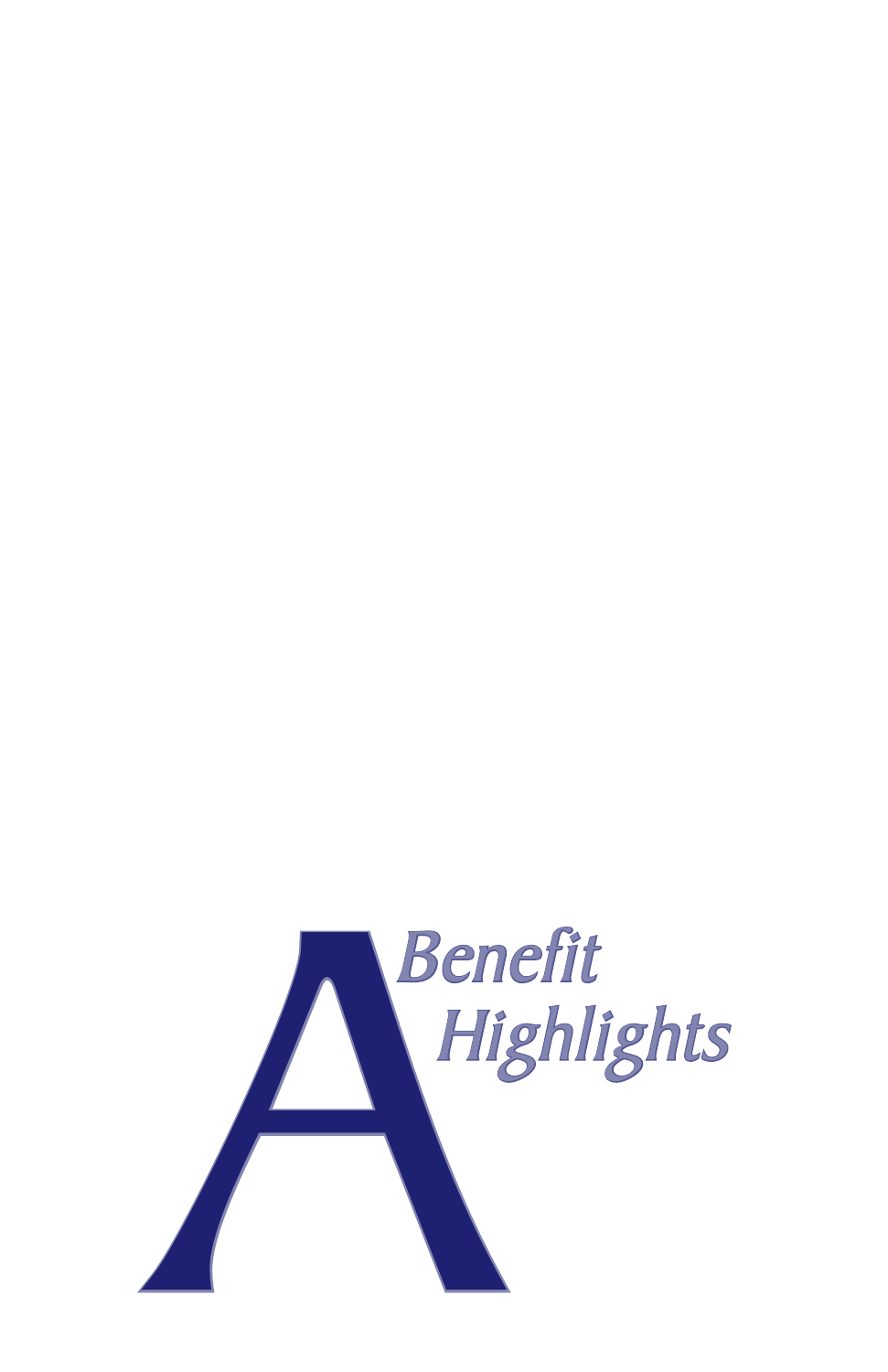# A Benefit Highlights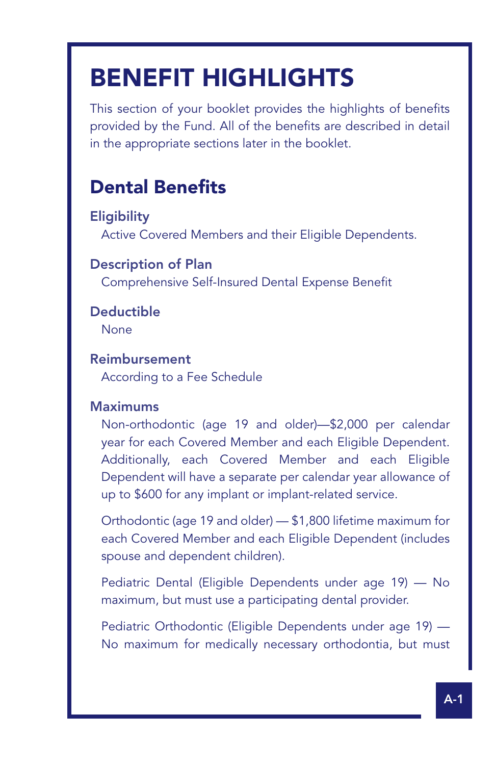# BENEFIT HIGHLIGHTS

This section of your booklet provides the highlights of benefits provided by the Fund. All of the benefits are described in detail in the appropriate sections later in the booklet.

## Dental Benefits

### Eligibility

Active Covered Members and their Eligible Dependents.

### Description of Plan

Comprehensive Self-Insured Dental Expense Benefit

### Deductible

None

### Reimbursement

According to a Fee Schedule

### Maximums

Non-orthodontic (age 19 and older)—$2,000 per calendar year for each Covered Member and each Eligible Dependent. Additionally, each Covered Member and each Eligible Dependent will have a separate per calendar year allowance of up to $600 for any implant or implant-related service.

Orthodontic (age 19 and older) — $1,800 lifetime maximum for each Covered Member and each Eligible Dependent (includes spouse and dependent children).

Pediatric Dental (Eligible Dependents under age 19) — No maximum, but must use a participating dental provider.

Pediatric Orthodontic (Eligible Dependents under age 19) — No maximum for medically necessary orthodontia, but must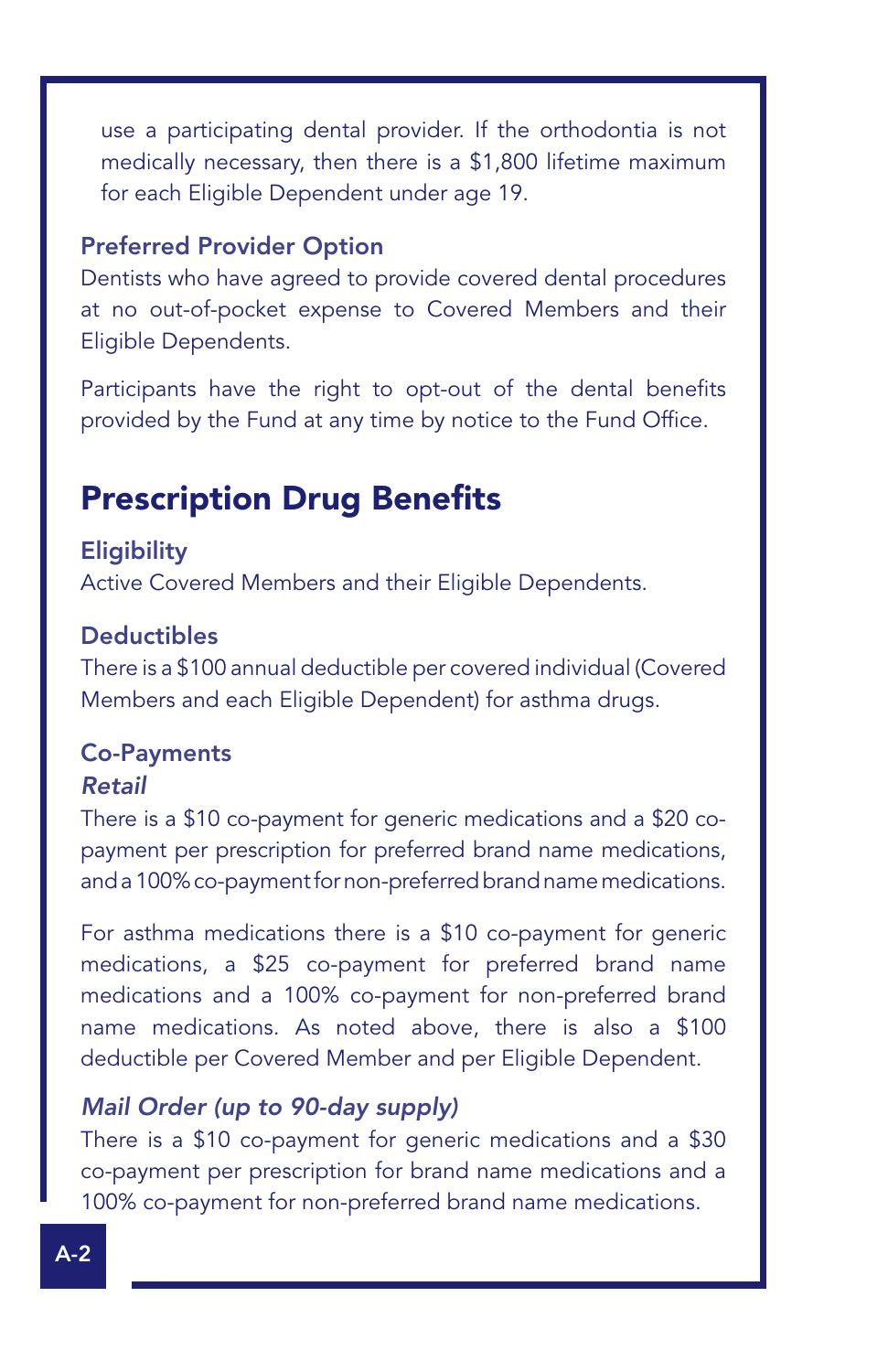use a participating dental provider. If the orthodontia is not medically necessary, then there is a $1,800 lifetime maximum for each Eligible Dependent under age 19.

### Preferred Provider Option

Dentists who have agreed to provide covered dental procedures at no out-of-pocket expense to Covered Members and their Eligible Dependents.

Participants have the right to opt-out of the dental benefits provided by the Fund at any time by notice to the Fund Office.

## Prescription Drug Benefits

### Eligibility

Active Covered Members and their Eligible Dependents.

### Deductibles

There is a $100 annual deductible per covered individual (Covered Members and each Eligible Dependent) for asthma drugs.

### Co-Payments

#### *Retail*

There is a $10 co-payment for generic medications and a $20 co-payment per prescription for preferred brand name medications, and a 100% co-payment for non-preferred brand name medications.

For asthma medications there is a $10 co-payment for generic medications, a $25 co-payment for preferred brand name medications and a 100% co-payment for non-preferred brand name medications. As noted above, there is also a $100 deductible per Covered Member and per Eligible Dependent.

#### *Mail Order (up to 90-day supply)*

There is a $10 co-payment for generic medications and a $30 co-payment per prescription for brand name medications and a 100% co-payment for non-preferred brand name medications.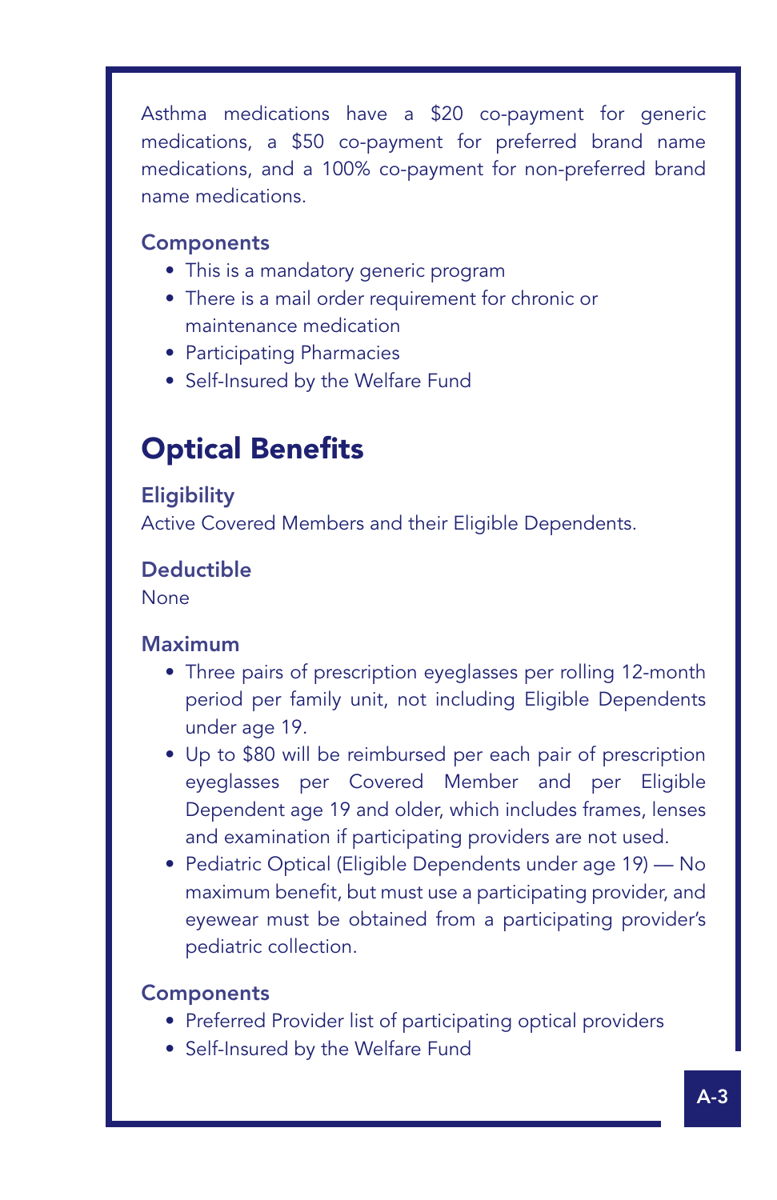Asthma medications have a $20 co-payment for generic medications, a $50 co-payment for preferred brand name medications, and a 100% co-payment for non-preferred brand name medications.

### Components

- This is a mandatory generic program
- There is a mail order requirement for chronic or maintenance medication
- Participating Pharmacies
- Self-Insured by the Welfare Fund

## Optical Benefits

### Eligibility

Active Covered Members and their Eligible Dependents.

### Deductible

None

### Maximum

- Three pairs of prescription eyeglasses per rolling 12-month period per family unit, not including Eligible Dependents under age 19.
- Up to $80 will be reimbursed per each pair of prescription eyeglasses per Covered Member and per Eligible Dependent age 19 and older, which includes frames, lenses and examination if participating providers are not used.
- Pediatric Optical (Eligible Dependents under age 19) — No maximum benefit, but must use a participating provider, and eyewear must be obtained from a participating provider's pediatric collection.

### Components

- Preferred Provider list of participating optical providers
- Self-Insured by the Welfare Fund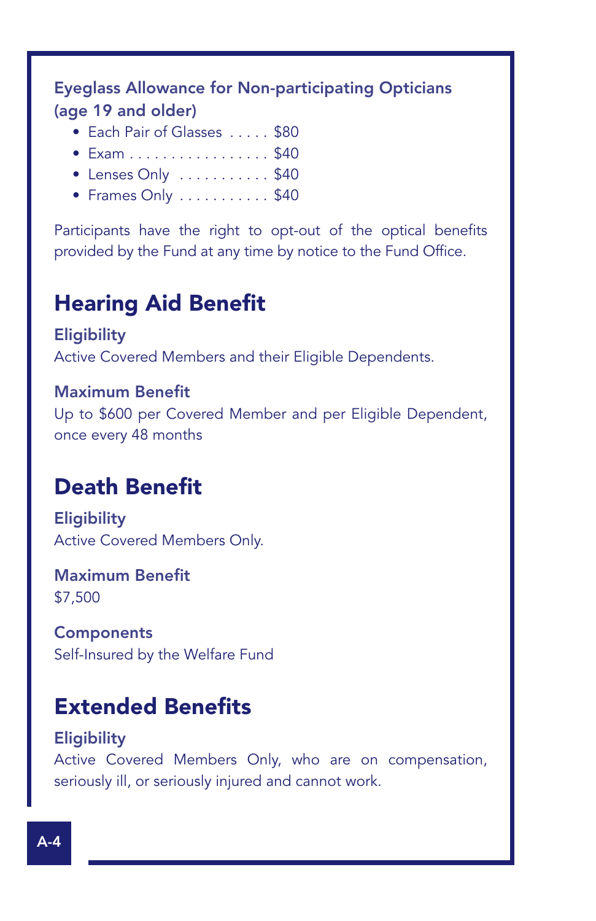### Eyeglass Allowance for Non-participating Opticians (age 19 and older)

- Each Pair of Glasses . . . . . $80
- Exam . . . . . . . . . . . . . . . . . . $40
- Lenses Only . . . . . . . . . . . $40
- Frames Only . . . . . . . . . . . $40

Participants have the right to opt-out of the optical benefits provided by the Fund at any time by notice to the Fund Office.

## Hearing Aid Benefit

### Eligibility

Active Covered Members and their Eligible Dependents.

### Maximum Benefit

Up to $600 per Covered Member and per Eligible Dependent, once every 48 months

## Death Benefit

### Eligibility

Active Covered Members Only.

### Maximum Benefit

$7,500

### Components

Self-Insured by the Welfare Fund

## Extended Benefits

### Eligibility

Active Covered Members Only, who are on compensation, seriously ill, or seriously injured and cannot work.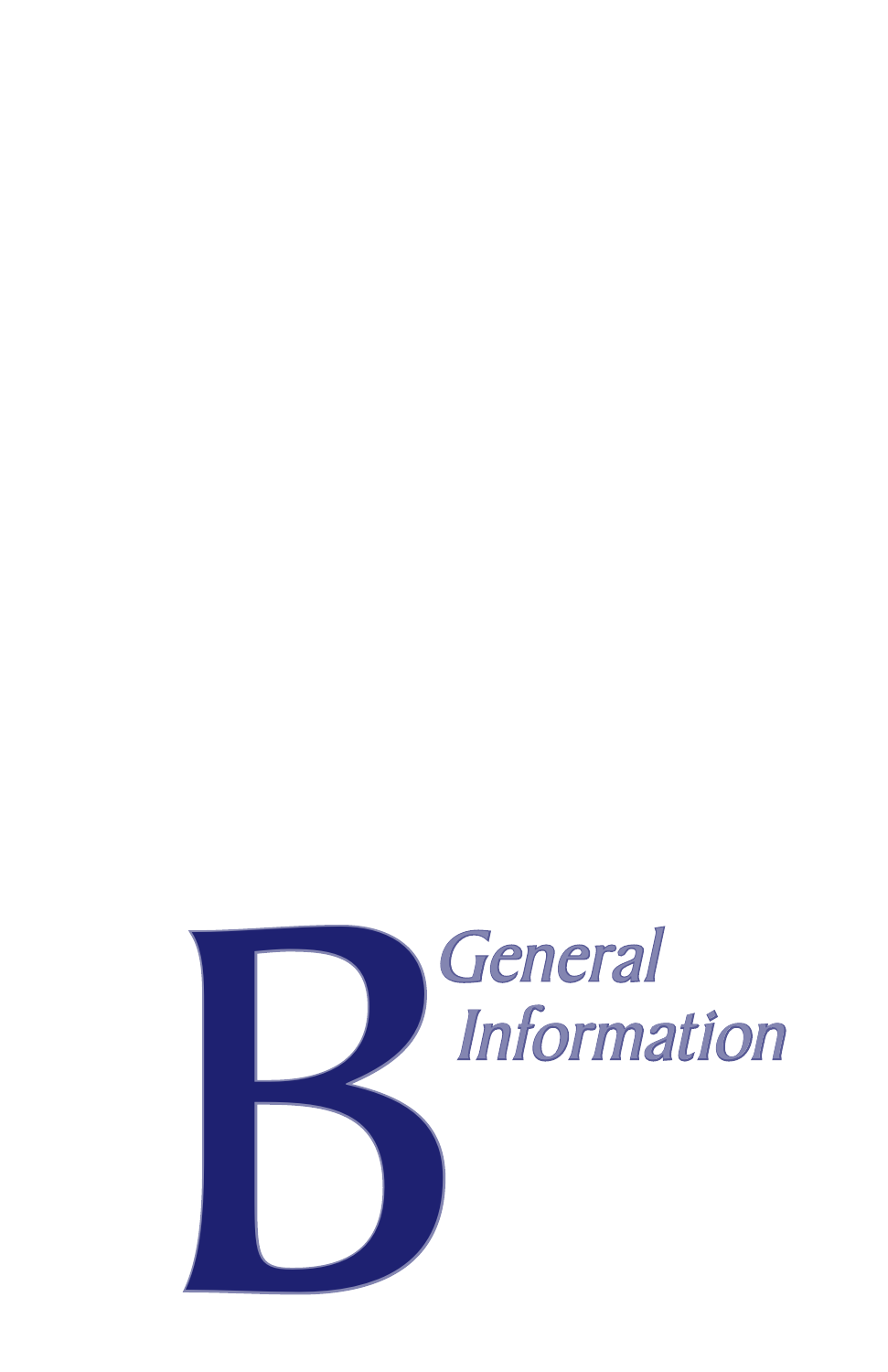# B General Information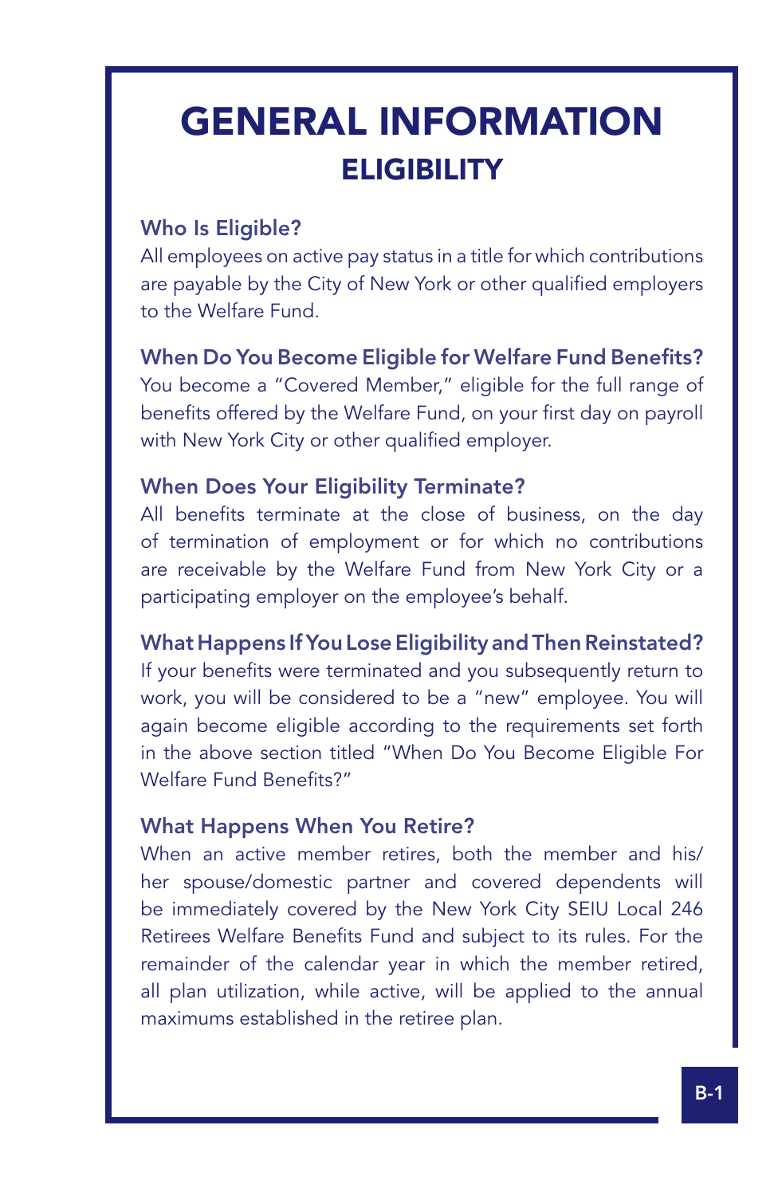# GENERAL INFORMATION

## ELIGIBILITY

### Who Is Eligible?

All employees on active pay status in a title for which contributions are payable by the City of New York or other qualified employers to the Welfare Fund.

### When Do You Become Eligible for Welfare Fund Benefits?

You become a "Covered Member," eligible for the full range of benefits offered by the Welfare Fund, on your first day on payroll with New York City or other qualified employer.

### When Does Your Eligibility Terminate?

All benefits terminate at the close of business, on the day of termination of employment or for which no contributions are receivable by the Welfare Fund from New York City or a participating employer on the employee's behalf.

### What Happens If You Lose Eligibility and Then Reinstated?

If your benefits were terminated and you subsequently return to work, you will be considered to be a "new" employee. You will again become eligible according to the requirements set forth in the above section titled "When Do You Become Eligible For Welfare Fund Benefits?"

### What Happens When You Retire?

When an active member retires, both the member and his/her spouse/domestic partner and covered dependents will be immediately covered by the New York City SEIU Local 246 Retirees Welfare Benefits Fund and subject to its rules. For the remainder of the calendar year in which the member retired, all plan utilization, while active, will be applied to the annual maximums established in the retiree plan.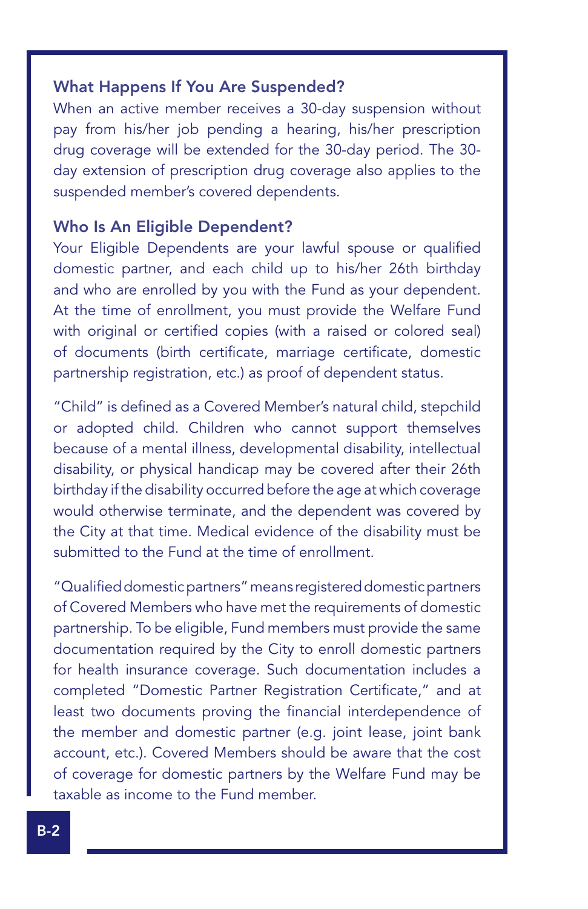### What Happens If You Are Suspended?

When an active member receives a 30-day suspension without pay from his/her job pending a hearing, his/her prescription drug coverage will be extended for the 30-day period. The 30-day extension of prescription drug coverage also applies to the suspended member's covered dependents.

### Who Is An Eligible Dependent?

Your Eligible Dependents are your lawful spouse or qualified domestic partner, and each child up to his/her 26th birthday and who are enrolled by you with the Fund as your dependent. At the time of enrollment, you must provide the Welfare Fund with original or certified copies (with a raised or colored seal) of documents (birth certificate, marriage certificate, domestic partnership registration, etc.) as proof of dependent status.

"Child" is defined as a Covered Member's natural child, stepchild or adopted child. Children who cannot support themselves because of a mental illness, developmental disability, intellectual disability, or physical handicap may be covered after their 26th birthday if the disability occurred before the age at which coverage would otherwise terminate, and the dependent was covered by the City at that time. Medical evidence of the disability must be submitted to the Fund at the time of enrollment.

"Qualified domestic partners" means registered domestic partners of Covered Members who have met the requirements of domestic partnership. To be eligible, Fund members must provide the same documentation required by the City to enroll domestic partners for health insurance coverage. Such documentation includes a completed "Domestic Partner Registration Certificate," and at least two documents proving the financial interdependence of the member and domestic partner (e.g. joint lease, joint bank account, etc.). Covered Members should be aware that the cost of coverage for domestic partners by the Welfare Fund may be taxable as income to the Fund member.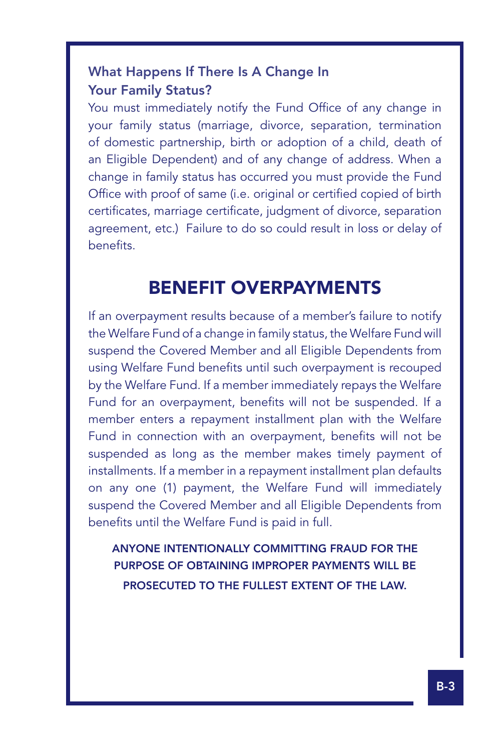### What Happens If There Is A Change In Your Family Status?

You must immediately notify the Fund Office of any change in your family status (marriage, divorce, separation, termination of domestic partnership, birth or adoption of a child, death of an Eligible Dependent) and of any change of address. When a change in family status has occurred you must provide the Fund Office with proof of same (i.e. original or certified copied of birth certificates, marriage certificate, judgment of divorce, separation agreement, etc.) Failure to do so could result in loss or delay of benefits.

## BENEFIT OVERPAYMENTS

If an overpayment results because of a member's failure to notify the Welfare Fund of a change in family status, the Welfare Fund will suspend the Covered Member and all Eligible Dependents from using Welfare Fund benefits until such overpayment is recouped by the Welfare Fund. If a member immediately repays the Welfare Fund for an overpayment, benefits will not be suspended. If a member enters a repayment installment plan with the Welfare Fund in connection with an overpayment, benefits will not be suspended as long as the member makes timely payment of installments. If a member in a repayment installment plan defaults on any one (1) payment, the Welfare Fund will immediately suspend the Covered Member and all Eligible Dependents from benefits until the Welfare Fund is paid in full.

**ANYONE INTENTIONALLY COMMITTING FRAUD FOR THE PURPOSE OF OBTAINING IMPROPER PAYMENTS WILL BE PROSECUTED TO THE FULLEST EXTENT OF THE LAW.**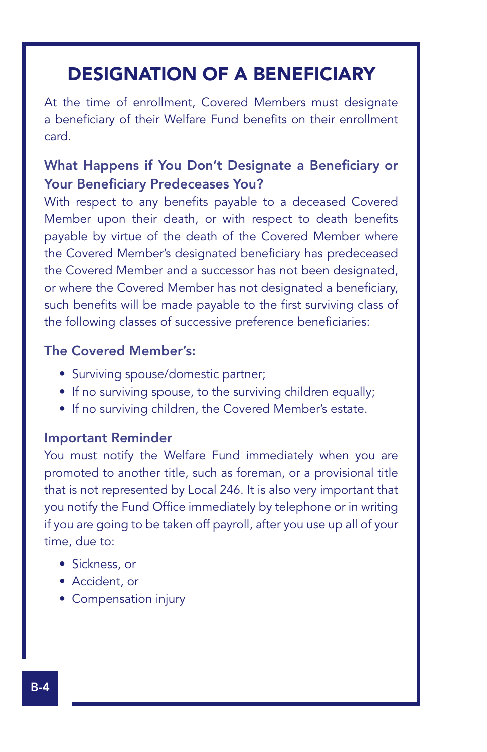# DESIGNATION OF A BENEFICIARY

At the time of enrollment, Covered Members must designate a beneficiary of their Welfare Fund benefits on their enrollment card.

### What Happens if You Don't Designate a Beneficiary or Your Beneficiary Predeceases You?

With respect to any benefits payable to a deceased Covered Member upon their death, or with respect to death benefits payable by virtue of the death of the Covered Member where the Covered Member's designated beneficiary has predeceased the Covered Member and a successor has not been designated, or where the Covered Member has not designated a beneficiary, such benefits will be made payable to the first surviving class of the following classes of successive preference beneficiaries:

### The Covered Member's:

- Surviving spouse/domestic partner;
- If no surviving spouse, to the surviving children equally;
- If no surviving children, the Covered Member's estate.

### Important Reminder

You must notify the Welfare Fund immediately when you are promoted to another title, such as foreman, or a provisional title that is not represented by Local 246. It is also very important that you notify the Fund Office immediately by telephone or in writing if you are going to be taken off payroll, after you use up all of your time, due to:

- Sickness, or
- Accident, or
- Compensation injury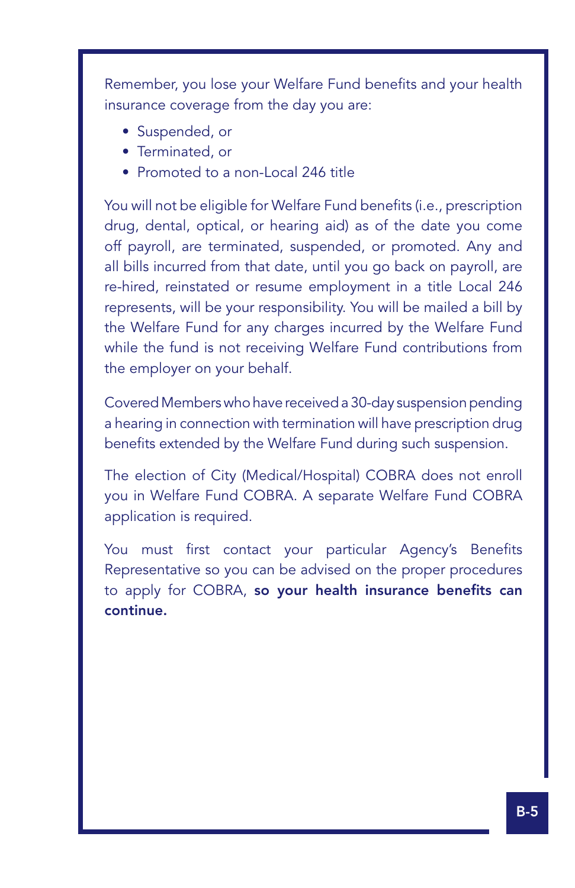Remember, you lose your Welfare Fund benefits and your health insurance coverage from the day you are:

- Suspended, or
- Terminated, or
- Promoted to a non-Local 246 title

You will not be eligible for Welfare Fund benefits (i.e., prescription drug, dental, optical, or hearing aid) as of the date you come off payroll, are terminated, suspended, or promoted. Any and all bills incurred from that date, until you go back on payroll, are re-hired, reinstated or resume employment in a title Local 246 represents, will be your responsibility. You will be mailed a bill by the Welfare Fund for any charges incurred by the Welfare Fund while the fund is not receiving Welfare Fund contributions from the employer on your behalf.

Covered Members who have received a 30-day suspension pending a hearing in connection with termination will have prescription drug benefits extended by the Welfare Fund during such suspension.

The election of City (Medical/Hospital) COBRA does not enroll you in Welfare Fund COBRA. A separate Welfare Fund COBRA application is required.

You must first contact your particular Agency's Benefits Representative so you can be advised on the proper procedures to apply for COBRA, **so your health insurance benefits can continue.**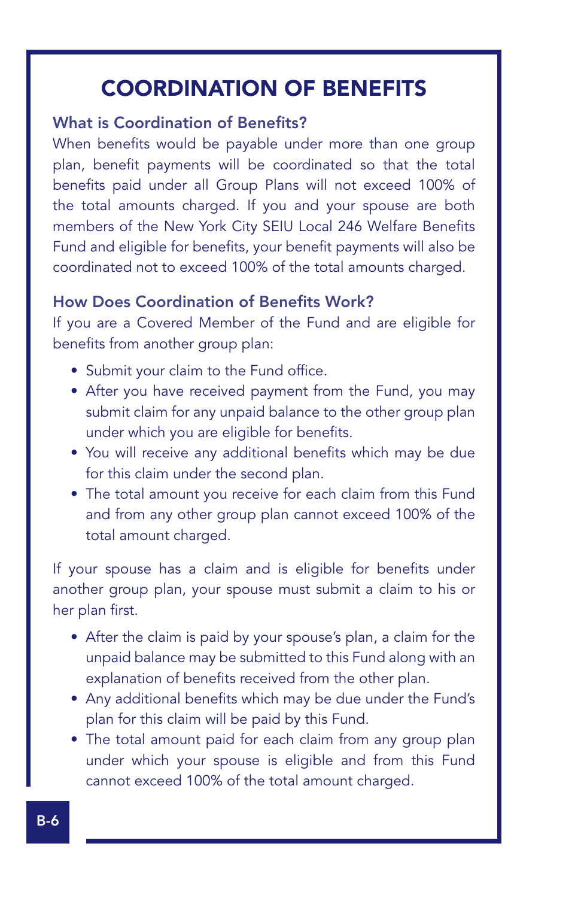# COORDINATION OF BENEFITS

## What is Coordination of Benefits?

When benefits would be payable under more than one group plan, benefit payments will be coordinated so that the total benefits paid under all Group Plans will not exceed 100% of the total amounts charged. If you and your spouse are both members of the New York City SEIU Local 246 Welfare Benefits Fund and eligible for benefits, your benefit payments will also be coordinated not to exceed 100% of the total amounts charged.

## How Does Coordination of Benefits Work?

If you are a Covered Member of the Fund and are eligible for benefits from another group plan:

- Submit your claim to the Fund office.
- After you have received payment from the Fund, you may submit claim for any unpaid balance to the other group plan under which you are eligible for benefits.
- You will receive any additional benefits which may be due for this claim under the second plan.
- The total amount you receive for each claim from this Fund and from any other group plan cannot exceed 100% of the total amount charged.

If your spouse has a claim and is eligible for benefits under another group plan, your spouse must submit a claim to his or her plan first.

- After the claim is paid by your spouse's plan, a claim for the unpaid balance may be submitted to this Fund along with an explanation of benefits received from the other plan.
- Any additional benefits which may be due under the Fund's plan for this claim will be paid by this Fund.
- The total amount paid for each claim from any group plan under which your spouse is eligible and from this Fund cannot exceed 100% of the total amount charged.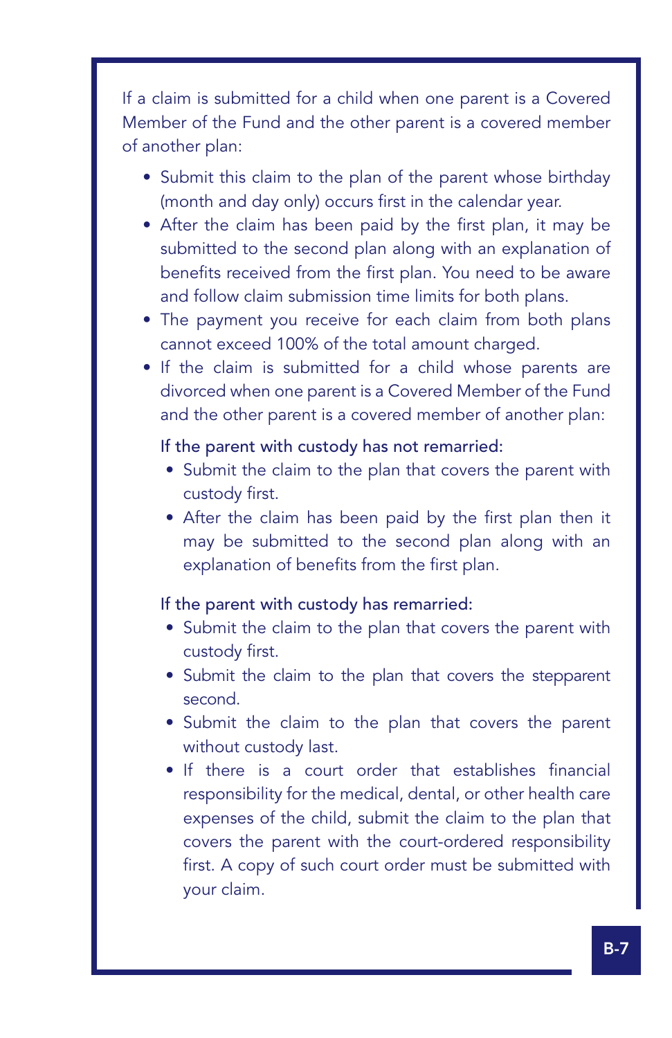If a claim is submitted for a child when one parent is a Covered Member of the Fund and the other parent is a covered member of another plan:

- Submit this claim to the plan of the parent whose birthday (month and day only) occurs first in the calendar year.
- After the claim has been paid by the first plan, it may be submitted to the second plan along with an explanation of benefits received from the first plan. You need to be aware and follow claim submission time limits for both plans.
- The payment you receive for each claim from both plans cannot exceed 100% of the total amount charged.
- If the claim is submitted for a child whose parents are divorced when one parent is a Covered Member of the Fund and the other parent is a covered member of another plan:

  If the parent with custody has not remarried:

  - Submit the claim to the plan that covers the parent with custody first.
  - After the claim has been paid by the first plan then it may be submitted to the second plan along with an explanation of benefits from the first plan.

  If the parent with custody has remarried:

  - Submit the claim to the plan that covers the parent with custody first.
  - Submit the claim to the plan that covers the stepparent second.
  - Submit the claim to the plan that covers the parent without custody last.
  - If there is a court order that establishes financial responsibility for the medical, dental, or other health care expenses of the child, submit the claim to the plan that covers the parent with the court-ordered responsibility first. A copy of such court order must be submitted with your claim.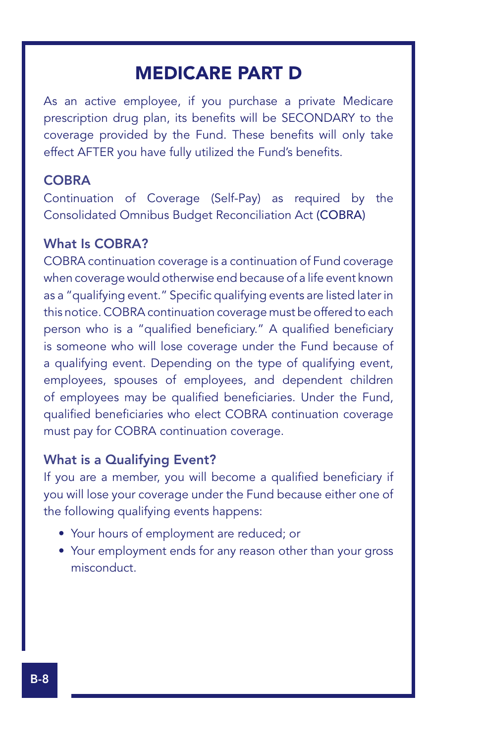# MEDICARE PART D

As an active employee, if you purchase a private Medicare prescription drug plan, its benefits will be SECONDARY to the coverage provided by the Fund. These benefits will only take effect AFTER you have fully utilized the Fund's benefits.

## COBRA

Continuation of Coverage (Self-Pay) as required by the Consolidated Omnibus Budget Reconciliation Act (COBRA)

### What Is COBRA?

COBRA continuation coverage is a continuation of Fund coverage when coverage would otherwise end because of a life event known as a "qualifying event." Specific qualifying events are listed later in this notice. COBRA continuation coverage must be offered to each person who is a "qualified beneficiary." A qualified beneficiary is someone who will lose coverage under the Fund because of a qualifying event. Depending on the type of qualifying event, employees, spouses of employees, and dependent children of employees may be qualified beneficiaries. Under the Fund, qualified beneficiaries who elect COBRA continuation coverage must pay for COBRA continuation coverage.

### What is a Qualifying Event?

If you are a member, you will become a qualified beneficiary if you will lose your coverage under the Fund because either one of the following qualifying events happens:

- Your hours of employment are reduced; or
- Your employment ends for any reason other than your gross misconduct.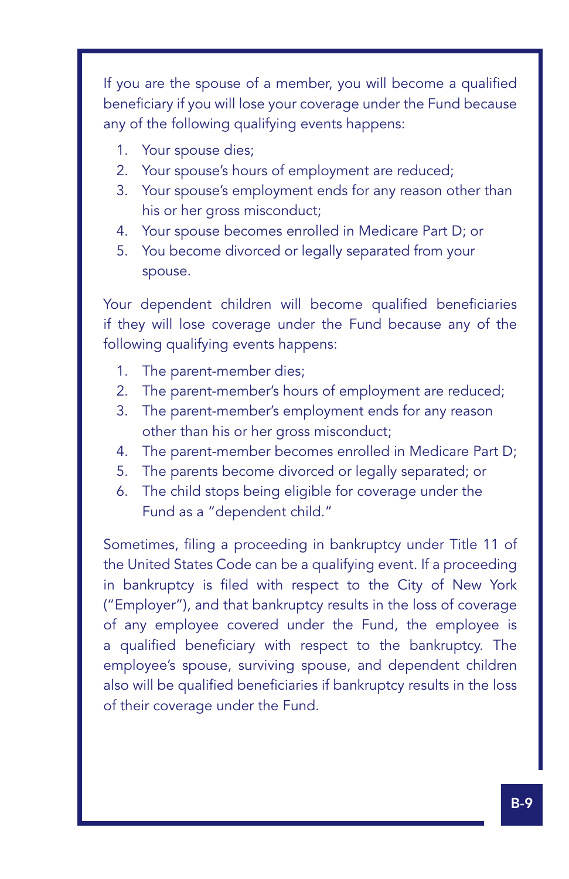If you are the spouse of a member, you will become a qualified beneficiary if you will lose your coverage under the Fund because any of the following qualifying events happens:

1. Your spouse dies;
2. Your spouse's hours of employment are reduced;
3. Your spouse's employment ends for any reason other than his or her gross misconduct;
4. Your spouse becomes enrolled in Medicare Part D; or
5. You become divorced or legally separated from your spouse.

Your dependent children will become qualified beneficiaries if they will lose coverage under the Fund because any of the following qualifying events happens:

1. The parent-member dies;
2. The parent-member's hours of employment are reduced;
3. The parent-member's employment ends for any reason other than his or her gross misconduct;
4. The parent-member becomes enrolled in Medicare Part D;
5. The parents become divorced or legally separated; or
6. The child stops being eligible for coverage under the Fund as a "dependent child."

Sometimes, filing a proceeding in bankruptcy under Title 11 of the United States Code can be a qualifying event. If a proceeding in bankruptcy is filed with respect to the City of New York ("Employer"), and that bankruptcy results in the loss of coverage of any employee covered under the Fund, the employee is a qualified beneficiary with respect to the bankruptcy. The employee's spouse, surviving spouse, and dependent children also will be qualified beneficiaries if bankruptcy results in the loss of their coverage under the Fund.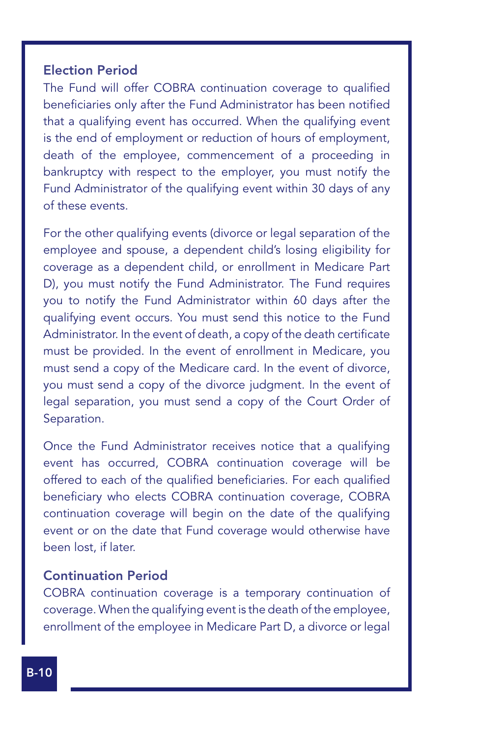### Election Period

The Fund will offer COBRA continuation coverage to qualified beneficiaries only after the Fund Administrator has been notified that a qualifying event has occurred. When the qualifying event is the end of employment or reduction of hours of employment, death of the employee, commencement of a proceeding in bankruptcy with respect to the employer, you must notify the Fund Administrator of the qualifying event within 30 days of any of these events.

For the other qualifying events (divorce or legal separation of the employee and spouse, a dependent child's losing eligibility for coverage as a dependent child, or enrollment in Medicare Part D), you must notify the Fund Administrator. The Fund requires you to notify the Fund Administrator within 60 days after the qualifying event occurs. You must send this notice to the Fund Administrator. In the event of death, a copy of the death certificate must be provided. In the event of enrollment in Medicare, you must send a copy of the Medicare card. In the event of divorce, you must send a copy of the divorce judgment. In the event of legal separation, you must send a copy of the Court Order of Separation.

Once the Fund Administrator receives notice that a qualifying event has occurred, COBRA continuation coverage will be offered to each of the qualified beneficiaries. For each qualified beneficiary who elects COBRA continuation coverage, COBRA continuation coverage will begin on the date of the qualifying event or on the date that Fund coverage would otherwise have been lost, if later.

### Continuation Period

COBRA continuation coverage is a temporary continuation of coverage. When the qualifying event is the death of the employee, enrollment of the employee in Medicare Part D, a divorce or legal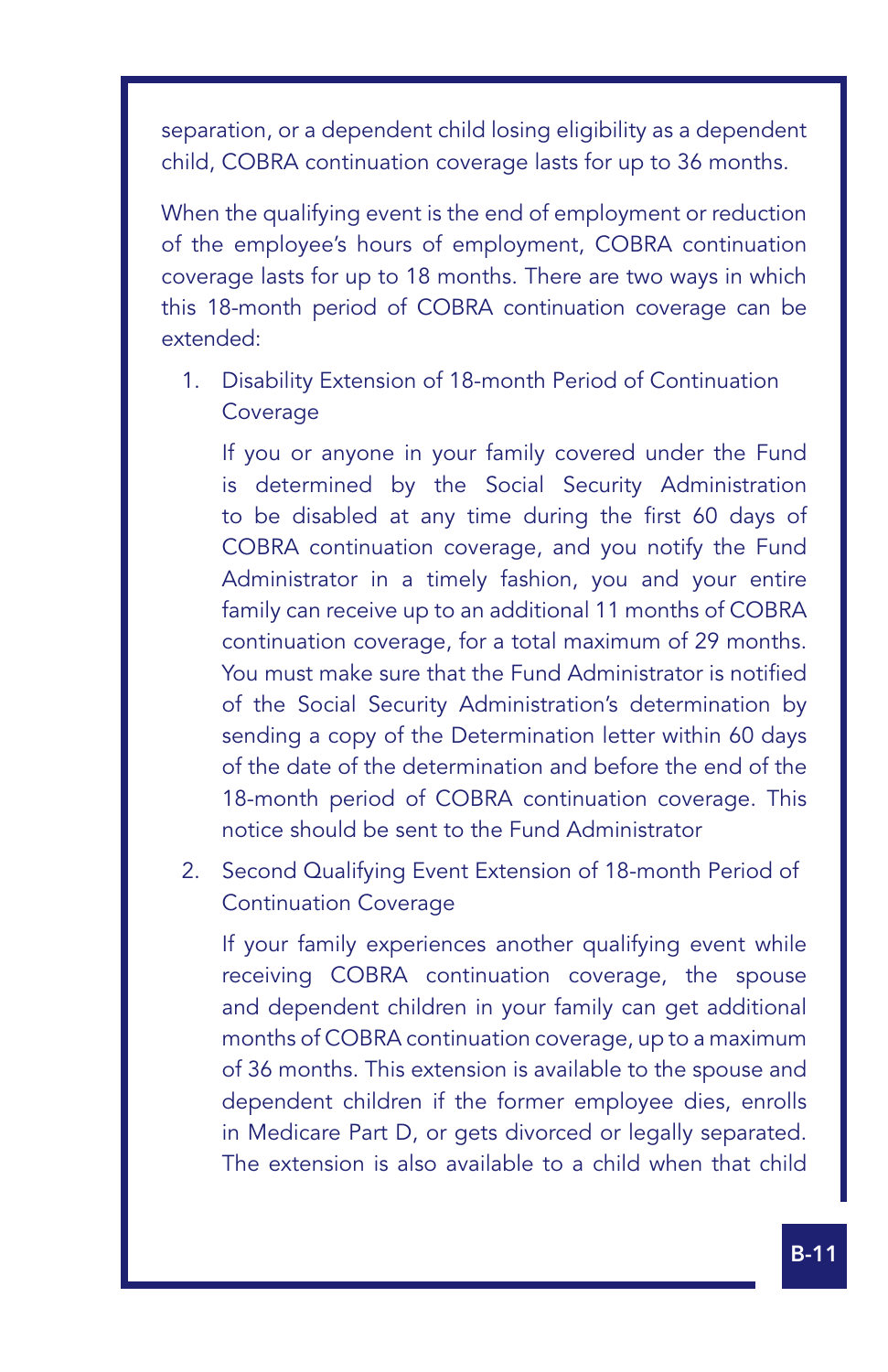separation, or a dependent child losing eligibility as a dependent child, COBRA continuation coverage lasts for up to 36 months.

When the qualifying event is the end of employment or reduction of the employee's hours of employment, COBRA continuation coverage lasts for up to 18 months. There are two ways in which this 18-month period of COBRA continuation coverage can be extended:

1. Disability Extension of 18-month Period of Continuation Coverage

   If you or anyone in your family covered under the Fund is determined by the Social Security Administration to be disabled at any time during the first 60 days of COBRA continuation coverage, and you notify the Fund Administrator in a timely fashion, you and your entire family can receive up to an additional 11 months of COBRA continuation coverage, for a total maximum of 29 months. You must make sure that the Fund Administrator is notified of the Social Security Administration's determination by sending a copy of the Determination letter within 60 days of the date of the determination and before the end of the 18-month period of COBRA continuation coverage. This notice should be sent to the Fund Administrator

2. Second Qualifying Event Extension of 18-month Period of Continuation Coverage

   If your family experiences another qualifying event while receiving COBRA continuation coverage, the spouse and dependent children in your family can get additional months of COBRA continuation coverage, up to a maximum of 36 months. This extension is available to the spouse and dependent children if the former employee dies, enrolls in Medicare Part D, or gets divorced or legally separated. The extension is also available to a child when that child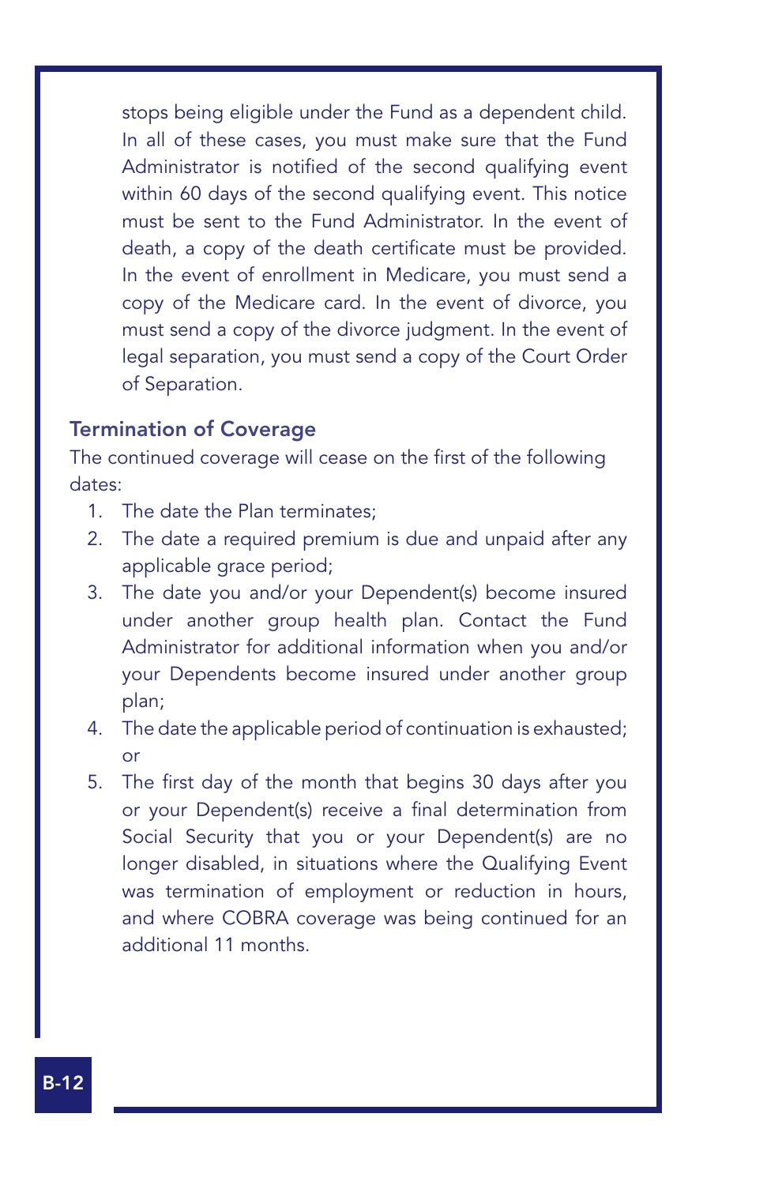stops being eligible under the Fund as a dependent child. In all of these cases, you must make sure that the Fund Administrator is notified of the second qualifying event within 60 days of the second qualifying event. This notice must be sent to the Fund Administrator. In the event of death, a copy of the death certificate must be provided. In the event of enrollment in Medicare, you must send a copy of the Medicare card. In the event of divorce, you must send a copy of the divorce judgment. In the event of legal separation, you must send a copy of the Court Order of Separation.

### Termination of Coverage

The continued coverage will cease on the first of the following dates:

1. The date the Plan terminates;
2. The date a required premium is due and unpaid after any applicable grace period;
3. The date you and/or your Dependent(s) become insured under another group health plan. Contact the Fund Administrator for additional information when you and/or your Dependents become insured under another group plan;
4. The date the applicable period of continuation is exhausted; or
5. The first day of the month that begins 30 days after you or your Dependent(s) receive a final determination from Social Security that you or your Dependent(s) are no longer disabled, in situations where the Qualifying Event was termination of employment or reduction in hours, and where COBRA coverage was being continued for an additional 11 months.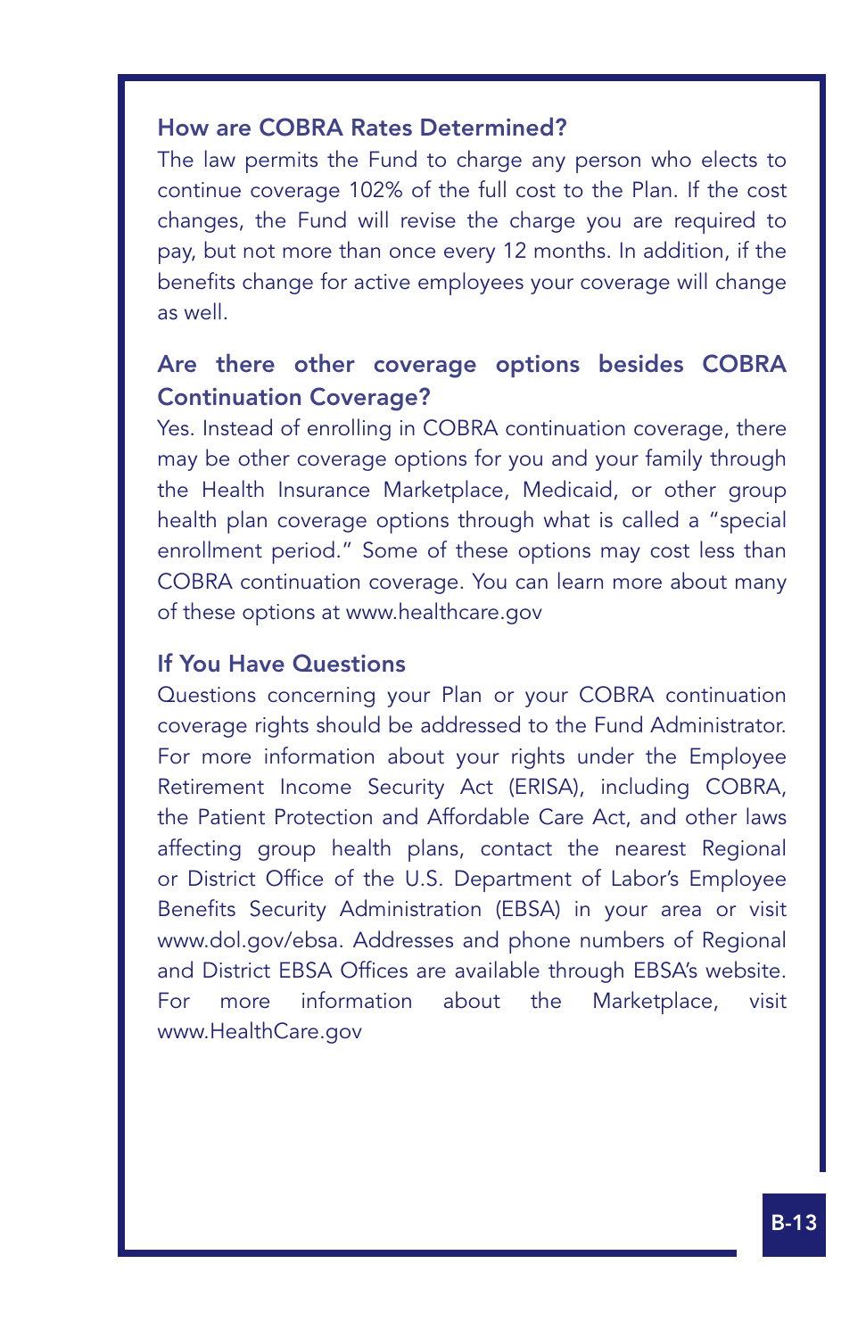### How are COBRA Rates Determined?

The law permits the Fund to charge any person who elects to continue coverage 102% of the full cost to the Plan. If the cost changes, the Fund will revise the charge you are required to pay, but not more than once every 12 months. In addition, if the benefits change for active employees your coverage will change as well.

### Are there other coverage options besides COBRA Continuation Coverage?

Yes. Instead of enrolling in COBRA continuation coverage, there may be other coverage options for you and your family through the Health Insurance Marketplace, Medicaid, or other group health plan coverage options through what is called a "special enrollment period." Some of these options may cost less than COBRA continuation coverage. You can learn more about many of these options at www.healthcare.gov

### If You Have Questions

Questions concerning your Plan or your COBRA continuation coverage rights should be addressed to the Fund Administrator. For more information about your rights under the Employee Retirement Income Security Act (ERISA), including COBRA, the Patient Protection and Affordable Care Act, and other laws affecting group health plans, contact the nearest Regional or District Office of the U.S. Department of Labor's Employee Benefits Security Administration (EBSA) in your area or visit www.dol.gov/ebsa. Addresses and phone numbers of Regional and District EBSA Offices are available through EBSA's website. For more information about the Marketplace, visit www.HealthCare.gov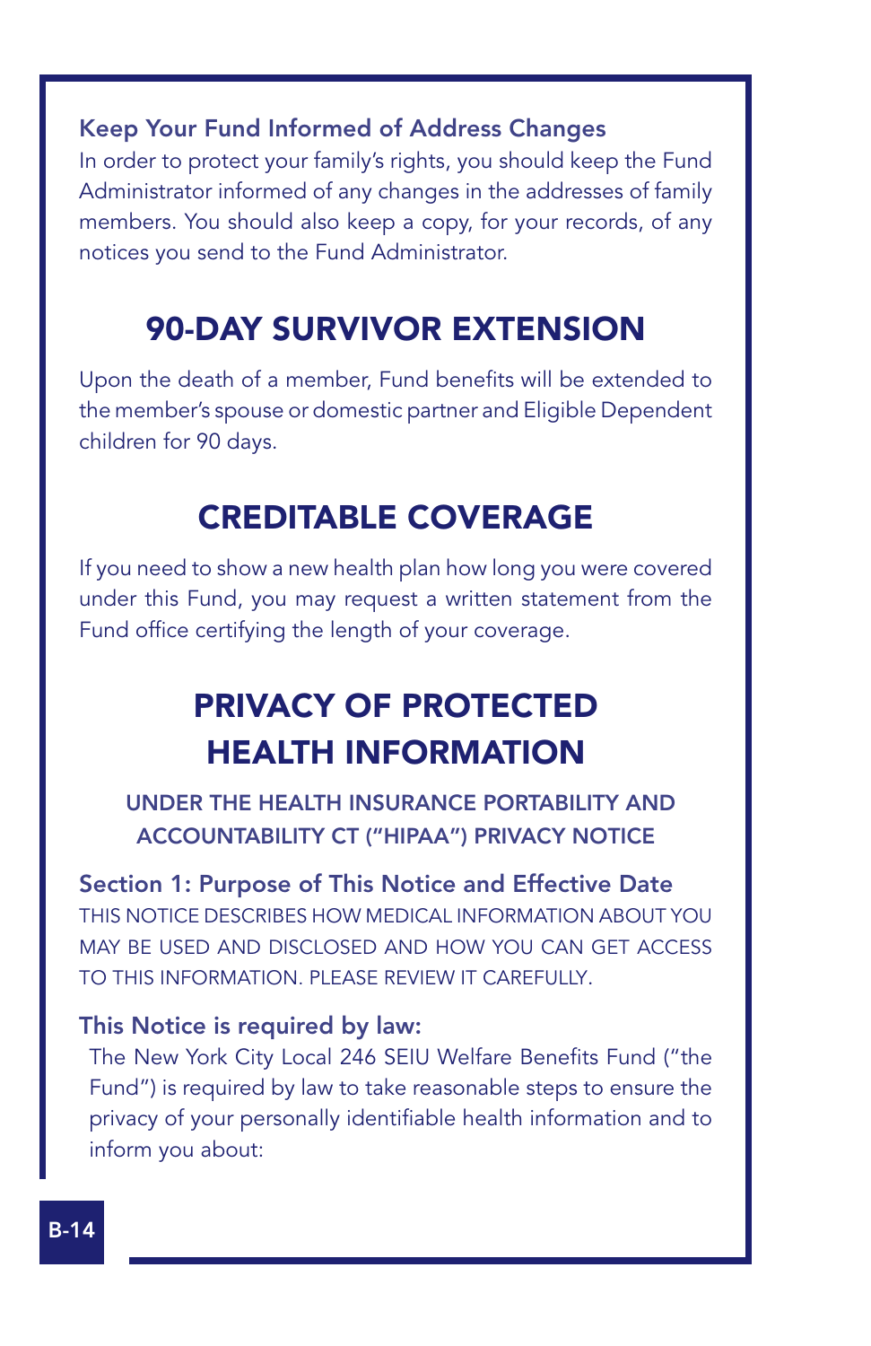### Keep Your Fund Informed of Address Changes

In order to protect your family's rights, you should keep the Fund Administrator informed of any changes in the addresses of family members. You should also keep a copy, for your records, of any notices you send to the Fund Administrator.

## 90-DAY SURVIVOR EXTENSION

Upon the death of a member, Fund benefits will be extended to the member's spouse or domestic partner and Eligible Dependent children for 90 days.

## CREDITABLE COVERAGE

If you need to show a new health plan how long you were covered under this Fund, you may request a written statement from the Fund office certifying the length of your coverage.

## PRIVACY OF PROTECTED HEALTH INFORMATION

### UNDER THE HEALTH INSURANCE PORTABILITY AND ACCOUNTABILITY CT ("HIPAA") PRIVACY NOTICE

### Section 1: Purpose of This Notice and Effective Date

THIS NOTICE DESCRIBES HOW MEDICAL INFORMATION ABOUT YOU MAY BE USED AND DISCLOSED AND HOW YOU CAN GET ACCESS TO THIS INFORMATION. PLEASE REVIEW IT CAREFULLY.

### This Notice is required by law:

The New York City Local 246 SEIU Welfare Benefits Fund ("the Fund") is required by law to take reasonable steps to ensure the privacy of your personally identifiable health information and to inform you about: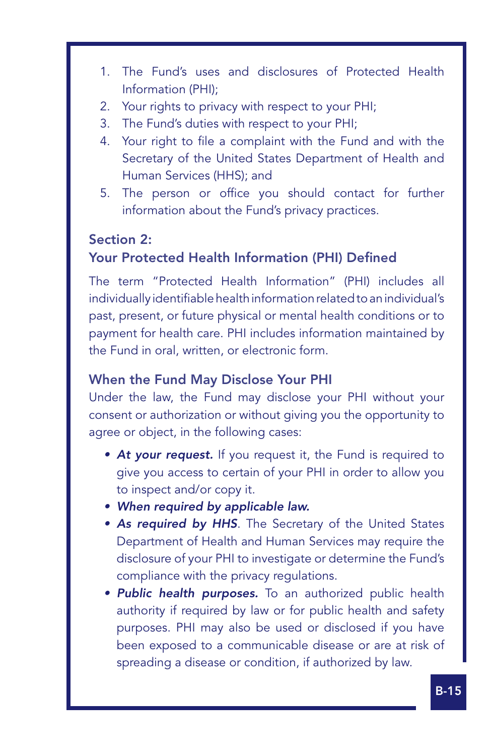1. The Fund's uses and disclosures of Protected Health Information (PHI);
2. Your rights to privacy with respect to your PHI;
3. The Fund's duties with respect to your PHI;
4. Your right to file a complaint with the Fund and with the Secretary of the United States Department of Health and Human Services (HHS); and
5. The person or office you should contact for further information about the Fund's privacy practices.

## Section 2:
## Your Protected Health Information (PHI) Defined

The term "Protected Health Information" (PHI) includes all individually identifiable health information related to an individual's past, present, or future physical or mental health conditions or to payment for health care. PHI includes information maintained by the Fund in oral, written, or electronic form.

### When the Fund May Disclose Your PHI

Under the law, the Fund may disclose your PHI without your consent or authorization or without giving you the opportunity to agree or object, in the following cases:

- ***At your request.*** If you request it, the Fund is required to give you access to certain of your PHI in order to allow you to inspect and/or copy it.
- ***When required by applicable law.***
- ***As required by HHS***. The Secretary of the United States Department of Health and Human Services may require the disclosure of your PHI to investigate or determine the Fund's compliance with the privacy regulations.
- ***Public health purposes.*** To an authorized public health authority if required by law or for public health and safety purposes. PHI may also be used or disclosed if you have been exposed to a communicable disease or are at risk of spreading a disease or condition, if authorized by law.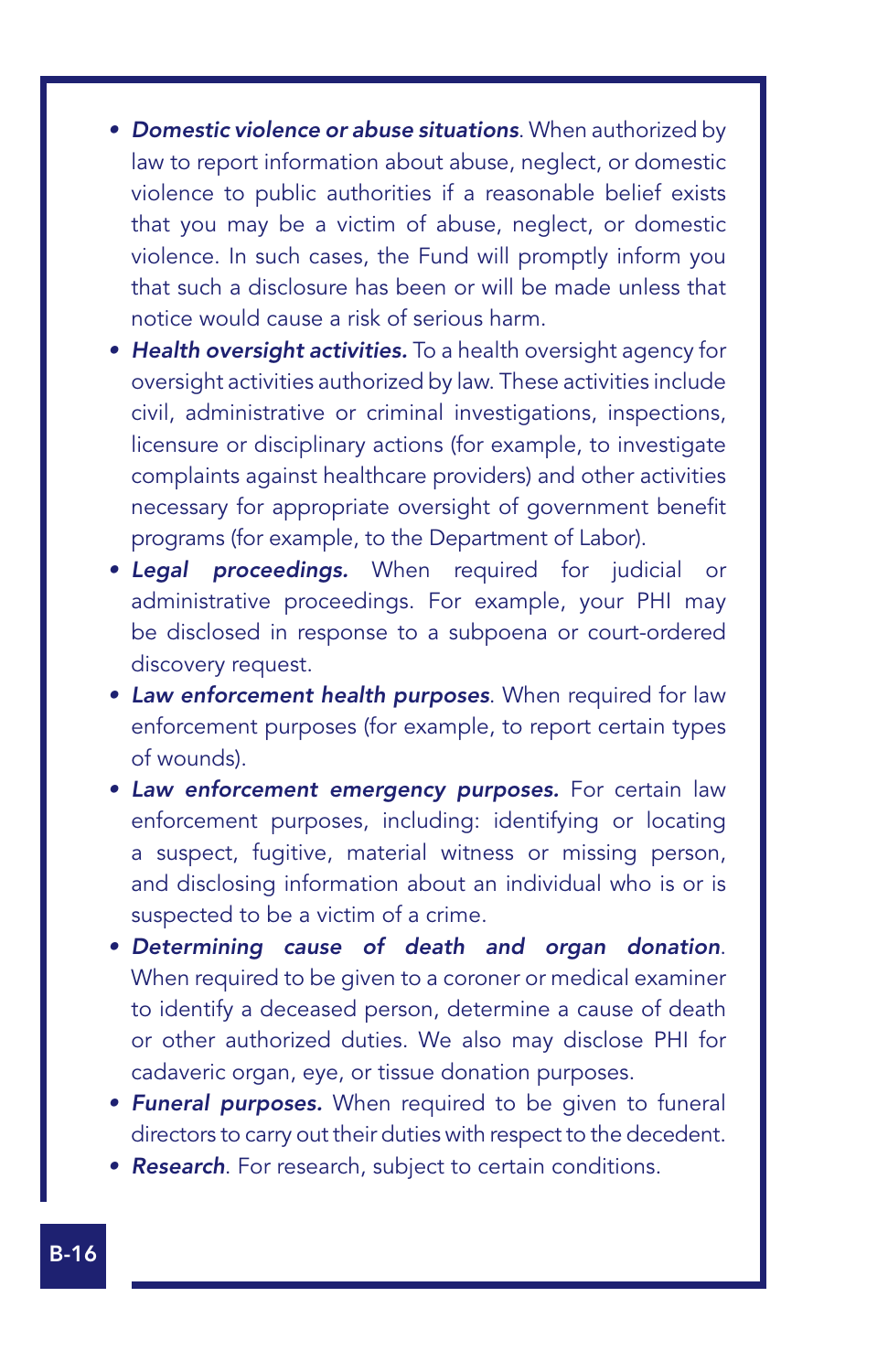- ***Domestic violence or abuse situations***. When authorized by law to report information about abuse, neglect, or domestic violence to public authorities if a reasonable belief exists that you may be a victim of abuse, neglect, or domestic violence. In such cases, the Fund will promptly inform you that such a disclosure has been or will be made unless that notice would cause a risk of serious harm.
- ***Health oversight activities.*** To a health oversight agency for oversight activities authorized by law. These activities include civil, administrative or criminal investigations, inspections, licensure or disciplinary actions (for example, to investigate complaints against healthcare providers) and other activities necessary for appropriate oversight of government benefit programs (for example, to the Department of Labor).
- ***Legal proceedings.*** When required for judicial or administrative proceedings. For example, your PHI may be disclosed in response to a subpoena or court-ordered discovery request.
- ***Law enforcement health purposes***. When required for law enforcement purposes (for example, to report certain types of wounds).
- ***Law enforcement emergency purposes.*** For certain law enforcement purposes, including: identifying or locating a suspect, fugitive, material witness or missing person, and disclosing information about an individual who is or is suspected to be a victim of a crime.
- ***Determining cause of death and organ donation***. When required to be given to a coroner or medical examiner to identify a deceased person, determine a cause of death or other authorized duties. We also may disclose PHI for cadaveric organ, eye, or tissue donation purposes.
- ***Funeral purposes.*** When required to be given to funeral directors to carry out their duties with respect to the decedent.
- ***Research***. For research, subject to certain conditions.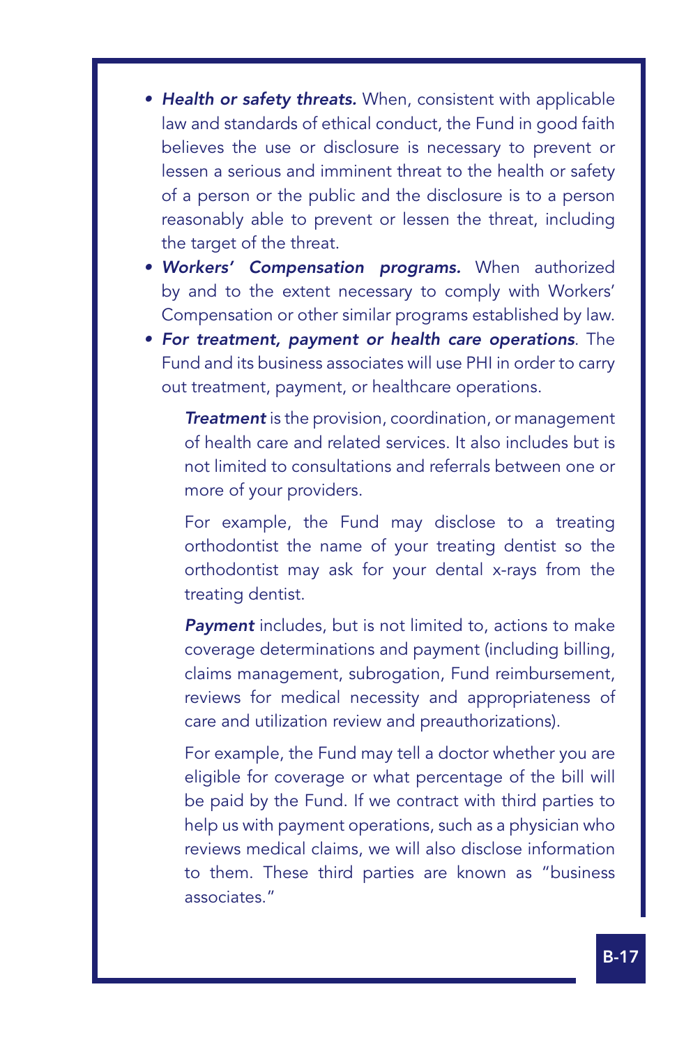- ***Health or safety threats.*** When, consistent with applicable law and standards of ethical conduct, the Fund in good faith believes the use or disclosure is necessary to prevent or lessen a serious and imminent threat to the health or safety of a person or the public and the disclosure is to a person reasonably able to prevent or lessen the threat, including the target of the threat.
- ***Workers' Compensation programs.*** When authorized by and to the extent necessary to comply with Workers' Compensation or other similar programs established by law.
- ***For treatment, payment or health care operations***. The Fund and its business associates will use PHI in order to carry out treatment, payment, or healthcare operations.

  ***Treatment*** is the provision, coordination, or management of health care and related services. It also includes but is not limited to consultations and referrals between one or more of your providers.

  For example, the Fund may disclose to a treating orthodontist the name of your treating dentist so the orthodontist may ask for your dental x-rays from the treating dentist.

  ***Payment*** includes, but is not limited to, actions to make coverage determinations and payment (including billing, claims management, subrogation, Fund reimbursement, reviews for medical necessity and appropriateness of care and utilization review and preauthorizations).

  For example, the Fund may tell a doctor whether you are eligible for coverage or what percentage of the bill will be paid by the Fund. If we contract with third parties to help us with payment operations, such as a physician who reviews medical claims, we will also disclose information to them. These third parties are known as "business associates."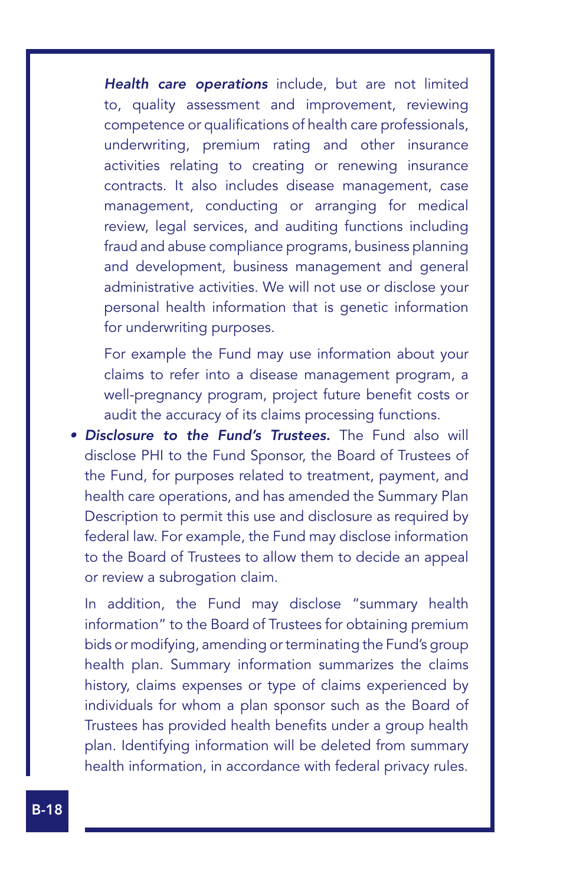***Health care operations*** include, but are not limited to, quality assessment and improvement, reviewing competence or qualifications of health care professionals, underwriting, premium rating and other insurance activities relating to creating or renewing insurance contracts. It also includes disease management, case management, conducting or arranging for medical review, legal services, and auditing functions including fraud and abuse compliance programs, business planning and development, business management and general administrative activities. We will not use or disclose your personal health information that is genetic information for underwriting purposes.

For example the Fund may use information about your claims to refer into a disease management program, a well-pregnancy program, project future benefit costs or audit the accuracy of its claims processing functions.

- ***Disclosure to the Fund's Trustees.*** The Fund also will disclose PHI to the Fund Sponsor, the Board of Trustees of the Fund, for purposes related to treatment, payment, and health care operations, and has amended the Summary Plan Description to permit this use and disclosure as required by federal law. For example, the Fund may disclose information to the Board of Trustees to allow them to decide an appeal or review a subrogation claim.

  In addition, the Fund may disclose "summary health information" to the Board of Trustees for obtaining premium bids or modifying, amending or terminating the Fund's group health plan. Summary information summarizes the claims history, claims expenses or type of claims experienced by individuals for whom a plan sponsor such as the Board of Trustees has provided health benefits under a group health plan. Identifying information will be deleted from summary health information, in accordance with federal privacy rules.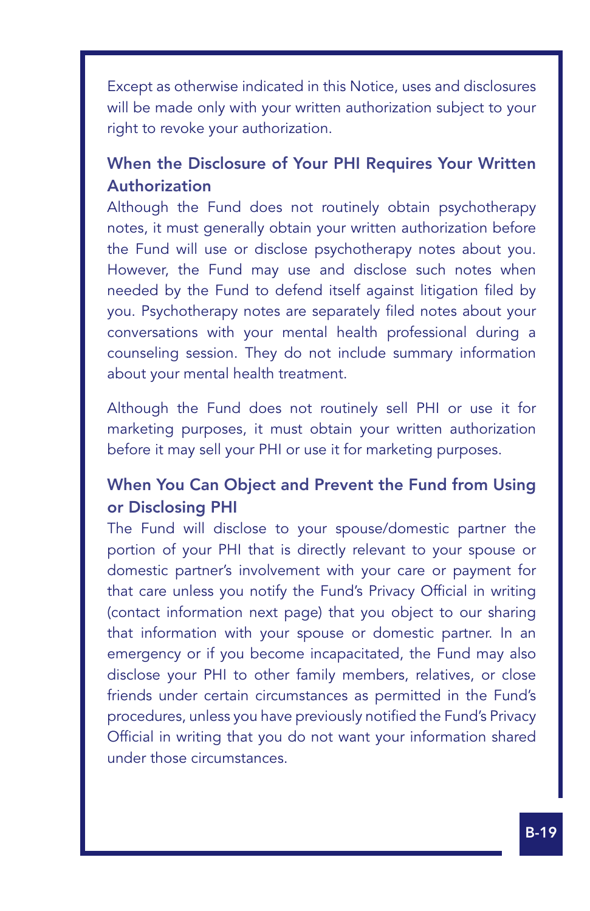Except as otherwise indicated in this Notice, uses and disclosures will be made only with your written authorization subject to your right to revoke your authorization.

### When the Disclosure of Your PHI Requires Your Written Authorization

Although the Fund does not routinely obtain psychotherapy notes, it must generally obtain your written authorization before the Fund will use or disclose psychotherapy notes about you. However, the Fund may use and disclose such notes when needed by the Fund to defend itself against litigation filed by you. Psychotherapy notes are separately filed notes about your conversations with your mental health professional during a counseling session. They do not include summary information about your mental health treatment.

Although the Fund does not routinely sell PHI or use it for marketing purposes, it must obtain your written authorization before it may sell your PHI or use it for marketing purposes.

### When You Can Object and Prevent the Fund from Using or Disclosing PHI

The Fund will disclose to your spouse/domestic partner the portion of your PHI that is directly relevant to your spouse or domestic partner's involvement with your care or payment for that care unless you notify the Fund's Privacy Official in writing (contact information next page) that you object to our sharing that information with your spouse or domestic partner. In an emergency or if you become incapacitated, the Fund may also disclose your PHI to other family members, relatives, or close friends under certain circumstances as permitted in the Fund's procedures, unless you have previously notified the Fund's Privacy Official in writing that you do not want your information shared under those circumstances.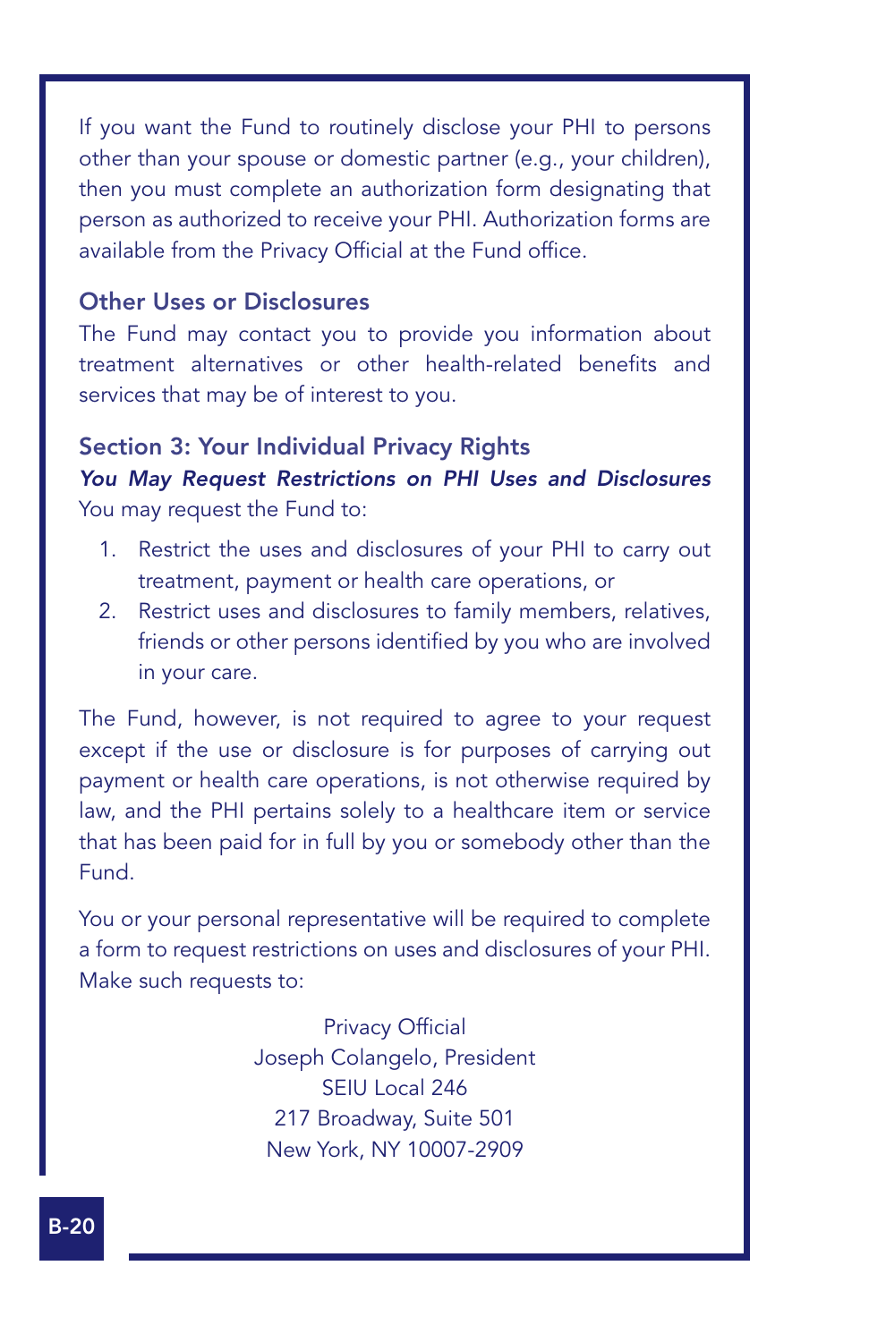If you want the Fund to routinely disclose your PHI to persons other than your spouse or domestic partner (e.g., your children), then you must complete an authorization form designating that person as authorized to receive your PHI. Authorization forms are available from the Privacy Official at the Fund office.

### Other Uses or Disclosures

The Fund may contact you to provide you information about treatment alternatives or other health-related benefits and services that may be of interest to you.

## Section 3: Your Individual Privacy Rights

***You May Request Restrictions on PHI Uses and Disclosures***

You may request the Fund to:

1. Restrict the uses and disclosures of your PHI to carry out treatment, payment or health care operations, or
2. Restrict uses and disclosures to family members, relatives, friends or other persons identified by you who are involved in your care.

The Fund, however, is not required to agree to your request except if the use or disclosure is for purposes of carrying out payment or health care operations, is not otherwise required by law, and the PHI pertains solely to a healthcare item or service that has been paid for in full by you or somebody other than the Fund.

You or your personal representative will be required to complete a form to request restrictions on uses and disclosures of your PHI. Make such requests to:

Privacy Official
Joseph Colangelo, President
SEIU Local 246
217 Broadway, Suite 501
New York, NY 10007-2909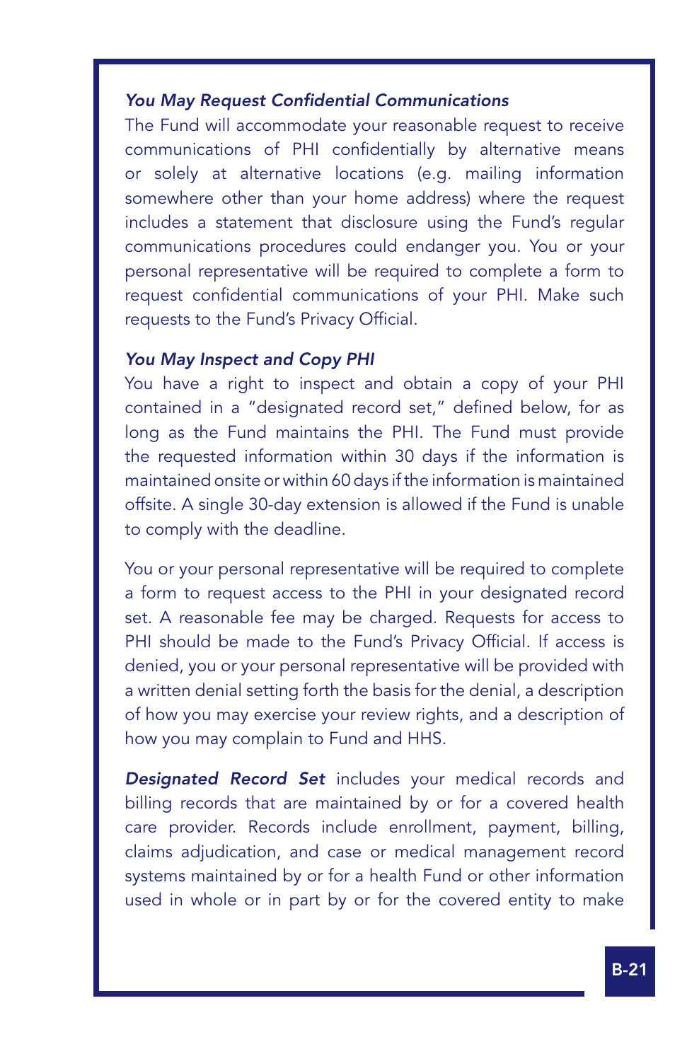### *You May Request Confidential Communications*

The Fund will accommodate your reasonable request to receive communications of PHI confidentially by alternative means or solely at alternative locations (e.g. mailing information somewhere other than your home address) where the request includes a statement that disclosure using the Fund's regular communications procedures could endanger you. You or your personal representative will be required to complete a form to request confidential communications of your PHI. Make such requests to the Fund's Privacy Official.

### *You May Inspect and Copy PHI*

You have a right to inspect and obtain a copy of your PHI contained in a "designated record set," defined below, for as long as the Fund maintains the PHI. The Fund must provide the requested information within 30 days if the information is maintained onsite or within 60 days if the information is maintained offsite. A single 30-day extension is allowed if the Fund is unable to comply with the deadline.

You or your personal representative will be required to complete a form to request access to the PHI in your designated record set. A reasonable fee may be charged. Requests for access to PHI should be made to the Fund's Privacy Official. If access is denied, you or your personal representative will be provided with a written denial setting forth the basis for the denial, a description of how you may exercise your review rights, and a description of how you may complain to Fund and HHS.

***Designated Record Set*** includes your medical records and billing records that are maintained by or for a covered health care provider. Records include enrollment, payment, billing, claims adjudication, and case or medical management record systems maintained by or for a health Fund or other information used in whole or in part by or for the covered entity to make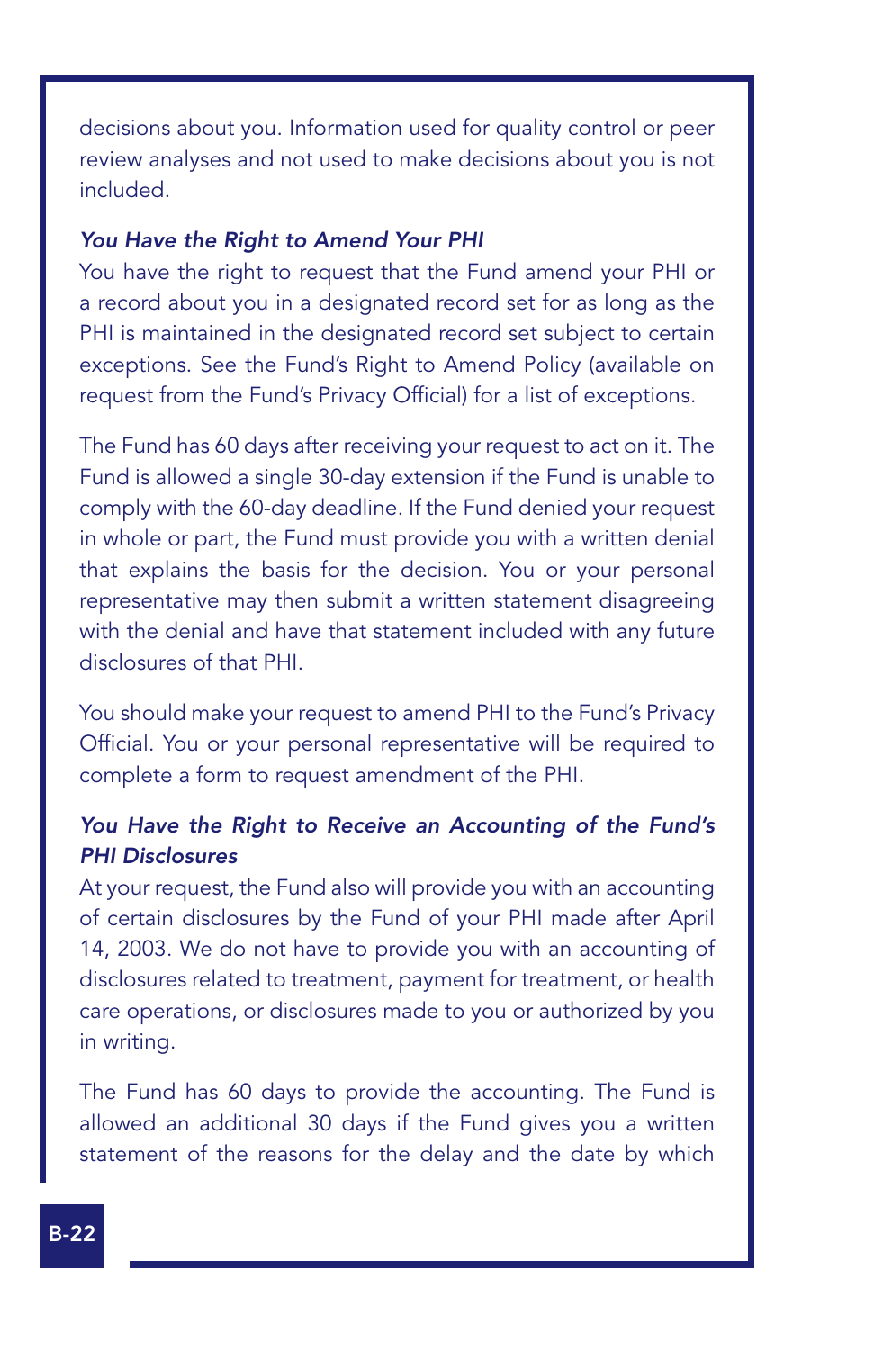decisions about you. Information used for quality control or peer review analyses and not used to make decisions about you is not included.

***You Have the Right to Amend Your PHI***

You have the right to request that the Fund amend your PHI or a record about you in a designated record set for as long as the PHI is maintained in the designated record set subject to certain exceptions. See the Fund's Right to Amend Policy (available on request from the Fund's Privacy Official) for a list of exceptions.

The Fund has 60 days after receiving your request to act on it. The Fund is allowed a single 30-day extension if the Fund is unable to comply with the 60-day deadline. If the Fund denied your request in whole or part, the Fund must provide you with a written denial that explains the basis for the decision. You or your personal representative may then submit a written statement disagreeing with the denial and have that statement included with any future disclosures of that PHI.

You should make your request to amend PHI to the Fund's Privacy Official. You or your personal representative will be required to complete a form to request amendment of the PHI.

***You Have the Right to Receive an Accounting of the Fund's PHI Disclosures***

At your request, the Fund also will provide you with an accounting of certain disclosures by the Fund of your PHI made after April 14, 2003. We do not have to provide you with an accounting of disclosures related to treatment, payment for treatment, or health care operations, or disclosures made to you or authorized by you in writing.

The Fund has 60 days to provide the accounting. The Fund is allowed an additional 30 days if the Fund gives you a written statement of the reasons for the delay and the date by which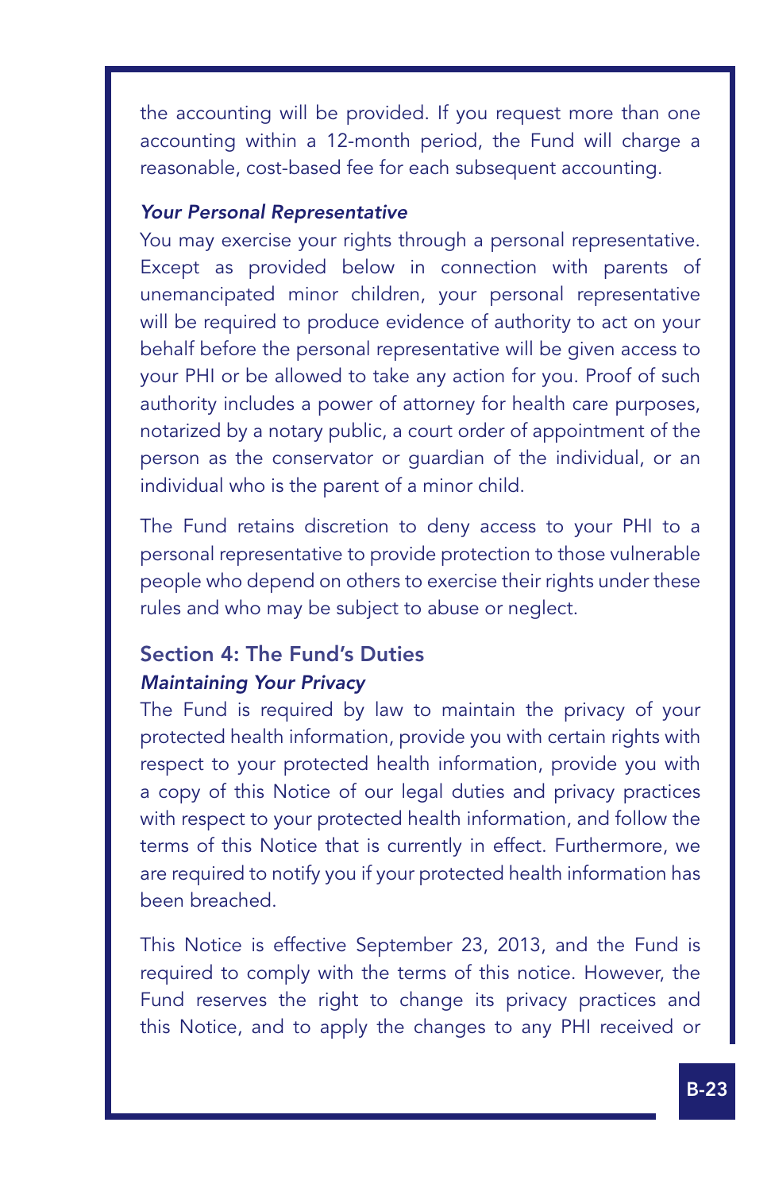the accounting will be provided. If you request more than one accounting within a 12-month period, the Fund will charge a reasonable, cost-based fee for each subsequent accounting.

***Your Personal Representative***

You may exercise your rights through a personal representative. Except as provided below in connection with parents of unemancipated minor children, your personal representative will be required to produce evidence of authority to act on your behalf before the personal representative will be given access to your PHI or be allowed to take any action for you. Proof of such authority includes a power of attorney for health care purposes, notarized by a notary public, a court order of appointment of the person as the conservator or guardian of the individual, or an individual who is the parent of a minor child.

The Fund retains discretion to deny access to your PHI to a personal representative to provide protection to those vulnerable people who depend on others to exercise their rights under these rules and who may be subject to abuse or neglect.

## Section 4: The Fund's Duties

***Maintaining Your Privacy***

The Fund is required by law to maintain the privacy of your protected health information, provide you with certain rights with respect to your protected health information, provide you with a copy of this Notice of our legal duties and privacy practices with respect to your protected health information, and follow the terms of this Notice that is currently in effect. Furthermore, we are required to notify you if your protected health information has been breached.

This Notice is effective September 23, 2013, and the Fund is required to comply with the terms of this notice. However, the Fund reserves the right to change its privacy practices and this Notice, and to apply the changes to any PHI received or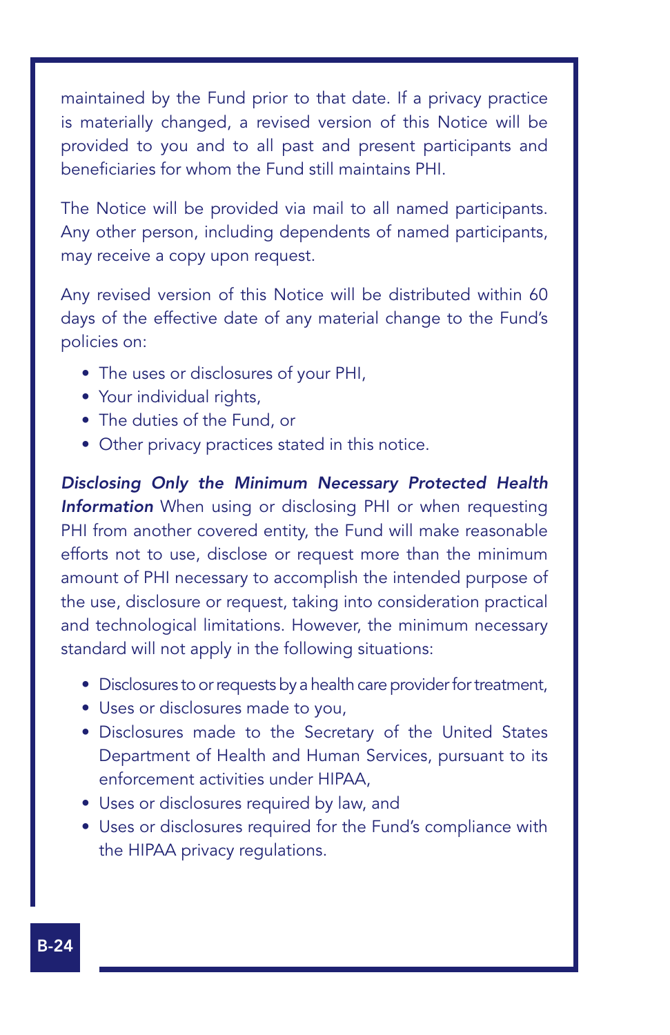maintained by the Fund prior to that date. If a privacy practice is materially changed, a revised version of this Notice will be provided to you and to all past and present participants and beneficiaries for whom the Fund still maintains PHI.

The Notice will be provided via mail to all named participants. Any other person, including dependents of named participants, may receive a copy upon request.

Any revised version of this Notice will be distributed within 60 days of the effective date of any material change to the Fund's policies on:

- The uses or disclosures of your PHI,
- Your individual rights,
- The duties of the Fund, or
- Other privacy practices stated in this notice.

***Disclosing Only the Minimum Necessary Protected Health Information*** When using or disclosing PHI or when requesting PHI from another covered entity, the Fund will make reasonable efforts not to use, disclose or request more than the minimum amount of PHI necessary to accomplish the intended purpose of the use, disclosure or request, taking into consideration practical and technological limitations. However, the minimum necessary standard will not apply in the following situations:

- Disclosures to or requests by a health care provider for treatment,
- Uses or disclosures made to you,
- Disclosures made to the Secretary of the United States Department of Health and Human Services, pursuant to its enforcement activities under HIPAA,
- Uses or disclosures required by law, and
- Uses or disclosures required for the Fund's compliance with the HIPAA privacy regulations.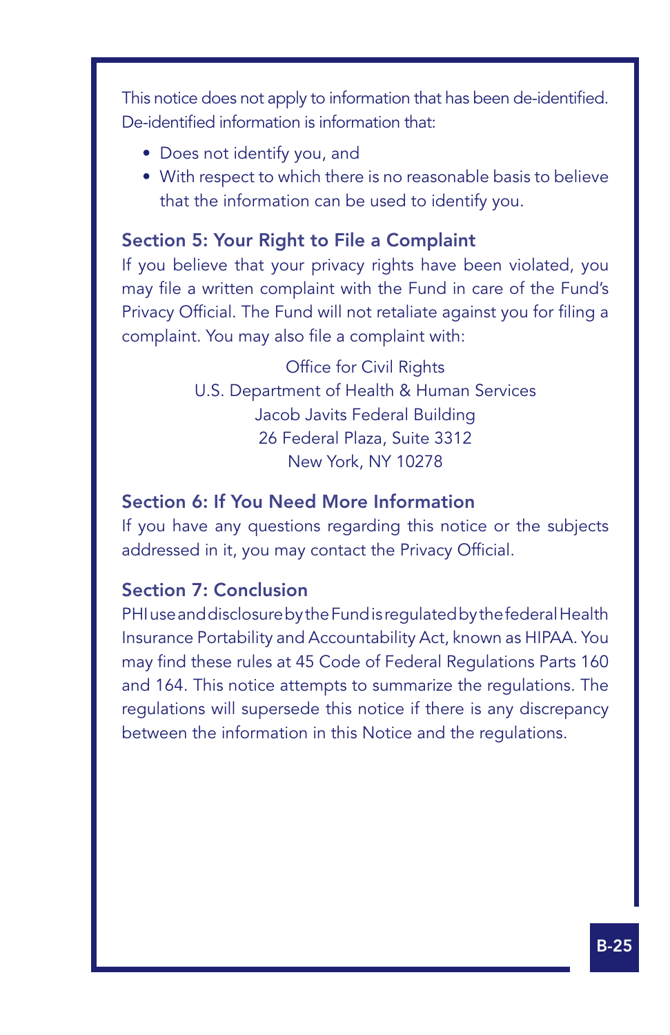This notice does not apply to information that has been de-identified. De-identified information is information that:

- Does not identify you, and
- With respect to which there is no reasonable basis to believe that the information can be used to identify you.

### Section 5: Your Right to File a Complaint

If you believe that your privacy rights have been violated, you may file a written complaint with the Fund in care of the Fund's Privacy Official. The Fund will not retaliate against you for filing a complaint. You may also file a complaint with:

Office for Civil Rights
U.S. Department of Health & Human Services
Jacob Javits Federal Building
26 Federal Plaza, Suite 3312
New York, NY 10278

### Section 6: If You Need More Information

If you have any questions regarding this notice or the subjects addressed in it, you may contact the Privacy Official.

### Section 7: Conclusion

PHI use and disclosure by the Fund is regulated by the federal Health Insurance Portability and Accountability Act, known as HIPAA. You may find these rules at 45 Code of Federal Regulations Parts 160 and 164. This notice attempts to summarize the regulations. The regulations will supersede this notice if there is any discrepancy between the information in this Notice and the regulations.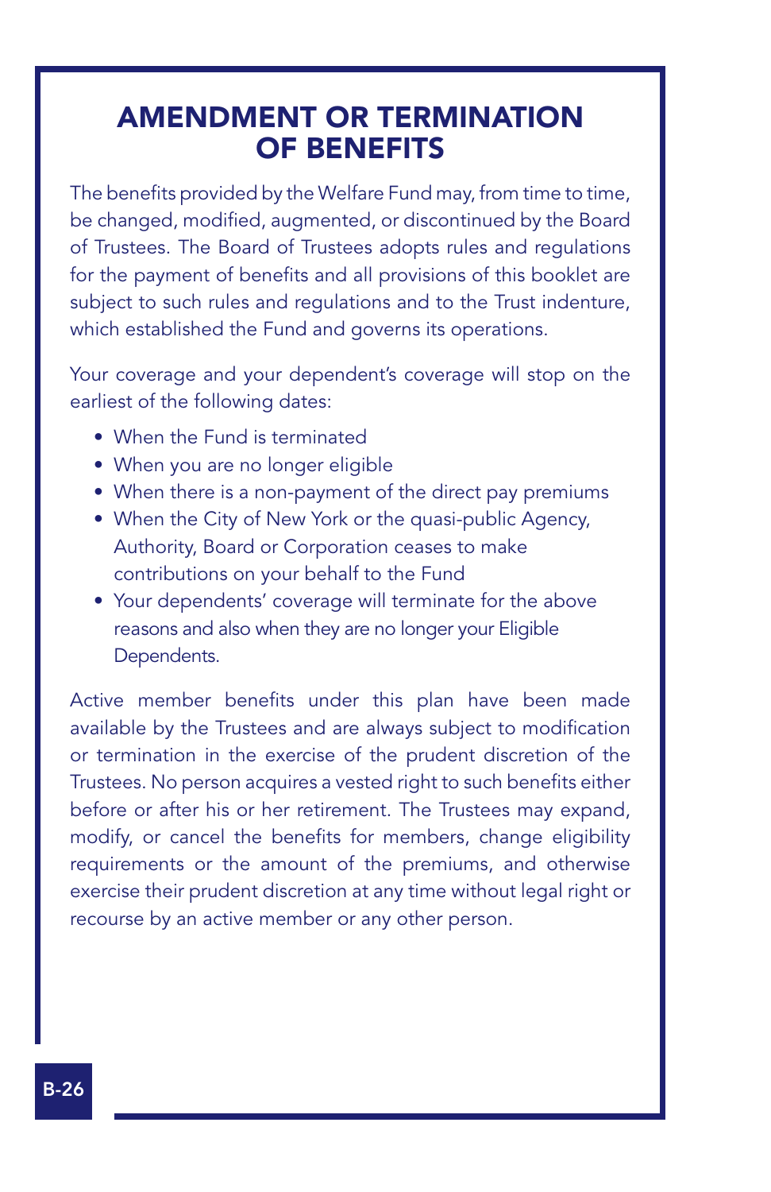# AMENDMENT OR TERMINATION OF BENEFITS

The benefits provided by the Welfare Fund may, from time to time, be changed, modified, augmented, or discontinued by the Board of Trustees. The Board of Trustees adopts rules and regulations for the payment of benefits and all provisions of this booklet are subject to such rules and regulations and to the Trust indenture, which established the Fund and governs its operations.

Your coverage and your dependent's coverage will stop on the earliest of the following dates:

- When the Fund is terminated
- When you are no longer eligible
- When there is a non-payment of the direct pay premiums
- When the City of New York or the quasi-public Agency, Authority, Board or Corporation ceases to make contributions on your behalf to the Fund
- Your dependents' coverage will terminate for the above reasons and also when they are no longer your Eligible Dependents.

Active member benefits under this plan have been made available by the Trustees and are always subject to modification or termination in the exercise of the prudent discretion of the Trustees. No person acquires a vested right to such benefits either before or after his or her retirement. The Trustees may expand, modify, or cancel the benefits for members, change eligibility requirements or the amount of the premiums, and otherwise exercise their prudent discretion at any time without legal right or recourse by an active member or any other person.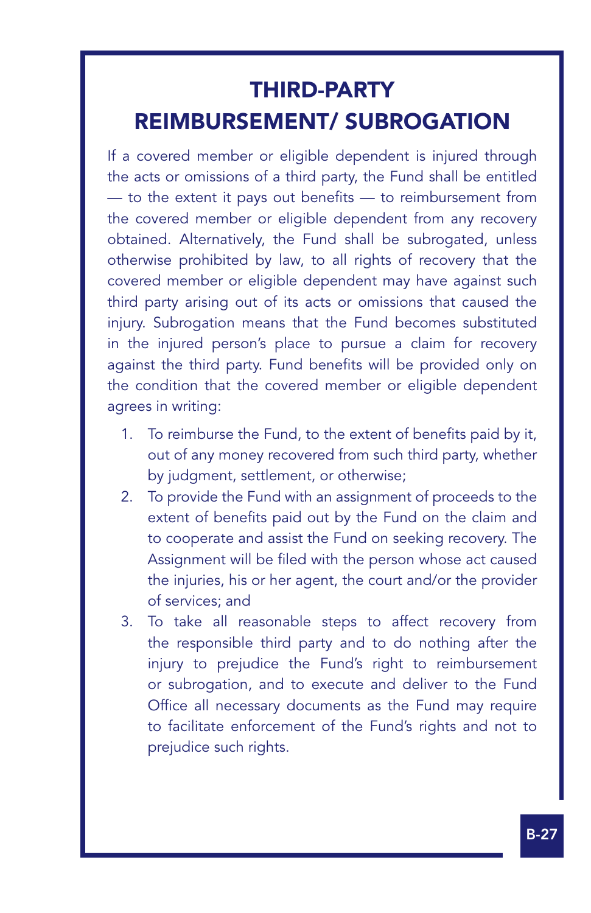# THIRD-PARTY REIMBURSEMENT/ SUBROGATION

If a covered member or eligible dependent is injured through the acts or omissions of a third party, the Fund shall be entitled — to the extent it pays out benefits — to reimbursement from the covered member or eligible dependent from any recovery obtained. Alternatively, the Fund shall be subrogated, unless otherwise prohibited by law, to all rights of recovery that the covered member or eligible dependent may have against such third party arising out of its acts or omissions that caused the injury. Subrogation means that the Fund becomes substituted in the injured person's place to pursue a claim for recovery against the third party. Fund benefits will be provided only on the condition that the covered member or eligible dependent agrees in writing:

1. To reimburse the Fund, to the extent of benefits paid by it, out of any money recovered from such third party, whether by judgment, settlement, or otherwise;
2. To provide the Fund with an assignment of proceeds to the extent of benefits paid out by the Fund on the claim and to cooperate and assist the Fund on seeking recovery. The Assignment will be filed with the person whose act caused the injuries, his or her agent, the court and/or the provider of services; and
3. To take all reasonable steps to affect recovery from the responsible third party and to do nothing after the injury to prejudice the Fund's right to reimbursement or subrogation, and to execute and deliver to the Fund Office all necessary documents as the Fund may require to facilitate enforcement of the Fund's rights and not to prejudice such rights.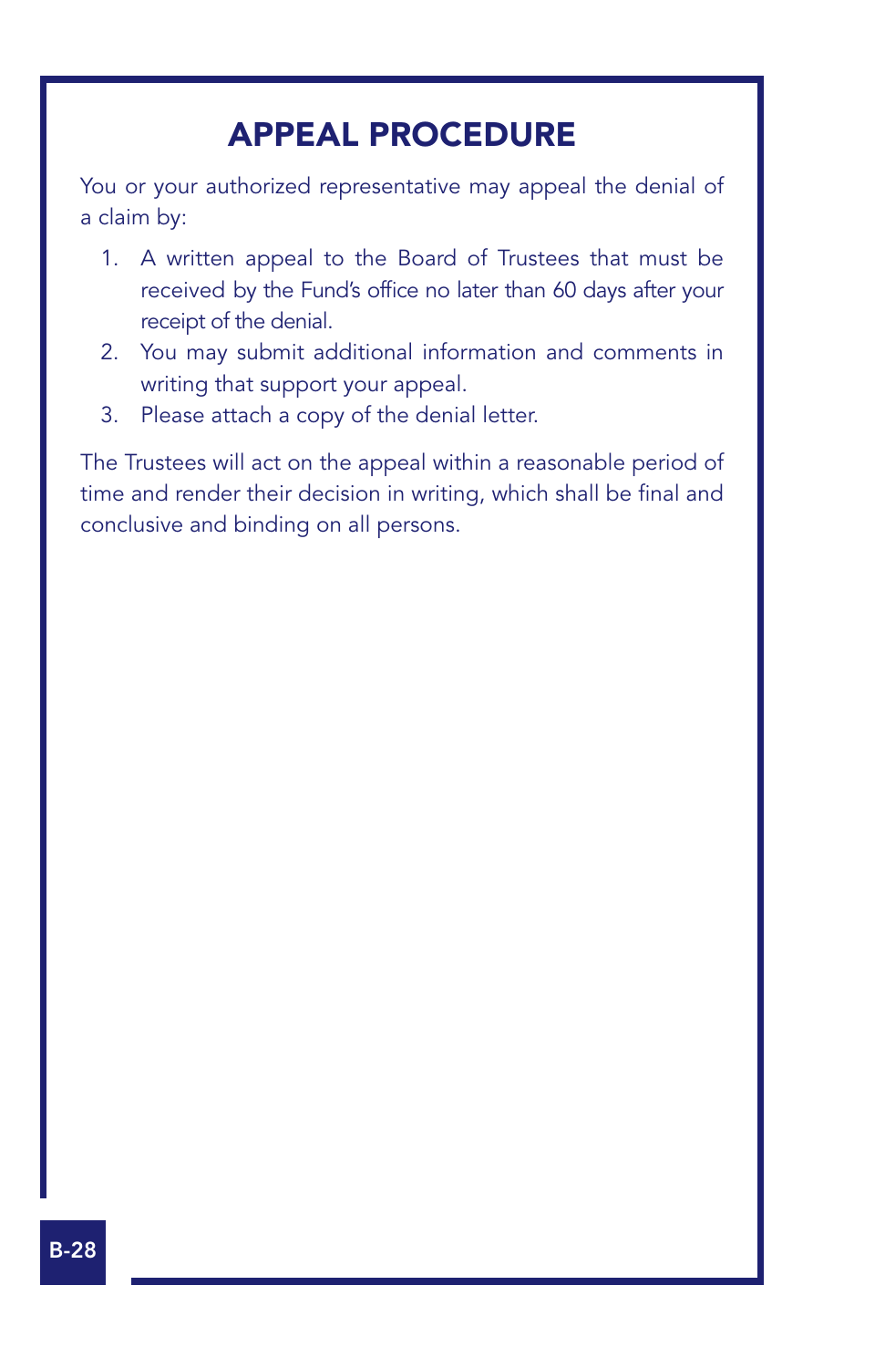# APPEAL PROCEDURE

You or your authorized representative may appeal the denial of a claim by:

1. A written appeal to the Board of Trustees that must be received by the Fund's office no later than 60 days after your receipt of the denial.
2. You may submit additional information and comments in writing that support your appeal.
3. Please attach a copy of the denial letter.

The Trustees will act on the appeal within a reasonable period of time and render their decision in writing, which shall be final and conclusive and binding on all persons.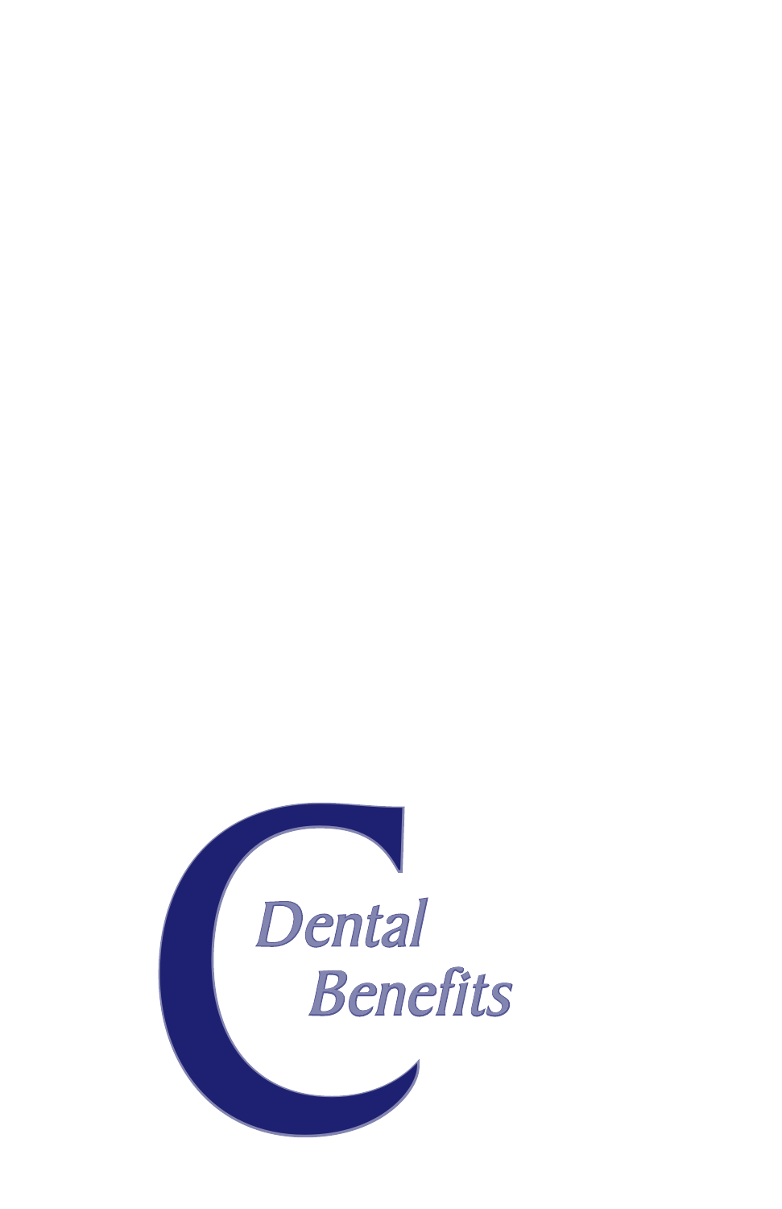# Dental Benefits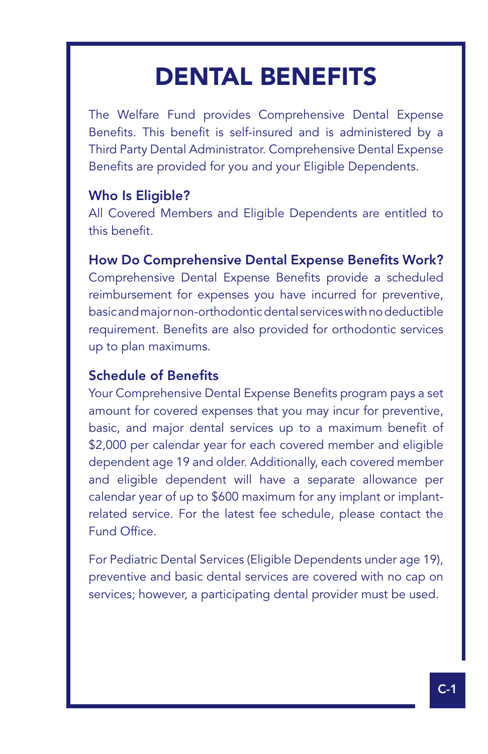# DENTAL BENEFITS

The Welfare Fund provides Comprehensive Dental Expense Benefits. This benefit is self-insured and is administered by a Third Party Dental Administrator. Comprehensive Dental Expense Benefits are provided for you and your Eligible Dependents.

### Who Is Eligible?

All Covered Members and Eligible Dependents are entitled to this benefit.

### How Do Comprehensive Dental Expense Benefits Work?

Comprehensive Dental Expense Benefits provide a scheduled reimbursement for expenses you have incurred for preventive, basic and major non-orthodontic dental services with no deductible requirement. Benefits are also provided for orthodontic services up to plan maximums.

### Schedule of Benefits

Your Comprehensive Dental Expense Benefits program pays a set amount for covered expenses that you may incur for preventive, basic, and major dental services up to a maximum benefit of $2,000 per calendar year for each covered member and eligible dependent age 19 and older. Additionally, each covered member and eligible dependent will have a separate allowance per calendar year of up to $600 maximum for any implant or implant-related service. For the latest fee schedule, please contact the Fund Office.

For Pediatric Dental Services (Eligible Dependents under age 19), preventive and basic dental services are covered with no cap on services; however, a participating dental provider must be used.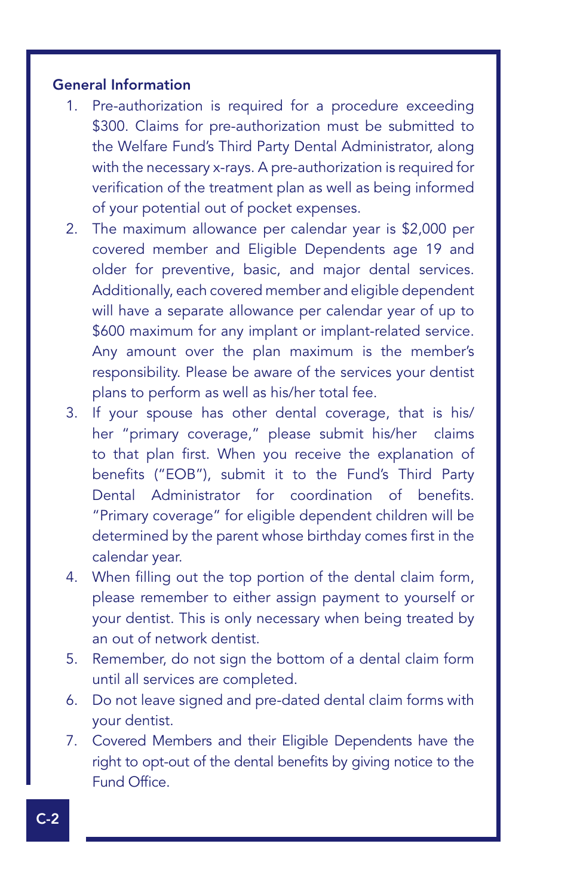## General Information

1. Pre-authorization is required for a procedure exceeding $300. Claims for pre-authorization must be submitted to the Welfare Fund's Third Party Dental Administrator, along with the necessary x-rays. A pre-authorization is required for verification of the treatment plan as well as being informed of your potential out of pocket expenses.
2. The maximum allowance per calendar year is $2,000 per covered member and Eligible Dependents age 19 and older for preventive, basic, and major dental services. Additionally, each covered member and eligible dependent will have a separate allowance per calendar year of up to $600 maximum for any implant or implant-related service. Any amount over the plan maximum is the member's responsibility. Please be aware of the services your dentist plans to perform as well as his/her total fee.
3. If your spouse has other dental coverage, that is his/her "primary coverage," please submit his/her claims to that plan first. When you receive the explanation of benefits ("EOB"), submit it to the Fund's Third Party Dental Administrator for coordination of benefits. "Primary coverage" for eligible dependent children will be determined by the parent whose birthday comes first in the calendar year.
4. When filling out the top portion of the dental claim form, please remember to either assign payment to yourself or your dentist. This is only necessary when being treated by an out of network dentist.
5. Remember, do not sign the bottom of a dental claim form until all services are completed.
6. Do not leave signed and pre-dated dental claim forms with your dentist.
7. Covered Members and their Eligible Dependents have the right to opt-out of the dental benefits by giving notice to the Fund Office.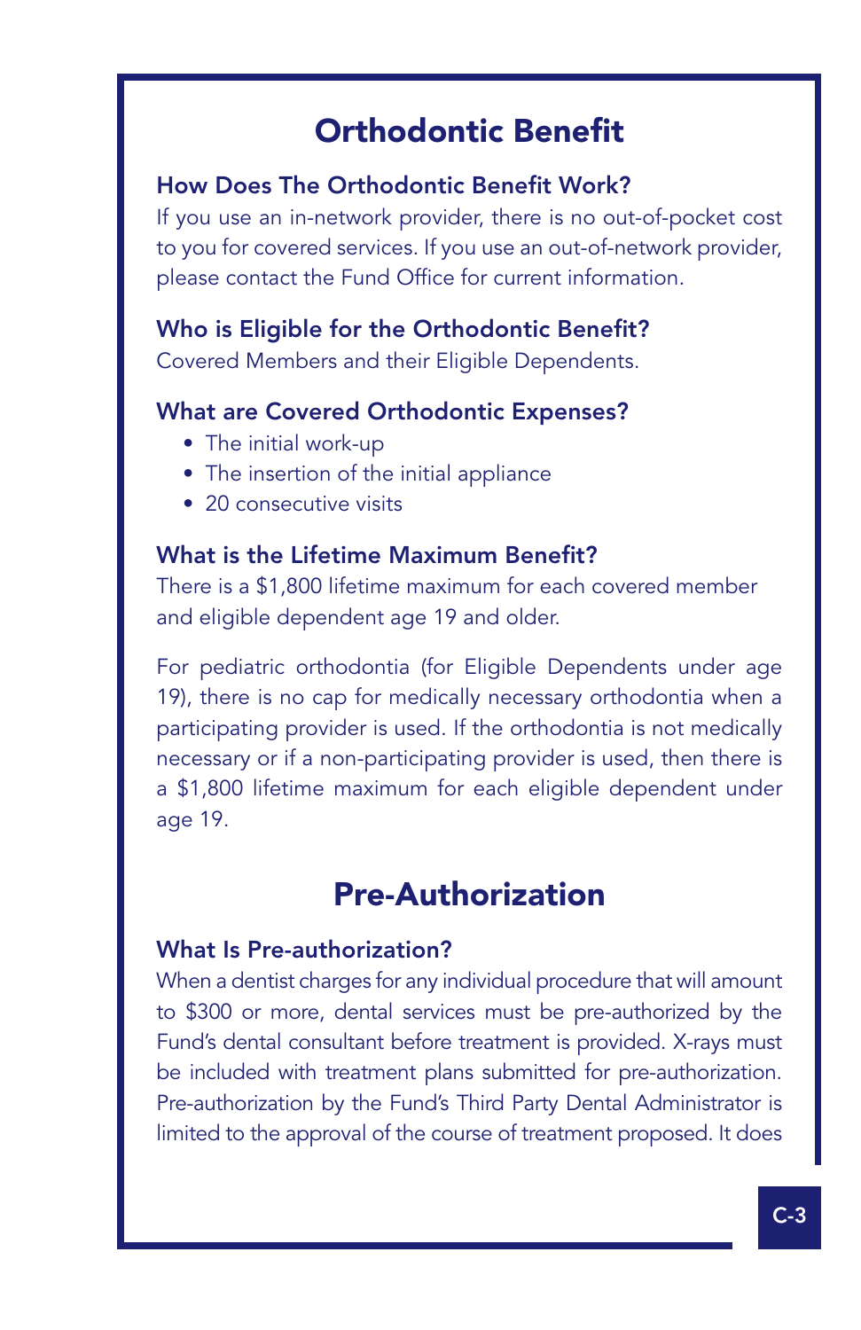# Orthodontic Benefit

### How Does The Orthodontic Benefit Work?

If you use an in-network provider, there is no out-of-pocket cost to you for covered services. If you use an out-of-network provider, please contact the Fund Office for current information.

### Who is Eligible for the Orthodontic Benefit?

Covered Members and their Eligible Dependents.

### What are Covered Orthodontic Expenses?

- The initial work-up
- The insertion of the initial appliance
- 20 consecutive visits

### What is the Lifetime Maximum Benefit?

There is a $1,800 lifetime maximum for each covered member and eligible dependent age 19 and older.

For pediatric orthodontia (for Eligible Dependents under age 19), there is no cap for medically necessary orthodontia when a participating provider is used. If the orthodontia is not medically necessary or if a non-participating provider is used, then there is a $1,800 lifetime maximum for each eligible dependent under age 19.

# Pre-Authorization

### What Is Pre-authorization?

When a dentist charges for any individual procedure that will amount to $300 or more, dental services must be pre-authorized by the Fund's dental consultant before treatment is provided. X-rays must be included with treatment plans submitted for pre-authorization. Pre-authorization by the Fund's Third Party Dental Administrator is limited to the approval of the course of treatment proposed. It does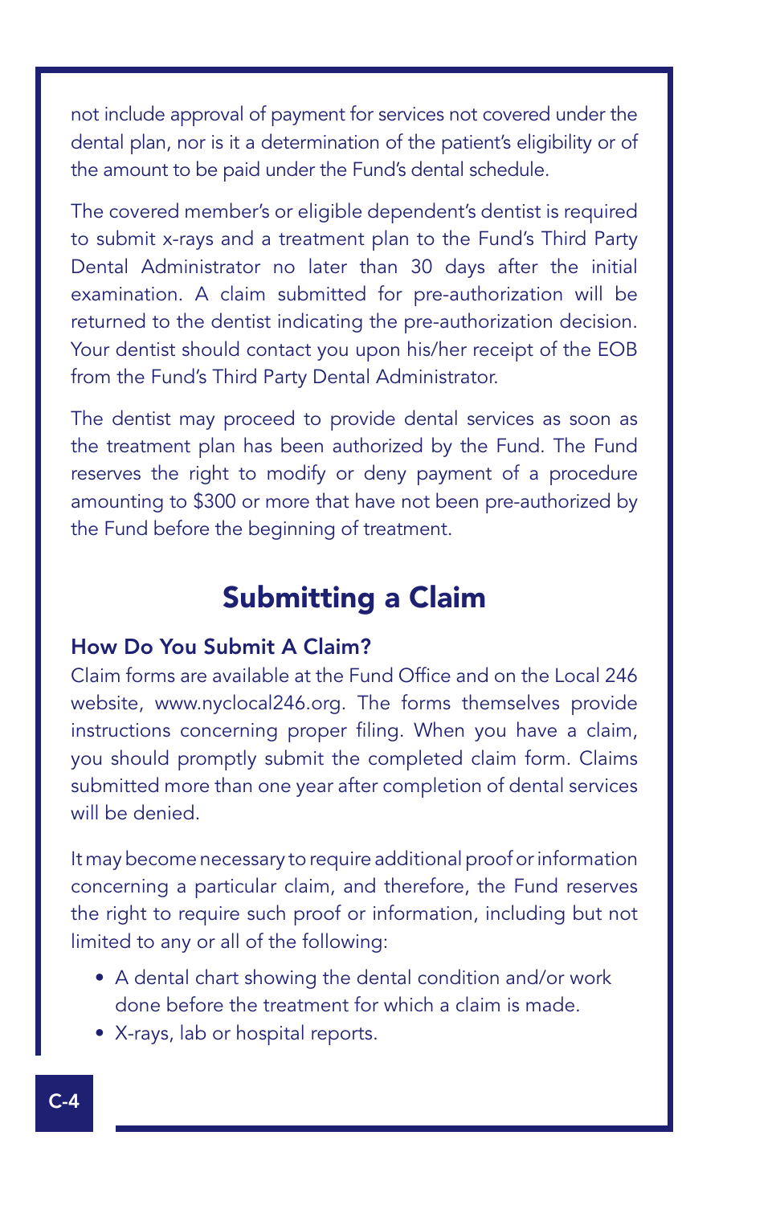not include approval of payment for services not covered under the dental plan, nor is it a determination of the patient's eligibility or of the amount to be paid under the Fund's dental schedule.

The covered member's or eligible dependent's dentist is required to submit x-rays and a treatment plan to the Fund's Third Party Dental Administrator no later than 30 days after the initial examination. A claim submitted for pre-authorization will be returned to the dentist indicating the pre-authorization decision. Your dentist should contact you upon his/her receipt of the EOB from the Fund's Third Party Dental Administrator.

The dentist may proceed to provide dental services as soon as the treatment plan has been authorized by the Fund. The Fund reserves the right to modify or deny payment of a procedure amounting to $300 or more that have not been pre-authorized by the Fund before the beginning of treatment.

## Submitting a Claim

### How Do You Submit A Claim?

Claim forms are available at the Fund Office and on the Local 246 website, www.nyclocal246.org. The forms themselves provide instructions concerning proper filing. When you have a claim, you should promptly submit the completed claim form. Claims submitted more than one year after completion of dental services will be denied.

It may become necessary to require additional proof or information concerning a particular claim, and therefore, the Fund reserves the right to require such proof or information, including but not limited to any or all of the following:

- A dental chart showing the dental condition and/or work done before the treatment for which a claim is made.
- X-rays, lab or hospital reports.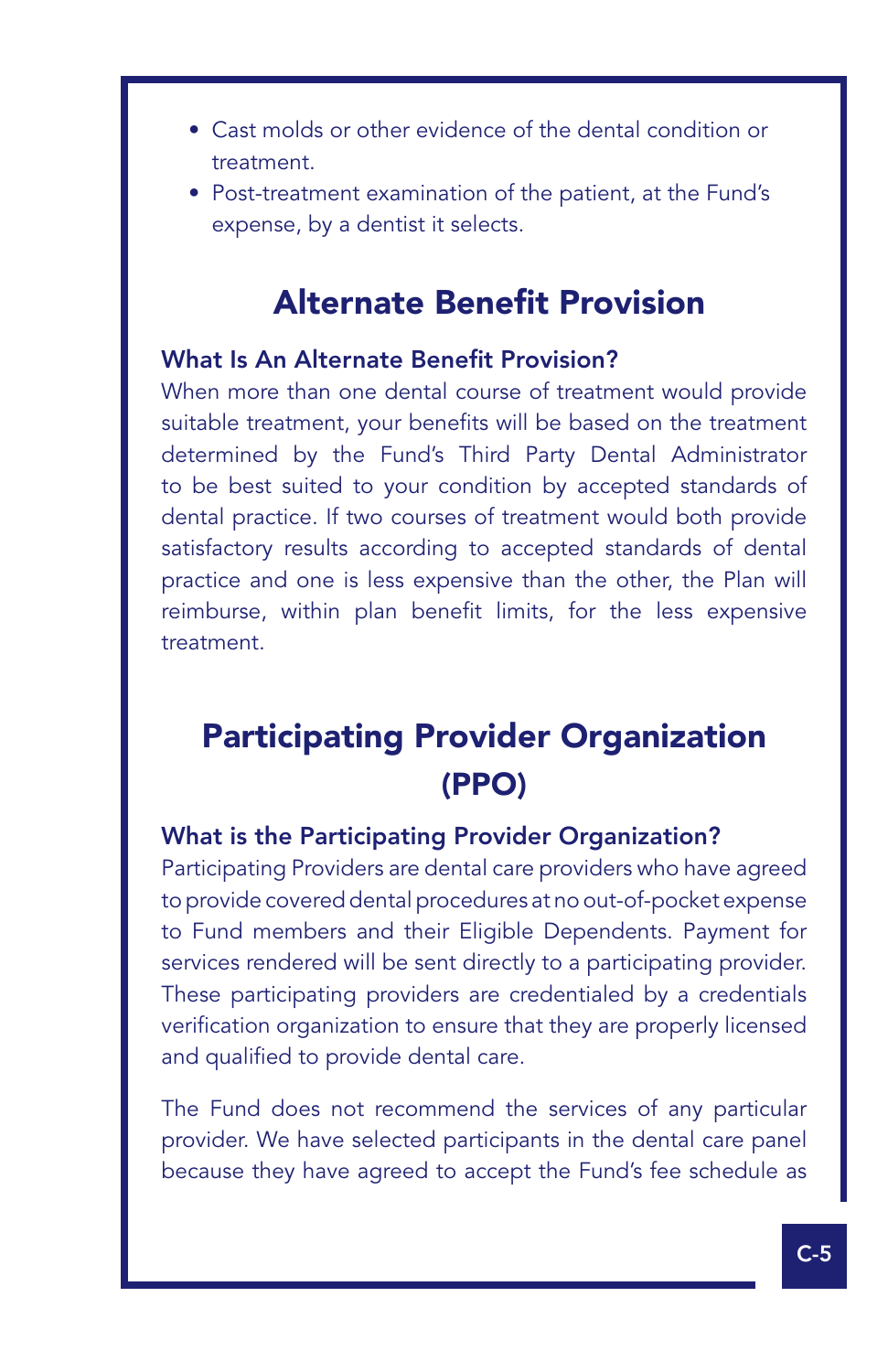- Cast molds or other evidence of the dental condition or treatment.
- Post-treatment examination of the patient, at the Fund's expense, by a dentist it selects.

## Alternate Benefit Provision

### What Is An Alternate Benefit Provision?

When more than one dental course of treatment would provide suitable treatment, your benefits will be based on the treatment determined by the Fund's Third Party Dental Administrator to be best suited to your condition by accepted standards of dental practice. If two courses of treatment would both provide satisfactory results according to accepted standards of dental practice and one is less expensive than the other, the Plan will reimburse, within plan benefit limits, for the less expensive treatment.

## Participating Provider Organization (PPO)

### What is the Participating Provider Organization?

Participating Providers are dental care providers who have agreed to provide covered dental procedures at no out-of-pocket expense to Fund members and their Eligible Dependents. Payment for services rendered will be sent directly to a participating provider. These participating providers are credentialed by a credentials verification organization to ensure that they are properly licensed and qualified to provide dental care.

The Fund does not recommend the services of any particular provider. We have selected participants in the dental care panel because they have agreed to accept the Fund's fee schedule as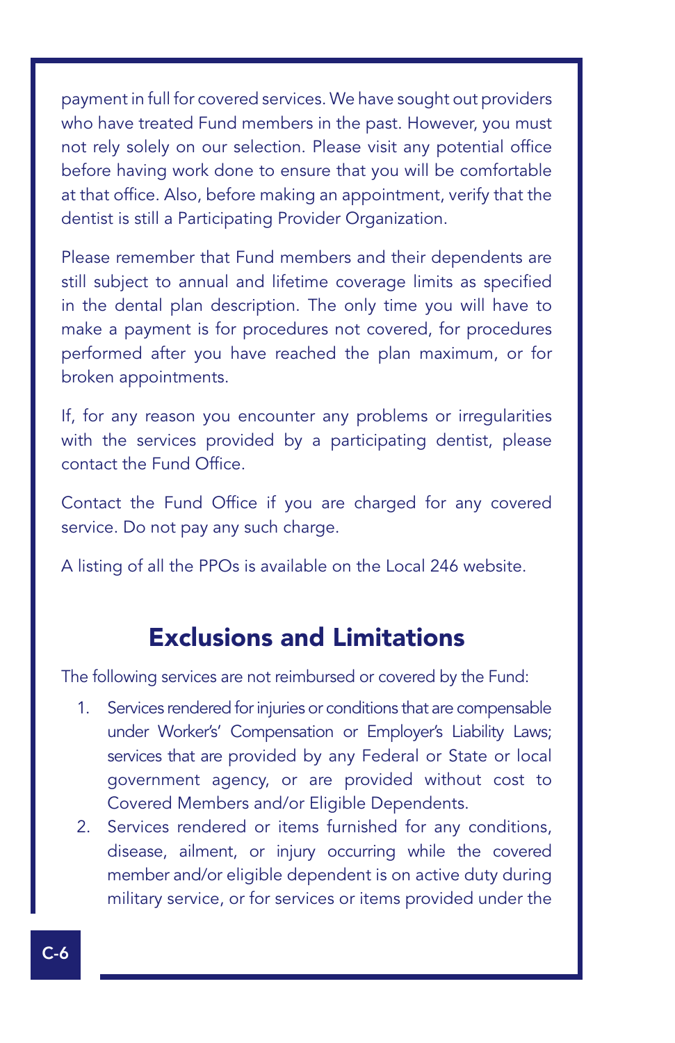payment in full for covered services. We have sought out providers who have treated Fund members in the past. However, you must not rely solely on our selection. Please visit any potential office before having work done to ensure that you will be comfortable at that office. Also, before making an appointment, verify that the dentist is still a Participating Provider Organization.

Please remember that Fund members and their dependents are still subject to annual and lifetime coverage limits as specified in the dental plan description. The only time you will have to make a payment is for procedures not covered, for procedures performed after you have reached the plan maximum, or for broken appointments.

If, for any reason you encounter any problems or irregularities with the services provided by a participating dentist, please contact the Fund Office.

Contact the Fund Office if you are charged for any covered service. Do not pay any such charge.

A listing of all the PPOs is available on the Local 246 website.

## Exclusions and Limitations

The following services are not reimbursed or covered by the Fund:

1. Services rendered for injuries or conditions that are compensable under Worker's' Compensation or Employer's Liability Laws; services that are provided by any Federal or State or local government agency, or are provided without cost to Covered Members and/or Eligible Dependents.
2. Services rendered or items furnished for any conditions, disease, ailment, or injury occurring while the covered member and/or eligible dependent is on active duty during military service, or for services or items provided under the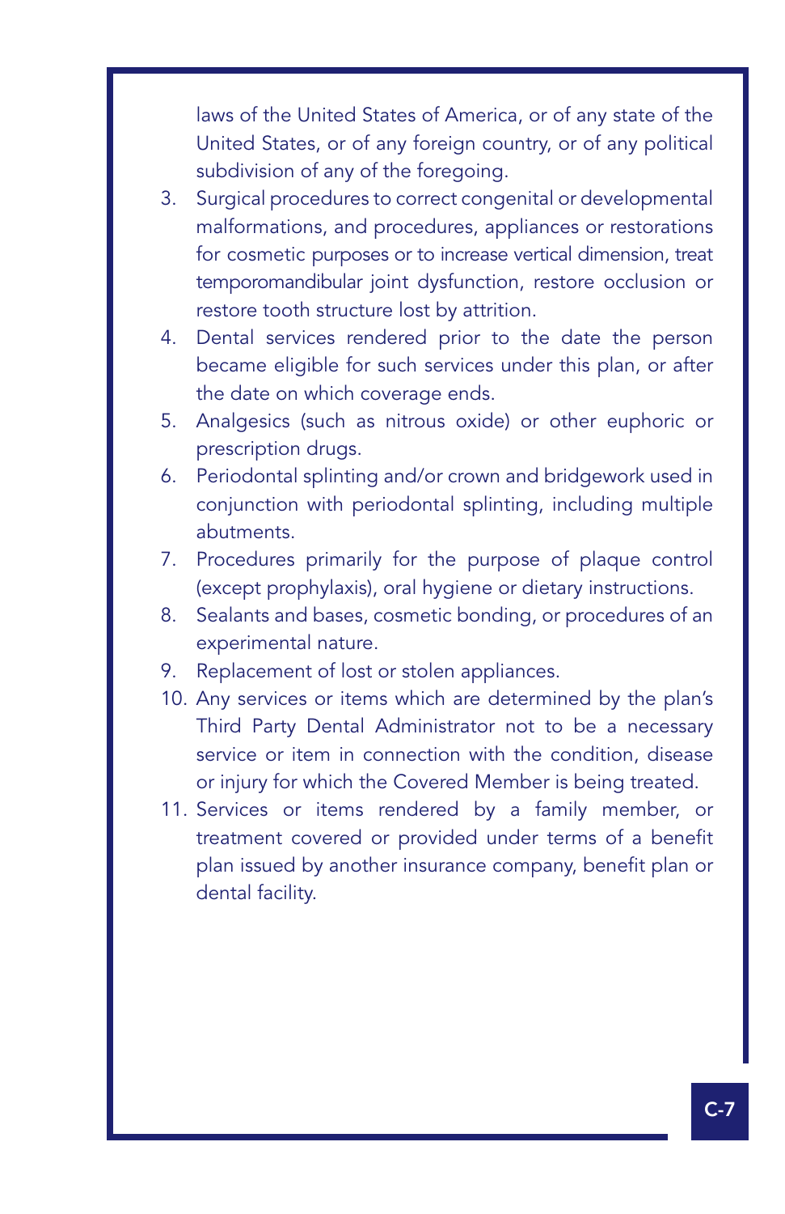laws of the United States of America, or of any state of the United States, or of any foreign country, or of any political subdivision of any of the foregoing.

3. Surgical procedures to correct congenital or developmental malformations, and procedures, appliances or restorations for cosmetic purposes or to increase vertical dimension, treat temporomandibular joint dysfunction, restore occlusion or restore tooth structure lost by attrition.
4. Dental services rendered prior to the date the person became eligible for such services under this plan, or after the date on which coverage ends.
5. Analgesics (such as nitrous oxide) or other euphoric or prescription drugs.
6. Periodontal splinting and/or crown and bridgework used in conjunction with periodontal splinting, including multiple abutments.
7. Procedures primarily for the purpose of plaque control (except prophylaxis), oral hygiene or dietary instructions.
8. Sealants and bases, cosmetic bonding, or procedures of an experimental nature.
9. Replacement of lost or stolen appliances.
10. Any services or items which are determined by the plan's Third Party Dental Administrator not to be a necessary service or item in connection with the condition, disease or injury for which the Covered Member is being treated.
11. Services or items rendered by a family member, or treatment covered or provided under terms of a benefit plan issued by another insurance company, benefit plan or dental facility.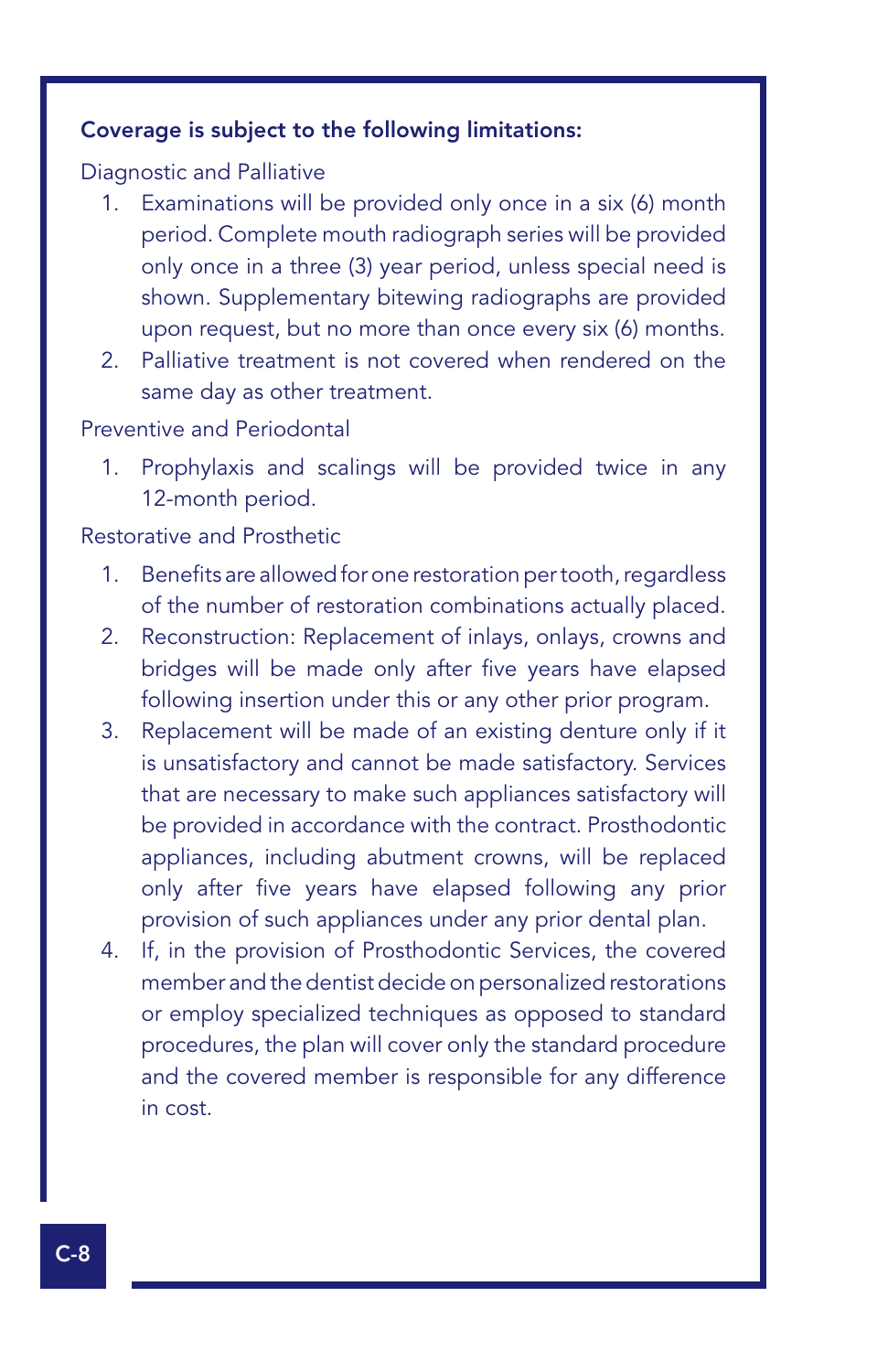**Coverage is subject to the following limitations:**

Diagnostic and Palliative

1. Examinations will be provided only once in a six (6) month period. Complete mouth radiograph series will be provided only once in a three (3) year period, unless special need is shown. Supplementary bitewing radiographs are provided upon request, but no more than once every six (6) months.
2. Palliative treatment is not covered when rendered on the same day as other treatment.

Preventive and Periodontal

1. Prophylaxis and scalings will be provided twice in any 12-month period.

Restorative and Prosthetic

1. Benefits are allowed for one restoration per tooth, regardless of the number of restoration combinations actually placed.
2. Reconstruction: Replacement of inlays, onlays, crowns and bridges will be made only after five years have elapsed following insertion under this or any other prior program.
3. Replacement will be made of an existing denture only if it is unsatisfactory and cannot be made satisfactory. Services that are necessary to make such appliances satisfactory will be provided in accordance with the contract. Prosthodontic appliances, including abutment crowns, will be replaced only after five years have elapsed following any prior provision of such appliances under any prior dental plan.
4. If, in the provision of Prosthodontic Services, the covered member and the dentist decide on personalized restorations or employ specialized techniques as opposed to standard procedures, the plan will cover only the standard procedure and the covered member is responsible for any difference in cost.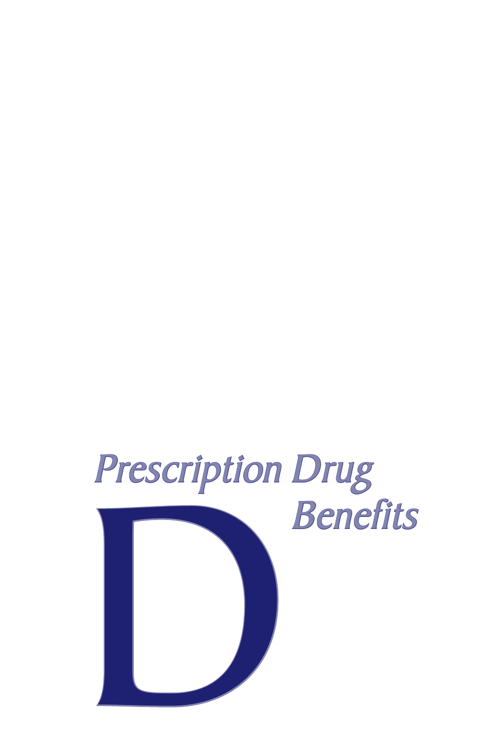# *Prescription Drug Benefits*

# D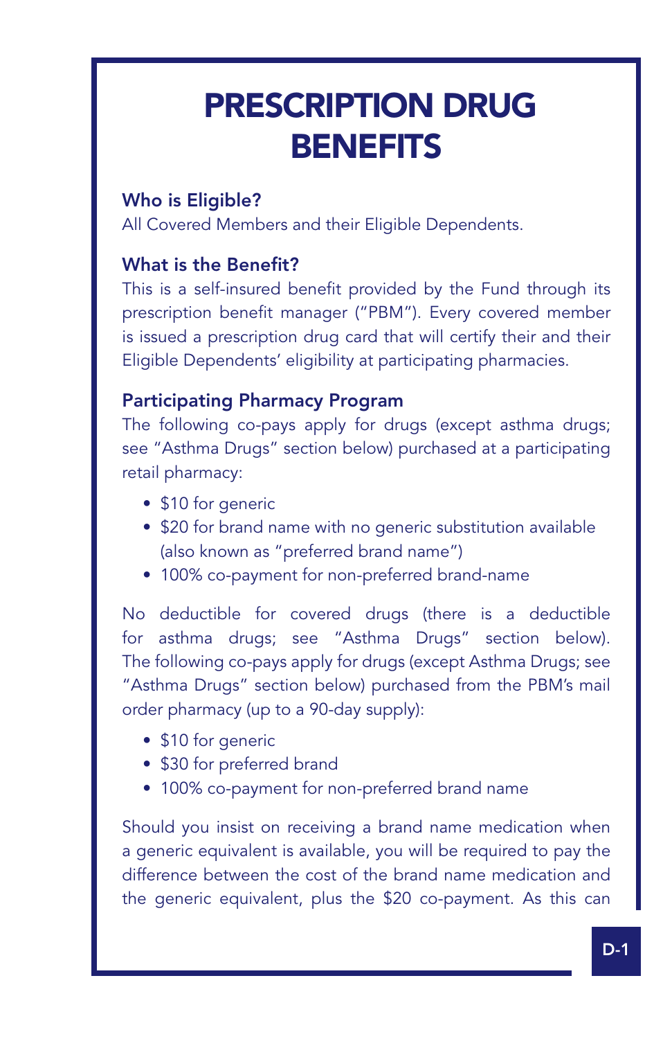# PRESCRIPTION DRUG BENEFITS

### Who is Eligible?

All Covered Members and their Eligible Dependents.

### What is the Benefit?

This is a self-insured benefit provided by the Fund through its prescription benefit manager ("PBM"). Every covered member is issued a prescription drug card that will certify their and their Eligible Dependents' eligibility at participating pharmacies.

### Participating Pharmacy Program

The following co-pays apply for drugs (except asthma drugs; see "Asthma Drugs" section below) purchased at a participating retail pharmacy:

- $10 for generic
- $20 for brand name with no generic substitution available (also known as "preferred brand name")
- 100% co-payment for non-preferred brand-name

No deductible for covered drugs (there is a deductible for asthma drugs; see "Asthma Drugs" section below). The following co-pays apply for drugs (except Asthma Drugs; see "Asthma Drugs" section below) purchased from the PBM's mail order pharmacy (up to a 90-day supply):

- $10 for generic
- $30 for preferred brand
- 100% co-payment for non-preferred brand name

Should you insist on receiving a brand name medication when a generic equivalent is available, you will be required to pay the difference between the cost of the brand name medication and the generic equivalent, plus the $20 co-payment. As this can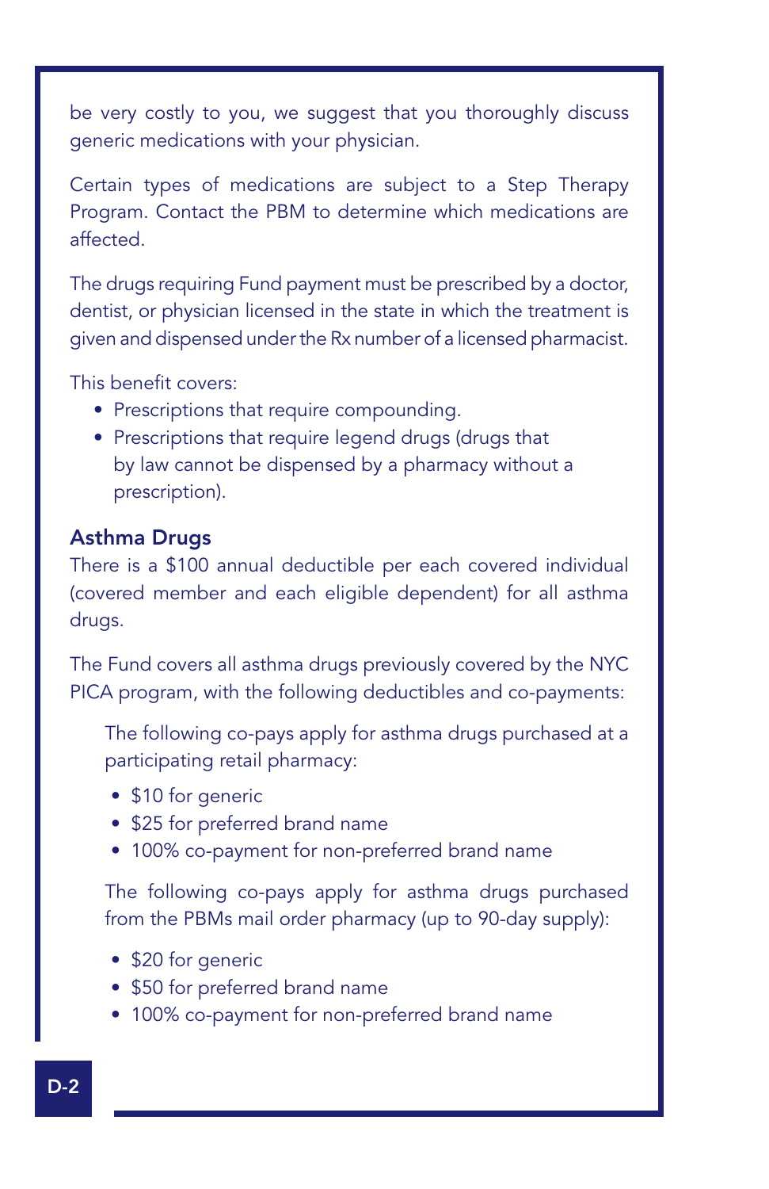be very costly to you, we suggest that you thoroughly discuss generic medications with your physician.

Certain types of medications are subject to a Step Therapy Program. Contact the PBM to determine which medications are affected.

The drugs requiring Fund payment must be prescribed by a doctor, dentist, or physician licensed in the state in which the treatment is given and dispensed under the Rx number of a licensed pharmacist.

This benefit covers:

- Prescriptions that require compounding.
- Prescriptions that require legend drugs (drugs that by law cannot be dispensed by a pharmacy without a prescription).

### Asthma Drugs

There is a $100 annual deductible per each covered individual (covered member and each eligible dependent) for all asthma drugs.

The Fund covers all asthma drugs previously covered by the NYC PICA program, with the following deductibles and co-payments:

The following co-pays apply for asthma drugs purchased at a participating retail pharmacy:

- $10 for generic
- $25 for preferred brand name
- 100% co-payment for non-preferred brand name

The following co-pays apply for asthma drugs purchased from the PBMs mail order pharmacy (up to 90-day supply):

- $20 for generic
- $50 for preferred brand name
- 100% co-payment for non-preferred brand name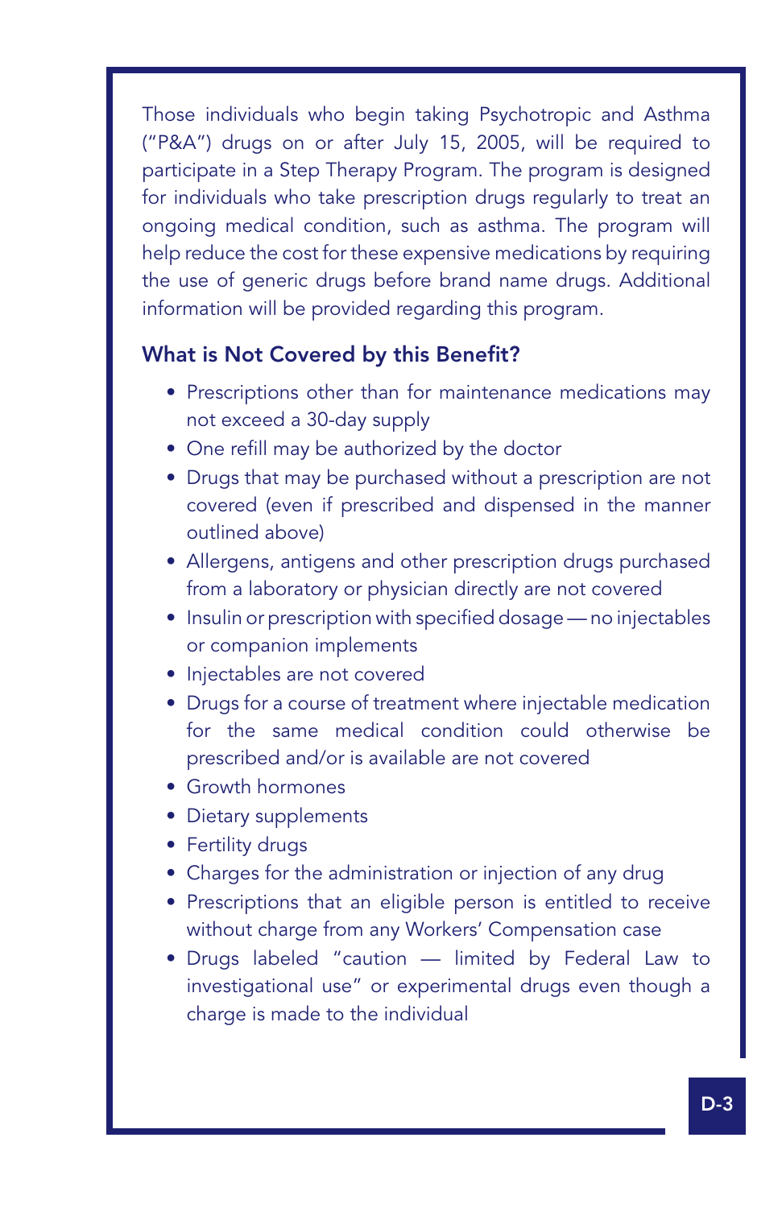Those individuals who begin taking Psychotropic and Asthma ("P&A") drugs on or after July 15, 2005, will be required to participate in a Step Therapy Program. The program is designed for individuals who take prescription drugs regularly to treat an ongoing medical condition, such as asthma. The program will help reduce the cost for these expensive medications by requiring the use of generic drugs before brand name drugs. Additional information will be provided regarding this program.

### What is Not Covered by this Benefit?

- Prescriptions other than for maintenance medications may not exceed a 30-day supply
- One refill may be authorized by the doctor
- Drugs that may be purchased without a prescription are not covered (even if prescribed and dispensed in the manner outlined above)
- Allergens, antigens and other prescription drugs purchased from a laboratory or physician directly are not covered
- Insulin or prescription with specified dosage — no injectables or companion implements
- Injectables are not covered
- Drugs for a course of treatment where injectable medication for the same medical condition could otherwise be prescribed and/or is available are not covered
- Growth hormones
- Dietary supplements
- Fertility drugs
- Charges for the administration or injection of any drug
- Prescriptions that an eligible person is entitled to receive without charge from any Workers' Compensation case
- Drugs labeled "caution — limited by Federal Law to investigational use" or experimental drugs even though a charge is made to the individual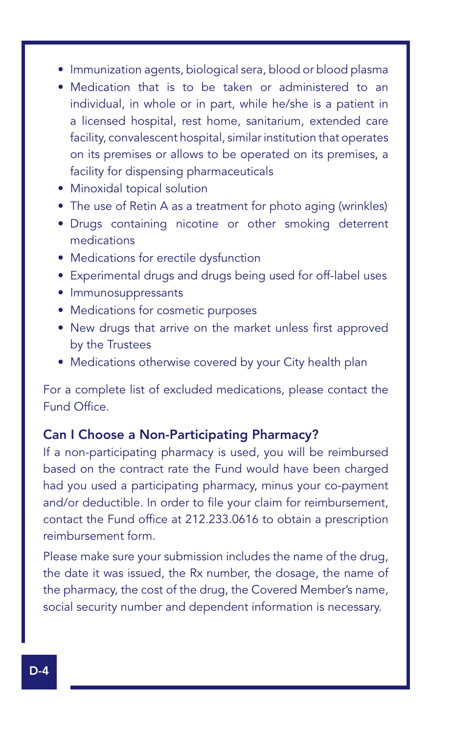- Immunization agents, biological sera, blood or blood plasma
- Medication that is to be taken or administered to an individual, in whole or in part, while he/she is a patient in a licensed hospital, rest home, sanitarium, extended care facility, convalescent hospital, similar institution that operates on its premises or allows to be operated on its premises, a facility for dispensing pharmaceuticals
- Minoxidal topical solution
- The use of Retin A as a treatment for photo aging (wrinkles)
- Drugs containing nicotine or other smoking deterrent medications
- Medications for erectile dysfunction
- Experimental drugs and drugs being used for off-label uses
- Immunosuppressants
- Medications for cosmetic purposes
- New drugs that arrive on the market unless first approved by the Trustees
- Medications otherwise covered by your City health plan

For a complete list of excluded medications, please contact the Fund Office.

### Can I Choose a Non-Participating Pharmacy?

If a non-participating pharmacy is used, you will be reimbursed based on the contract rate the Fund would have been charged had you used a participating pharmacy, minus your co-payment and/or deductible. In order to file your claim for reimbursement, contact the Fund office at 212.233.0616 to obtain a prescription reimbursement form.

Please make sure your submission includes the name of the drug, the date it was issued, the Rx number, the dosage, the name of the pharmacy, the cost of the drug, the Covered Member's name, social security number and dependent information is necessary.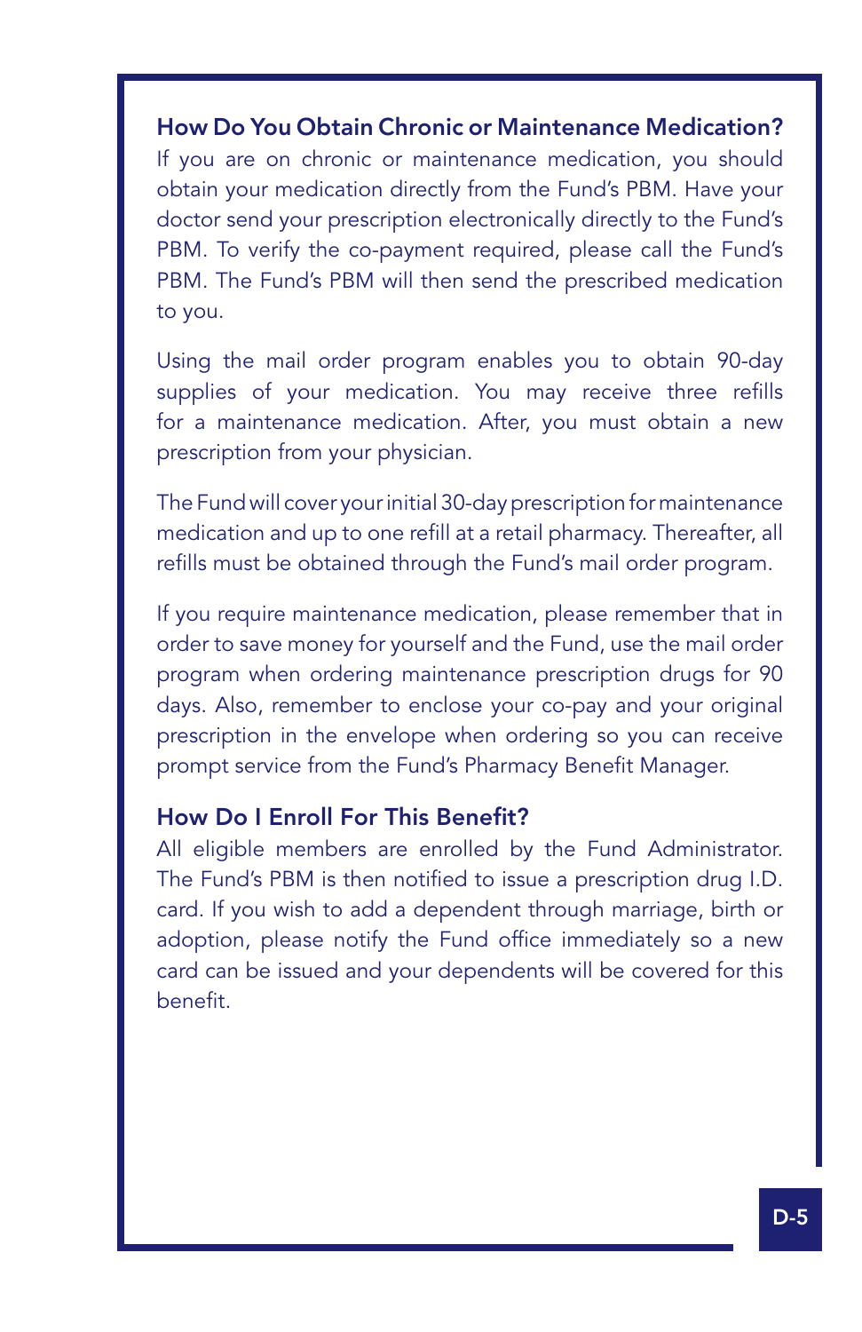### How Do You Obtain Chronic or Maintenance Medication?

If you are on chronic or maintenance medication, you should obtain your medication directly from the Fund's PBM. Have your doctor send your prescription electronically directly to the Fund's PBM. To verify the co-payment required, please call the Fund's PBM. The Fund's PBM will then send the prescribed medication to you.

Using the mail order program enables you to obtain 90-day supplies of your medication. You may receive three refills for a maintenance medication. After, you must obtain a new prescription from your physician.

The Fund will cover your initial 30-day prescription for maintenance medication and up to one refill at a retail pharmacy. Thereafter, all refills must be obtained through the Fund's mail order program.

If you require maintenance medication, please remember that in order to save money for yourself and the Fund, use the mail order program when ordering maintenance prescription drugs for 90 days. Also, remember to enclose your co-pay and your original prescription in the envelope when ordering so you can receive prompt service from the Fund's Pharmacy Benefit Manager.

### How Do I Enroll For This Benefit?

All eligible members are enrolled by the Fund Administrator. The Fund's PBM is then notified to issue a prescription drug I.D. card. If you wish to add a dependent through marriage, birth or adoption, please notify the Fund office immediately so a new card can be issued and your dependents will be covered for this benefit.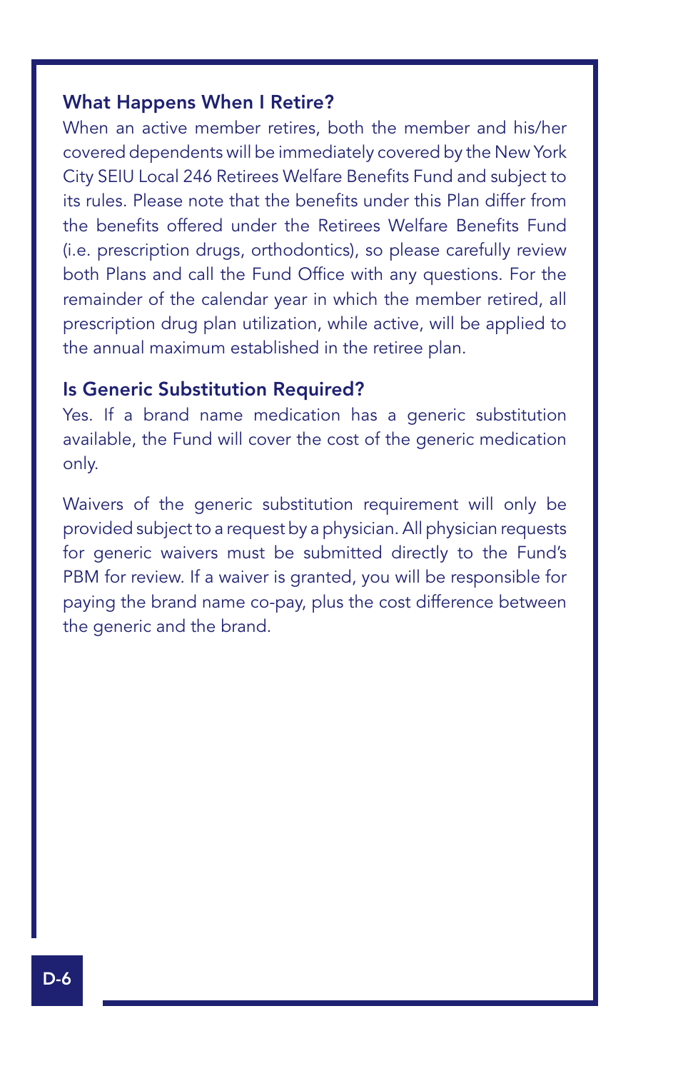### What Happens When I Retire?

When an active member retires, both the member and his/her covered dependents will be immediately covered by the New York City SEIU Local 246 Retirees Welfare Benefits Fund and subject to its rules. Please note that the benefits under this Plan differ from the benefits offered under the Retirees Welfare Benefits Fund (i.e. prescription drugs, orthodontics), so please carefully review both Plans and call the Fund Office with any questions. For the remainder of the calendar year in which the member retired, all prescription drug plan utilization, while active, will be applied to the annual maximum established in the retiree plan.

### Is Generic Substitution Required?

Yes. If a brand name medication has a generic substitution available, the Fund will cover the cost of the generic medication only.

Waivers of the generic substitution requirement will only be provided subject to a request by a physician. All physician requests for generic waivers must be submitted directly to the Fund's PBM for review. If a waiver is granted, you will be responsible for paying the brand name co-pay, plus the cost difference between the generic and the brand.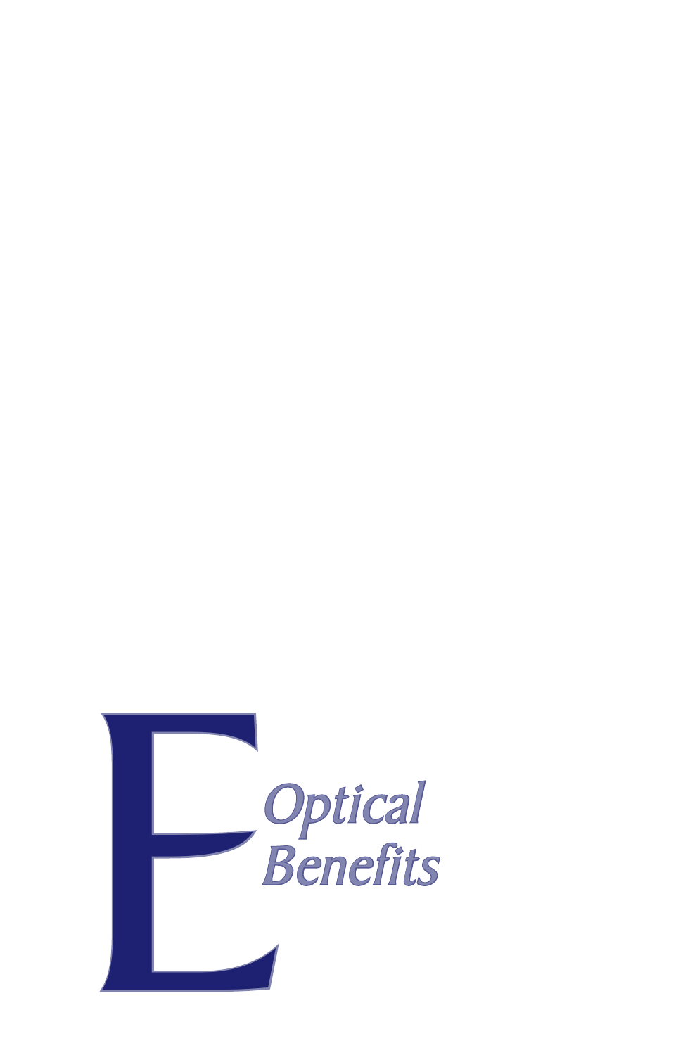# E Optical Benefits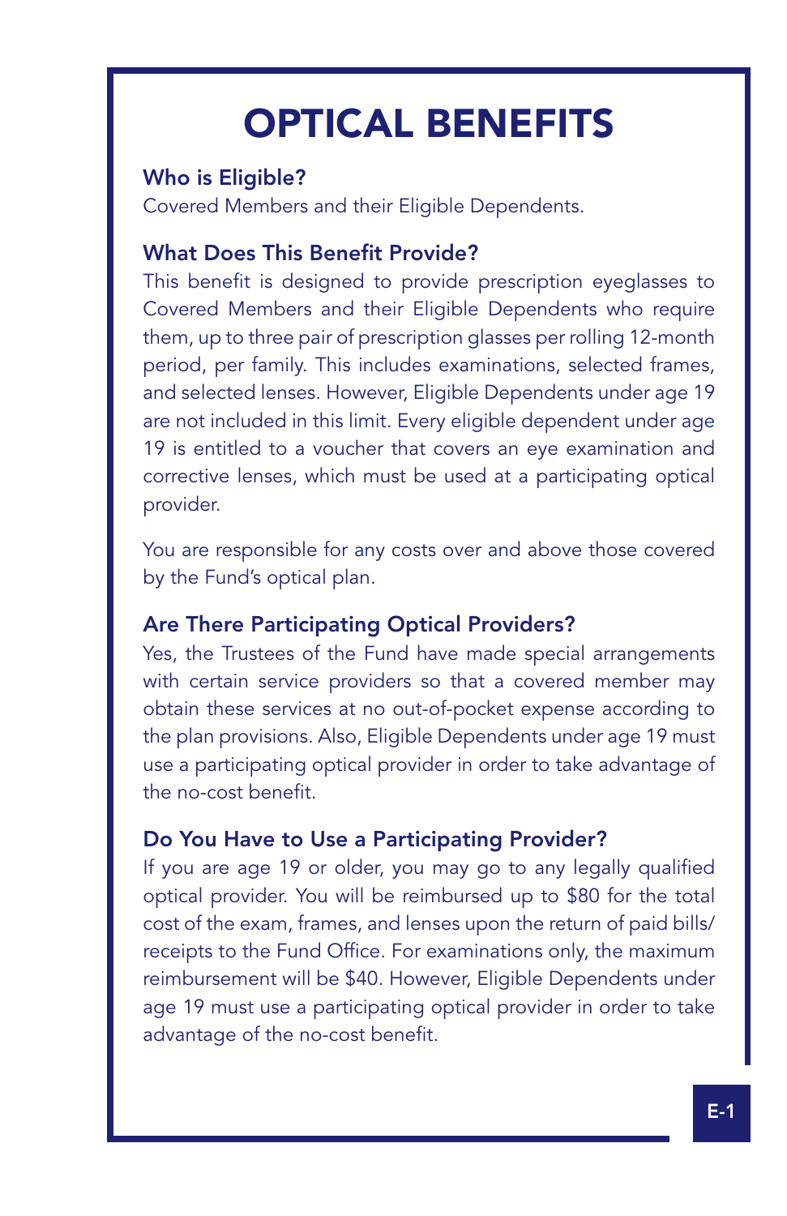# OPTICAL BENEFITS

### Who is Eligible?

Covered Members and their Eligible Dependents.

### What Does This Benefit Provide?

This benefit is designed to provide prescription eyeglasses to Covered Members and their Eligible Dependents who require them, up to three pair of prescription glasses per rolling 12-month period, per family. This includes examinations, selected frames, and selected lenses. However, Eligible Dependents under age 19 are not included in this limit. Every eligible dependent under age 19 is entitled to a voucher that covers an eye examination and corrective lenses, which must be used at a participating optical provider.

You are responsible for any costs over and above those covered by the Fund's optical plan.

### Are There Participating Optical Providers?

Yes, the Trustees of the Fund have made special arrangements with certain service providers so that a covered member may obtain these services at no out-of-pocket expense according to the plan provisions. Also, Eligible Dependents under age 19 must use a participating optical provider in order to take advantage of the no-cost benefit.

### Do You Have to Use a Participating Provider?

If you are age 19 or older, you may go to any legally qualified optical provider. You will be reimbursed up to $80 for the total cost of the exam, frames, and lenses upon the return of paid bills/receipts to the Fund Office. For examinations only, the maximum reimbursement will be $40. However, Eligible Dependents under age 19 must use a participating optical provider in order to take advantage of the no-cost benefit.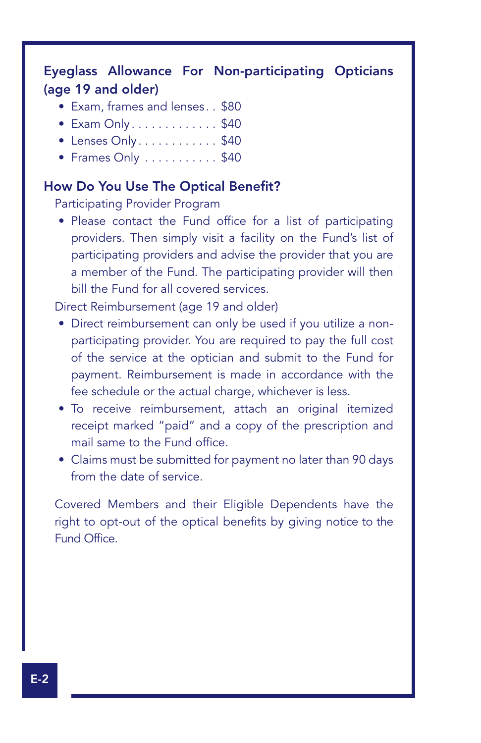### Eyeglass Allowance For Non-participating Opticians (age 19 and older)

- Exam, frames and lenses . . $80
- Exam Only . . . . . . . . . . . . . $40
- Lenses Only . . . . . . . . . . . . $40
- Frames Only . . . . . . . . . . . $40

### How Do You Use The Optical Benefit?

Participating Provider Program

- Please contact the Fund office for a list of participating providers. Then simply visit a facility on the Fund's list of participating providers and advise the provider that you are a member of the Fund. The participating provider will then bill the Fund for all covered services.

Direct Reimbursement (age 19 and older)

- Direct reimbursement can only be used if you utilize a non-participating provider. You are required to pay the full cost of the service at the optician and submit to the Fund for payment. Reimbursement is made in accordance with the fee schedule or the actual charge, whichever is less.
- To receive reimbursement, attach an original itemized receipt marked "paid" and a copy of the prescription and mail same to the Fund office.
- Claims must be submitted for payment no later than 90 days from the date of service.

Covered Members and their Eligible Dependents have the right to opt-out of the optical benefits by giving notice to the Fund Office.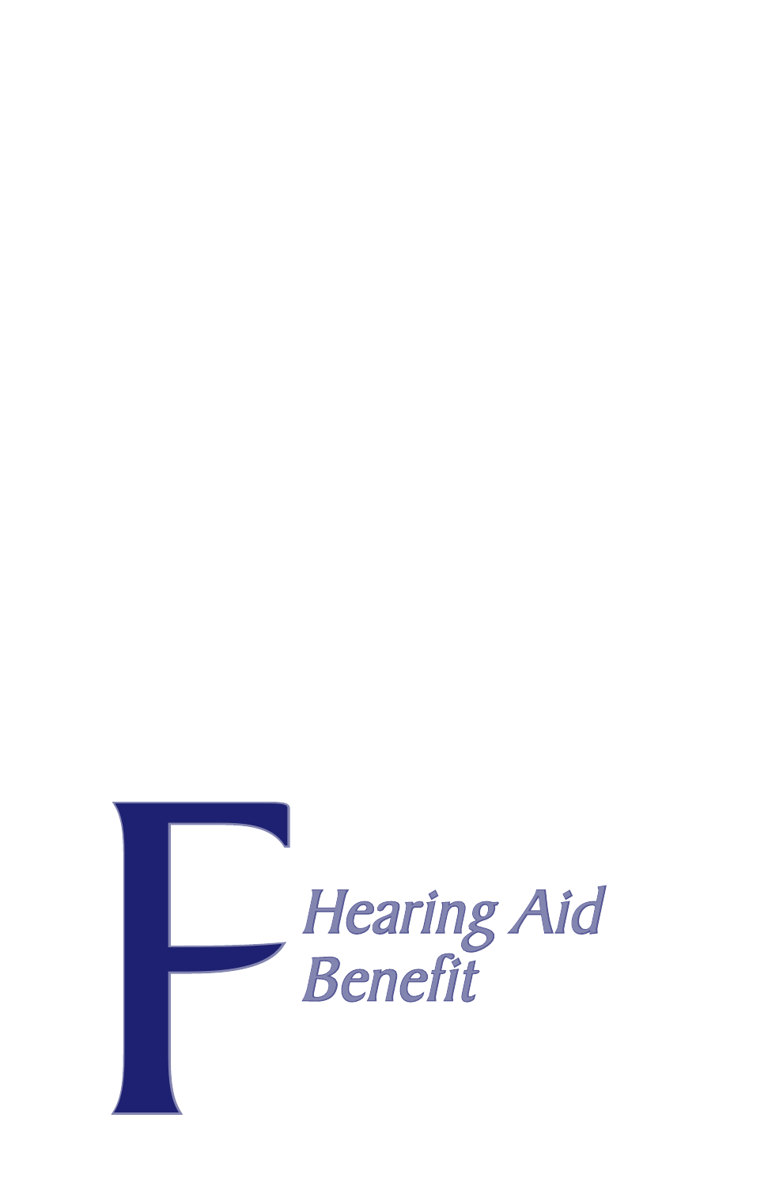# F Hearing Aid Benefit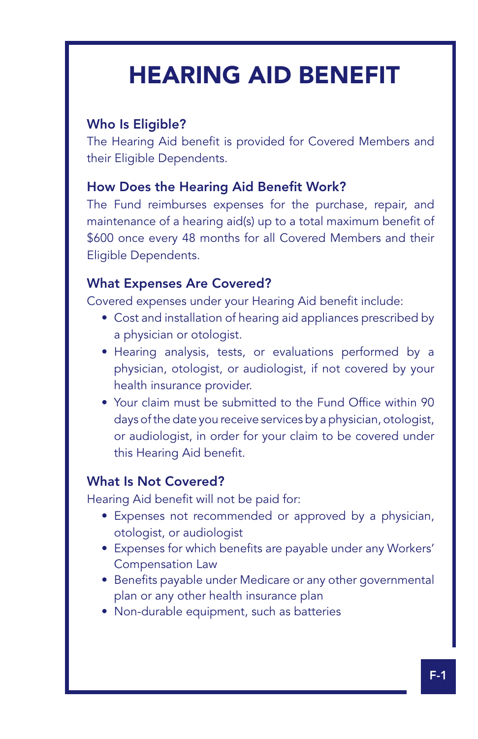# HEARING AID BENEFIT

### Who Is Eligible?

The Hearing Aid benefit is provided for Covered Members and their Eligible Dependents.

### How Does the Hearing Aid Benefit Work?

The Fund reimburses expenses for the purchase, repair, and maintenance of a hearing aid(s) up to a total maximum benefit of $600 once every 48 months for all Covered Members and their Eligible Dependents.

### What Expenses Are Covered?

Covered expenses under your Hearing Aid benefit include:

- Cost and installation of hearing aid appliances prescribed by a physician or otologist.
- Hearing analysis, tests, or evaluations performed by a physician, otologist, or audiologist, if not covered by your health insurance provider.
- Your claim must be submitted to the Fund Office within 90 days of the date you receive services by a physician, otologist, or audiologist, in order for your claim to be covered under this Hearing Aid benefit.

### What Is Not Covered?

Hearing Aid benefit will not be paid for:

- Expenses not recommended or approved by a physician, otologist, or audiologist
- Expenses for which benefits are payable under any Workers' Compensation Law
- Benefits payable under Medicare or any other governmental plan or any other health insurance plan
- Non-durable equipment, such as batteries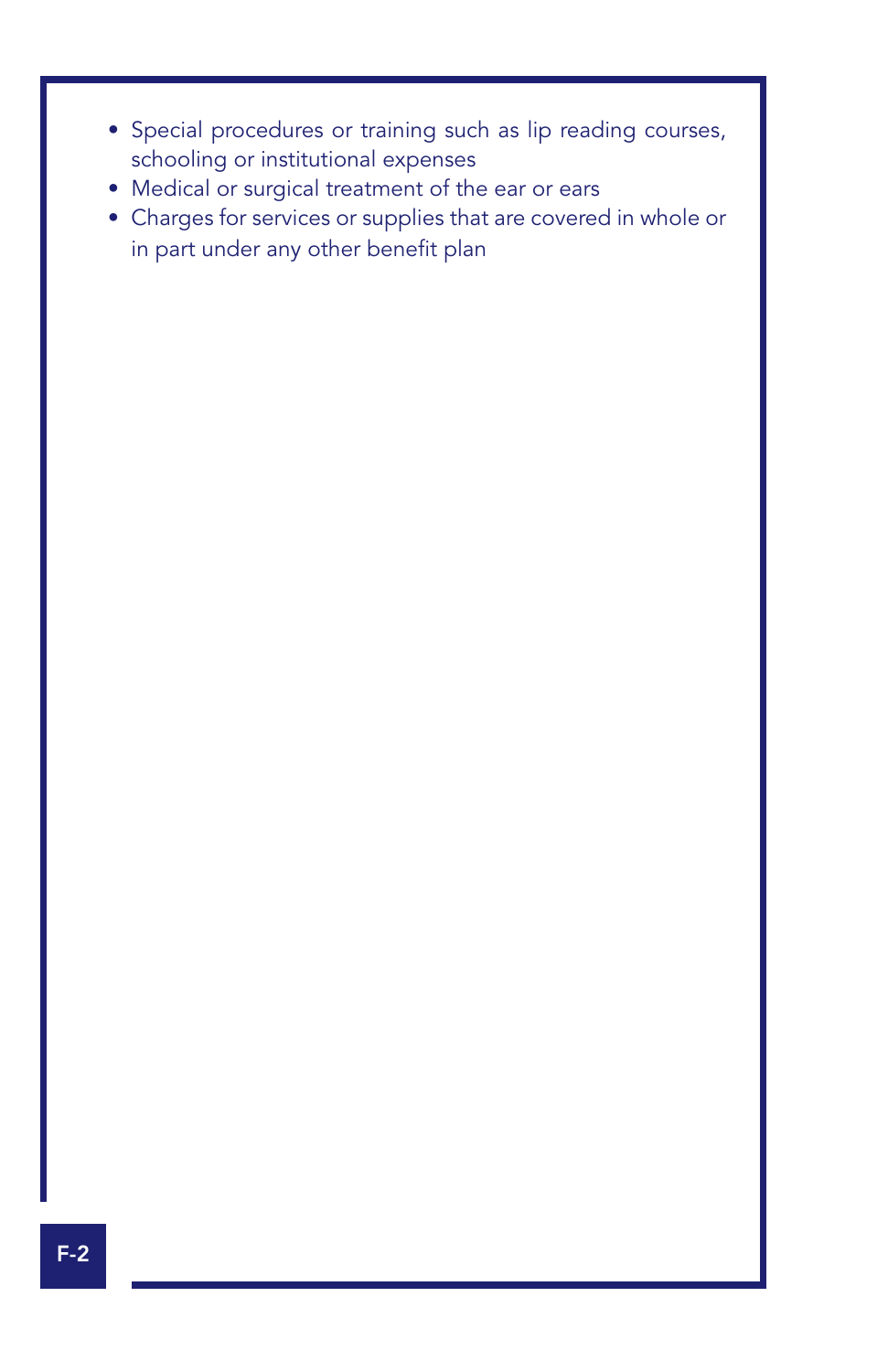- Special procedures or training such as lip reading courses, schooling or institutional expenses
- Medical or surgical treatment of the ear or ears
- Charges for services or supplies that are covered in whole or in part under any other benefit plan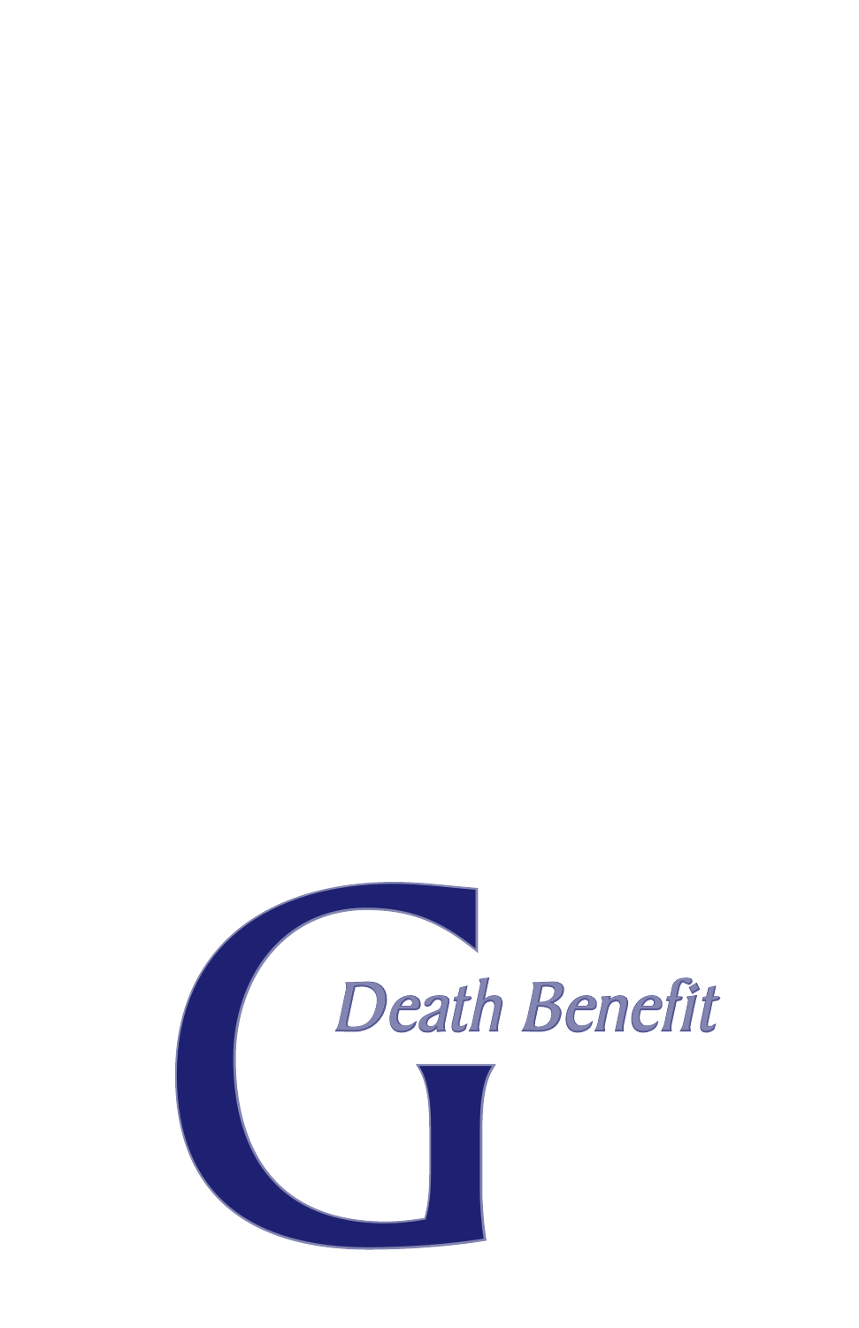# G Death Benefit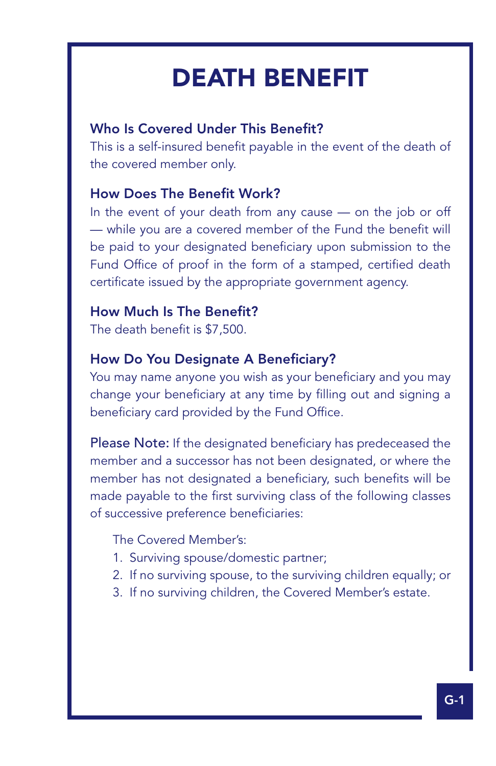# DEATH BENEFIT

### Who Is Covered Under This Benefit?

This is a self-insured benefit payable in the event of the death of the covered member only.

### How Does The Benefit Work?

In the event of your death from any cause — on the job or off — while you are a covered member of the Fund the benefit will be paid to your designated beneficiary upon submission to the Fund Office of proof in the form of a stamped, certified death certificate issued by the appropriate government agency.

### How Much Is The Benefit?

The death benefit is $7,500.

### How Do You Designate A Beneficiary?

You may name anyone you wish as your beneficiary and you may change your beneficiary at any time by filling out and signing a beneficiary card provided by the Fund Office.

Please Note: If the designated beneficiary has predeceased the member and a successor has not been designated, or where the member has not designated a beneficiary, such benefits will be made payable to the first surviving class of the following classes of successive preference beneficiaries:

The Covered Member's:

1. Surviving spouse/domestic partner;
2. If no surviving spouse, to the surviving children equally; or
3. If no surviving children, the Covered Member's estate.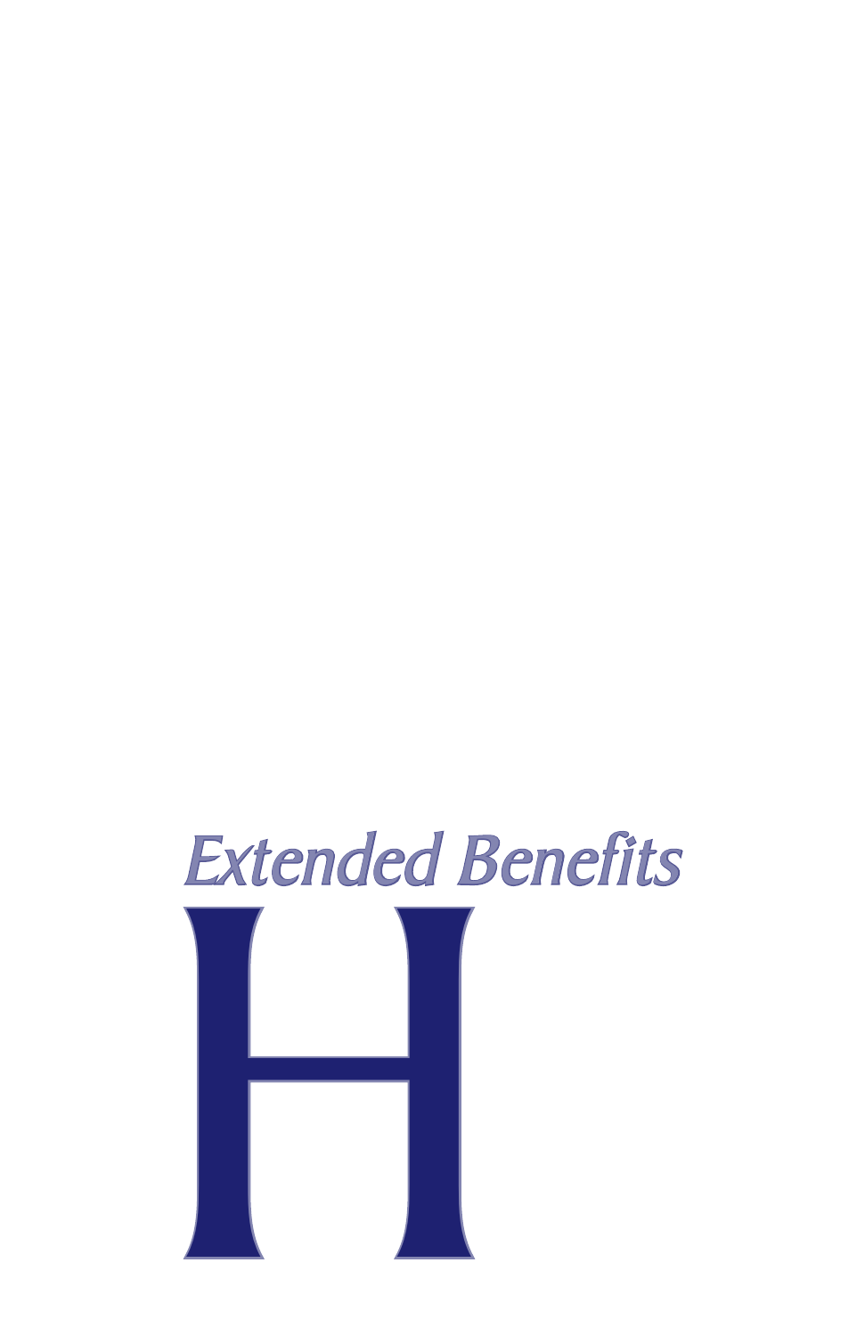# *Extended Benefits*

# H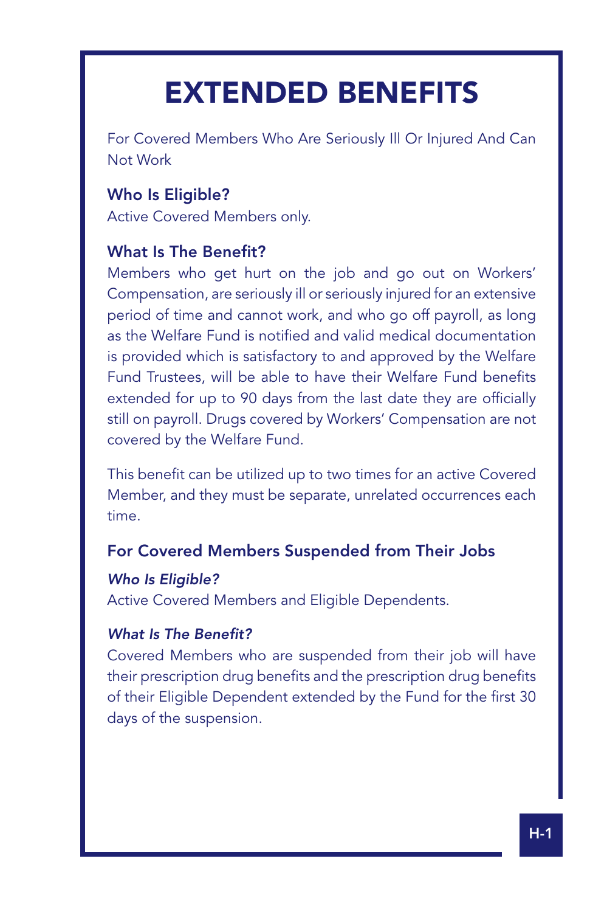# EXTENDED BENEFITS

For Covered Members Who Are Seriously Ill Or Injured And Can Not Work

### Who Is Eligible?

Active Covered Members only.

### What Is The Benefit?

Members who get hurt on the job and go out on Workers' Compensation, are seriously ill or seriously injured for an extensive period of time and cannot work, and who go off payroll, as long as the Welfare Fund is notified and valid medical documentation is provided which is satisfactory to and approved by the Welfare Fund Trustees, will be able to have their Welfare Fund benefits extended for up to 90 days from the last date they are officially still on payroll. Drugs covered by Workers' Compensation are not covered by the Welfare Fund.

This benefit can be utilized up to two times for an active Covered Member, and they must be separate, unrelated occurrences each time.

### For Covered Members Suspended from Their Jobs

#### *Who Is Eligible?*

Active Covered Members and Eligible Dependents.

#### *What Is The Benefit?*

Covered Members who are suspended from their job will have their prescription drug benefits and the prescription drug benefits of their Eligible Dependent extended by the Fund for the first 30 days of the suspension.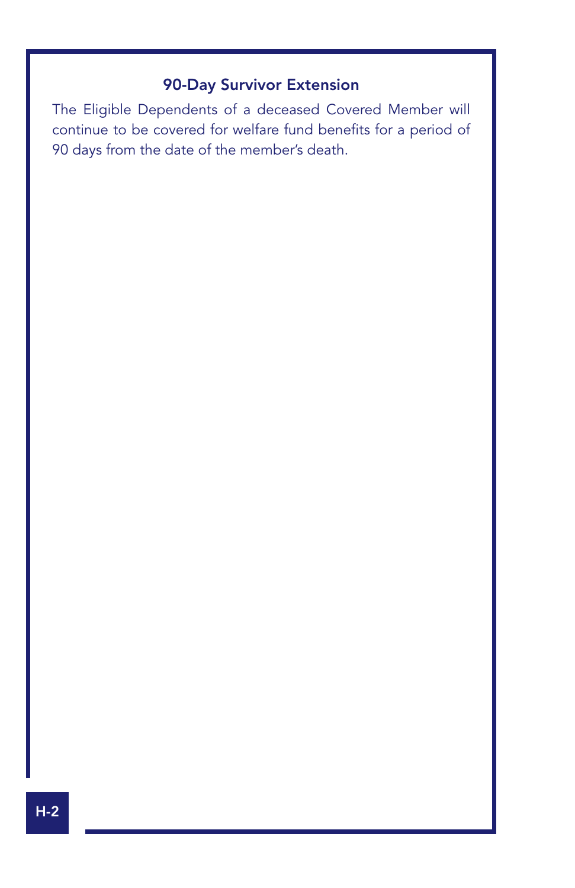## 90-Day Survivor Extension

The Eligible Dependents of a deceased Covered Member will continue to be covered for welfare fund benefits for a period of 90 days from the date of the member's death.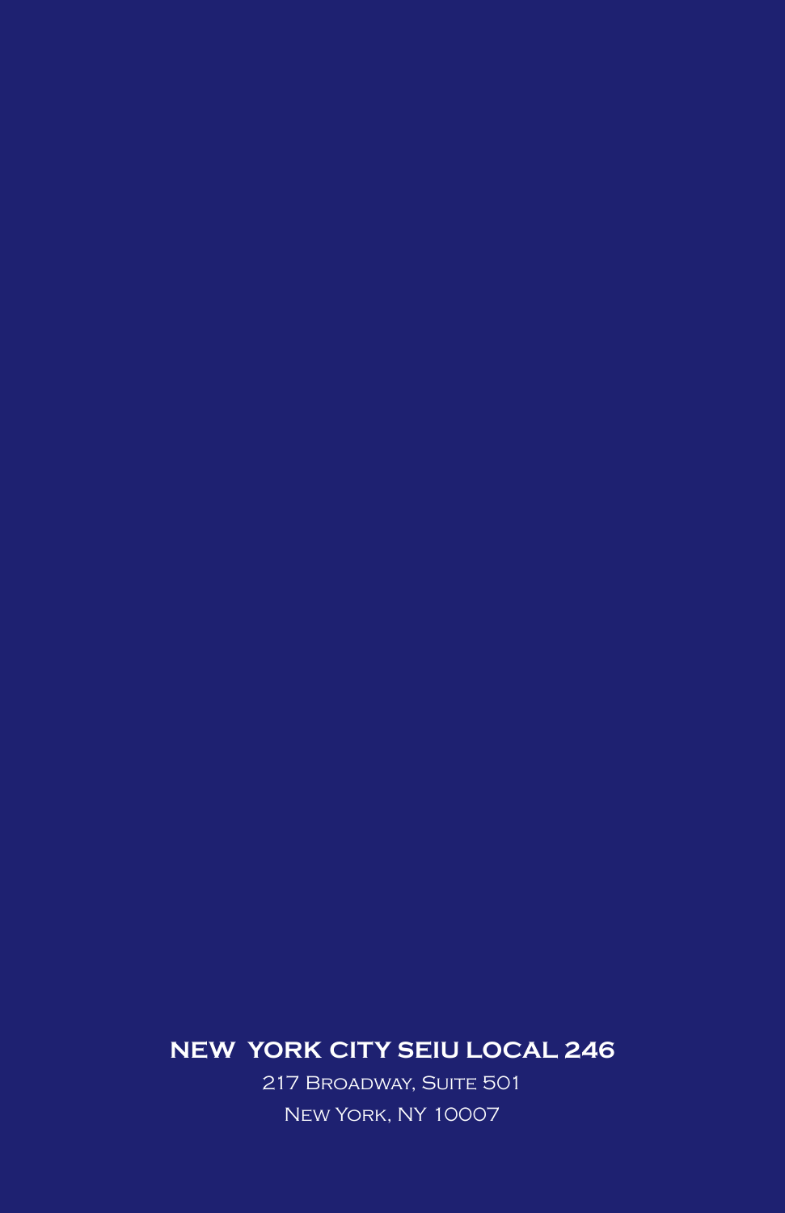**NEW YORK CITY SEIU LOCAL 246**

217 Broadway, Suite 501

New York, NY 10007